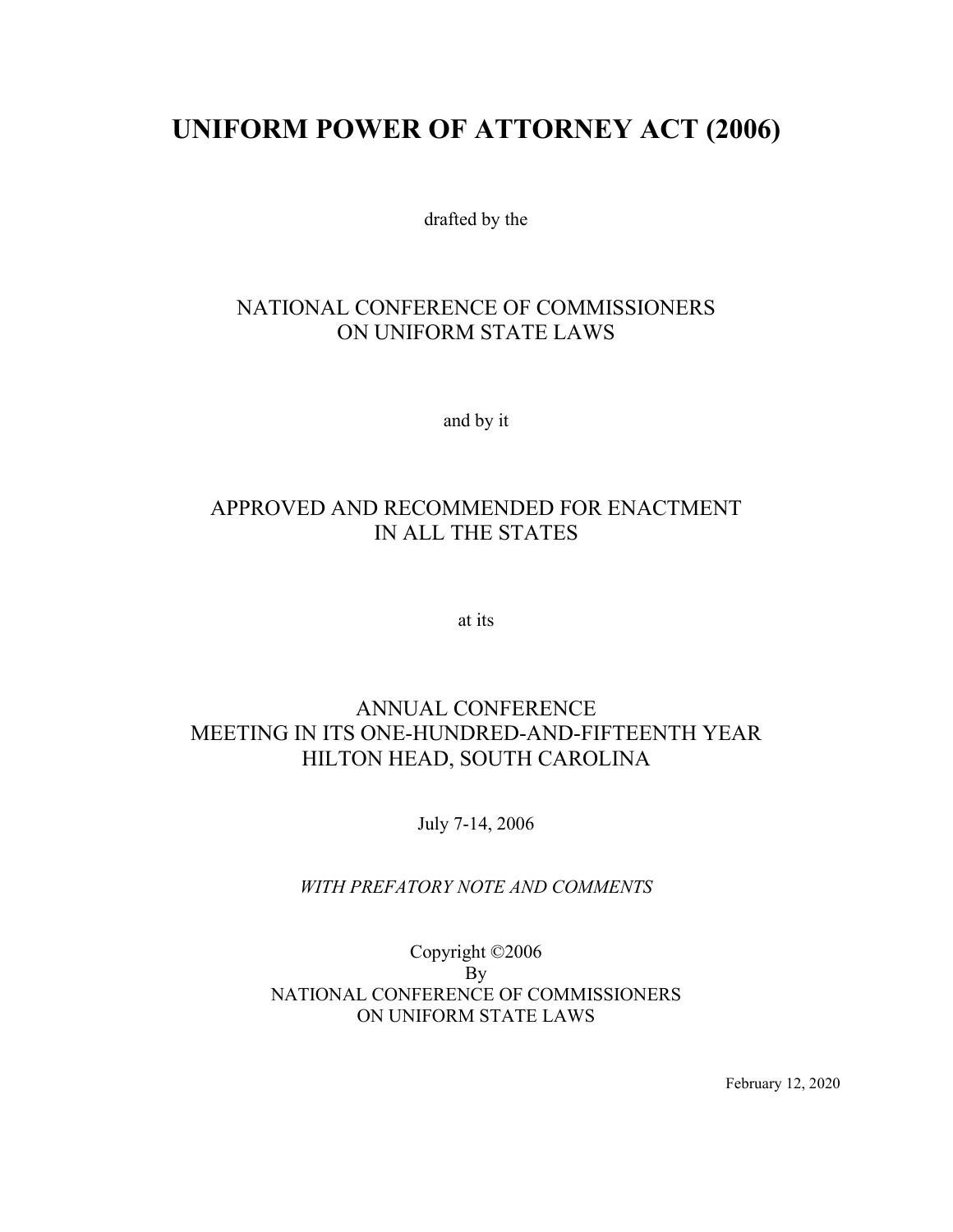# UNIFORM POWER OF ATTORNEY ACT (2006)

drafted by the

NATIONAL CONFERENCE OF COMMISSIONERS
ON UNIFORM STATE LAWS

and by it

APPROVED AND RECOMMENDED FOR ENACTMENT
IN ALL THE STATES

at its

ANNUAL CONFERENCE
MEETING IN ITS ONE-HUNDRED-AND-FIFTEENTH YEAR
HILTON HEAD, SOUTH CAROLINA

July 7-14, 2006

*WITH PREFATORY NOTE AND COMMENTS*

Copyright ©2006
By
NATIONAL CONFERENCE OF COMMISSIONERS
ON UNIFORM STATE LAWS

February 12, 2020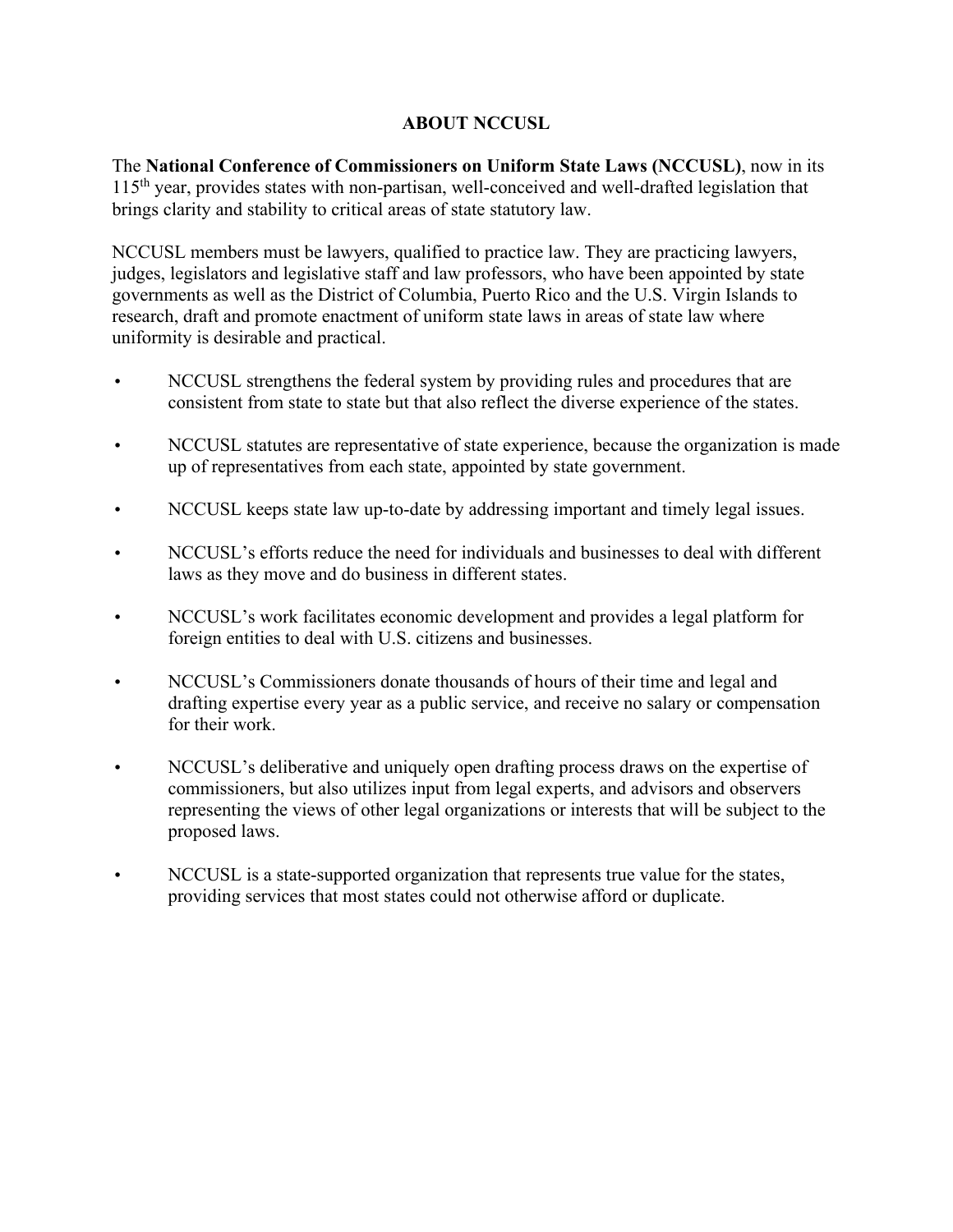## ABOUT NCCUSL

The **National Conference of Commissioners on Uniform State Laws (NCCUSL)**, now in its 115th year, provides states with non-partisan, well-conceived and well-drafted legislation that brings clarity and stability to critical areas of state statutory law.

NCCUSL members must be lawyers, qualified to practice law. They are practicing lawyers, judges, legislators and legislative staff and law professors, who have been appointed by state governments as well as the District of Columbia, Puerto Rico and the U.S. Virgin Islands to research, draft and promote enactment of uniform state laws in areas of state law where uniformity is desirable and practical.

- NCCUSL strengthens the federal system by providing rules and procedures that are consistent from state to state but that also reflect the diverse experience of the states.
- NCCUSL statutes are representative of state experience, because the organization is made up of representatives from each state, appointed by state government.
- NCCUSL keeps state law up-to-date by addressing important and timely legal issues.
- NCCUSL's efforts reduce the need for individuals and businesses to deal with different laws as they move and do business in different states.
- NCCUSL's work facilitates economic development and provides a legal platform for foreign entities to deal with U.S. citizens and businesses.
- NCCUSL's Commissioners donate thousands of hours of their time and legal and drafting expertise every year as a public service, and receive no salary or compensation for their work.
- NCCUSL's deliberative and uniquely open drafting process draws on the expertise of commissioners, but also utilizes input from legal experts, and advisors and observers representing the views of other legal organizations or interests that will be subject to the proposed laws.
- NCCUSL is a state-supported organization that represents true value for the states, providing services that most states could not otherwise afford or duplicate.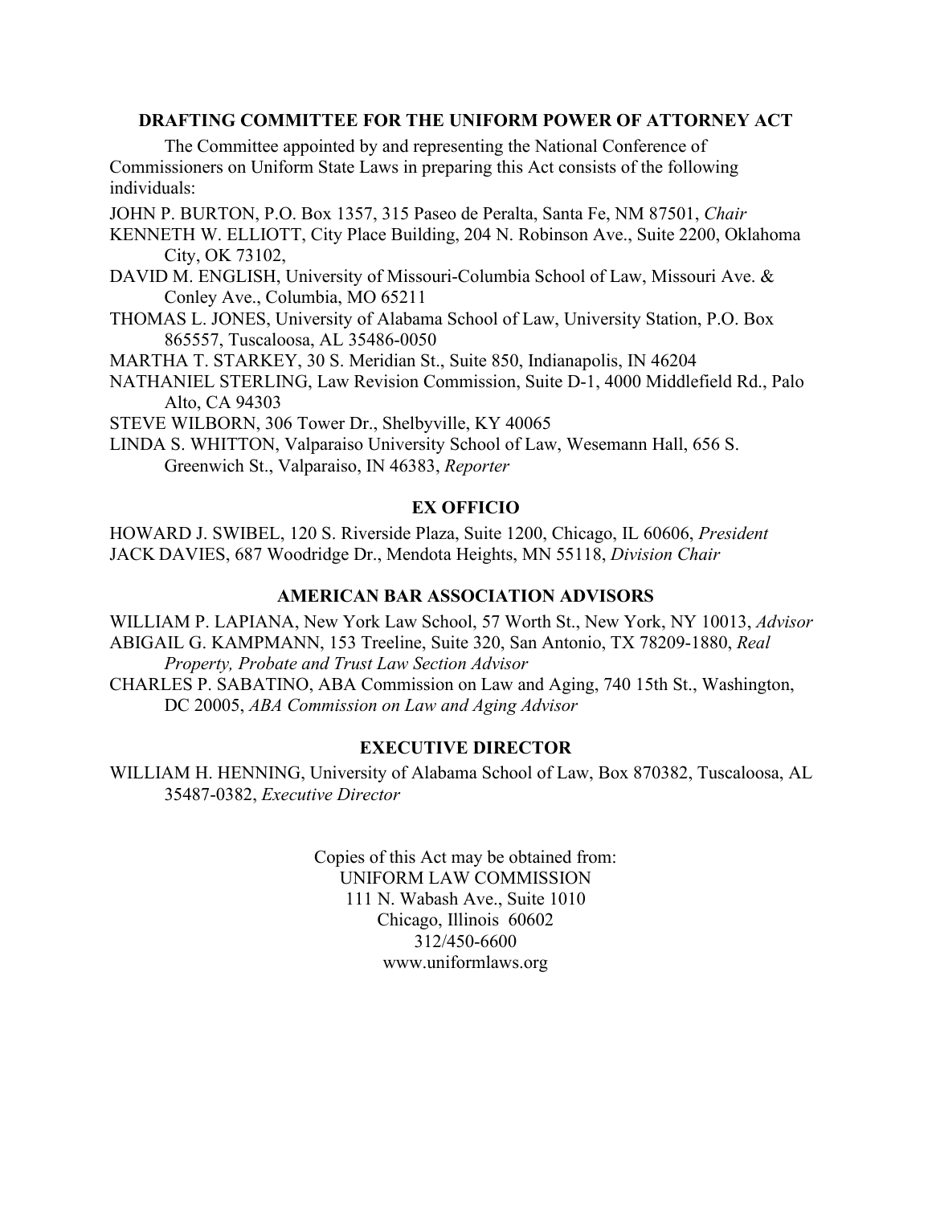## DRAFTING COMMITTEE FOR THE UNIFORM POWER OF ATTORNEY ACT

The Committee appointed by and representing the National Conference of Commissioners on Uniform State Laws in preparing this Act consists of the following individuals:

JOHN P. BURTON, P.O. Box 1357, 315 Paseo de Peralta, Santa Fe, NM 87501, *Chair*

KENNETH W. ELLIOTT, City Place Building, 204 N. Robinson Ave., Suite 2200, Oklahoma City, OK 73102,

DAVID M. ENGLISH, University of Missouri-Columbia School of Law, Missouri Ave. & Conley Ave., Columbia, MO 65211

THOMAS L. JONES, University of Alabama School of Law, University Station, P.O. Box 865557, Tuscaloosa, AL 35486-0050

MARTHA T. STARKEY, 30 S. Meridian St., Suite 850, Indianapolis, IN 46204

NATHANIEL STERLING, Law Revision Commission, Suite D-1, 4000 Middlefield Rd., Palo Alto, CA 94303

STEVE WILBORN, 306 Tower Dr., Shelbyville, KY 40065

LINDA S. WHITTON, Valparaiso University School of Law, Wesemann Hall, 656 S. Greenwich St., Valparaiso, IN 46383, *Reporter*

## EX OFFICIO

HOWARD J. SWIBEL, 120 S. Riverside Plaza, Suite 1200, Chicago, IL 60606, *President*

JACK DAVIES, 687 Woodridge Dr., Mendota Heights, MN 55118, *Division Chair*

## AMERICAN BAR ASSOCIATION ADVISORS

WILLIAM P. LAPIANA, New York Law School, 57 Worth St., New York, NY 10013, *Advisor*

ABIGAIL G. KAMPMANN, 153 Treeline, Suite 320, San Antonio, TX 78209-1880, *Real Property, Probate and Trust Law Section Advisor*

CHARLES P. SABATINO, ABA Commission on Law and Aging, 740 15th St., Washington, DC 20005, *ABA Commission on Law and Aging Advisor*

## EXECUTIVE DIRECTOR

WILLIAM H. HENNING, University of Alabama School of Law, Box 870382, Tuscaloosa, AL 35487-0382, *Executive Director*

Copies of this Act may be obtained from:
UNIFORM LAW COMMISSION
111 N. Wabash Ave., Suite 1010
Chicago, Illinois 60602
312/450-6600
www.uniformlaws.org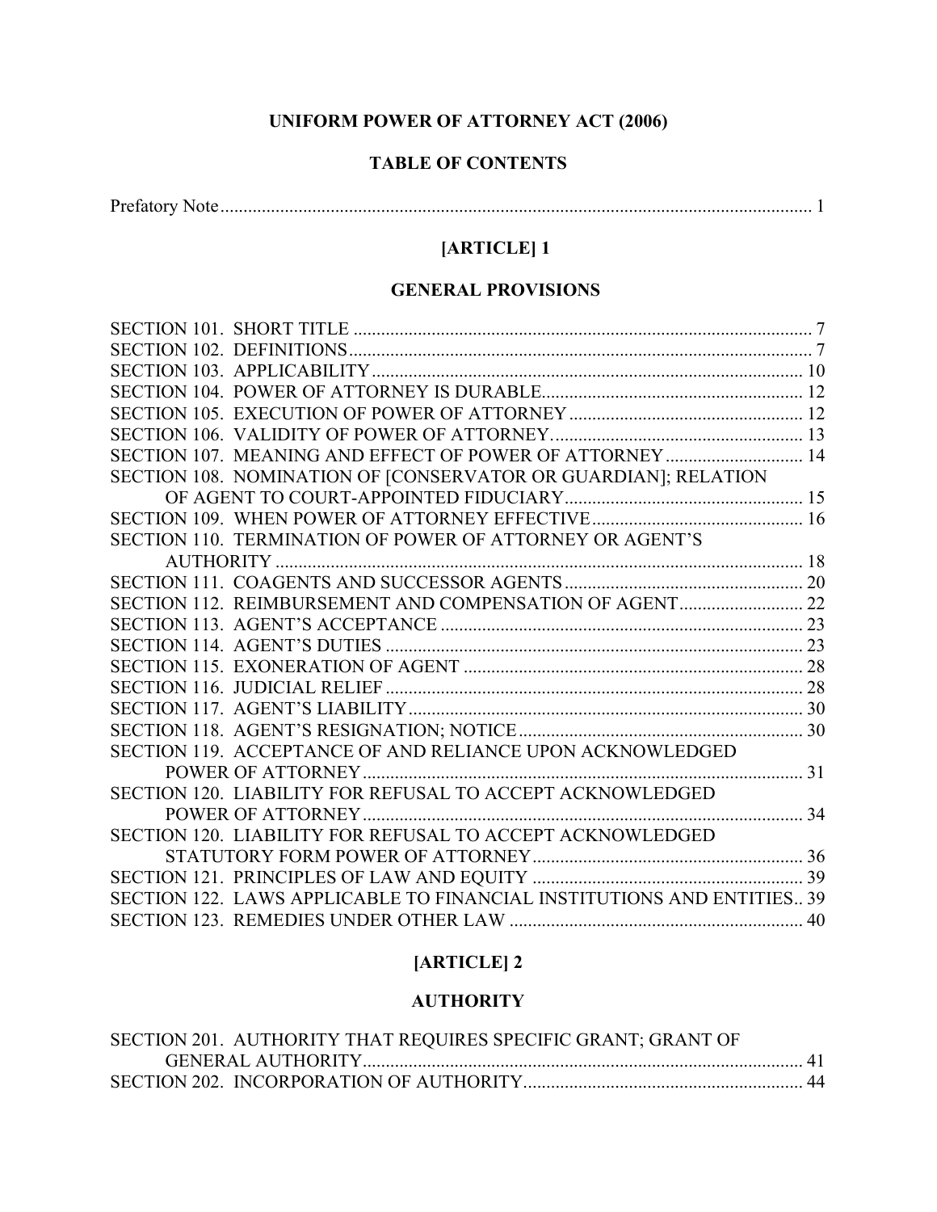# UNIFORM POWER OF ATTORNEY ACT (2006)

## TABLE OF CONTENTS

Prefatory Note .......... 1

## [ARTICLE] 1

## GENERAL PROVISIONS

SECTION 101. SHORT TITLE .......... 7
SECTION 102. DEFINITIONS .......... 7
SECTION 103. APPLICABILITY .......... 10
SECTION 104. POWER OF ATTORNEY IS DURABLE .......... 12
SECTION 105. EXECUTION OF POWER OF ATTORNEY .......... 12
SECTION 106. VALIDITY OF POWER OF ATTORNEY .......... 13
SECTION 107. MEANING AND EFFECT OF POWER OF ATTORNEY .......... 14
SECTION 108. NOMINATION OF [CONSERVATOR OR GUARDIAN]; RELATION OF AGENT TO COURT-APPOINTED FIDUCIARY .......... 15
SECTION 109. WHEN POWER OF ATTORNEY EFFECTIVE .......... 16
SECTION 110. TERMINATION OF POWER OF ATTORNEY OR AGENT'S AUTHORITY .......... 18
SECTION 111. COAGENTS AND SUCCESSOR AGENTS .......... 20
SECTION 112. REIMBURSEMENT AND COMPENSATION OF AGENT .......... 22
SECTION 113. AGENT'S ACCEPTANCE .......... 23
SECTION 114. AGENT'S DUTIES .......... 23
SECTION 115. EXONERATION OF AGENT .......... 28
SECTION 116. JUDICIAL RELIEF .......... 28
SECTION 117. AGENT'S LIABILITY .......... 30
SECTION 118. AGENT'S RESIGNATION; NOTICE .......... 30
SECTION 119. ACCEPTANCE OF AND RELIANCE UPON ACKNOWLEDGED POWER OF ATTORNEY .......... 31
SECTION 120. LIABILITY FOR REFUSAL TO ACCEPT ACKNOWLEDGED POWER OF ATTORNEY .......... 34
SECTION 120. LIABILITY FOR REFUSAL TO ACCEPT ACKNOWLEDGED STATUTORY FORM POWER OF ATTORNEY .......... 36
SECTION 121. PRINCIPLES OF LAW AND EQUITY .......... 39
SECTION 122. LAWS APPLICABLE TO FINANCIAL INSTITUTIONS AND ENTITIES .. 39
SECTION 123. REMEDIES UNDER OTHER LAW .......... 40

## [ARTICLE] 2

## AUTHORITY

SECTION 201. AUTHORITY THAT REQUIRES SPECIFIC GRANT; GRANT OF GENERAL AUTHORITY .......... 41
SECTION 202. INCORPORATION OF AUTHORITY .......... 44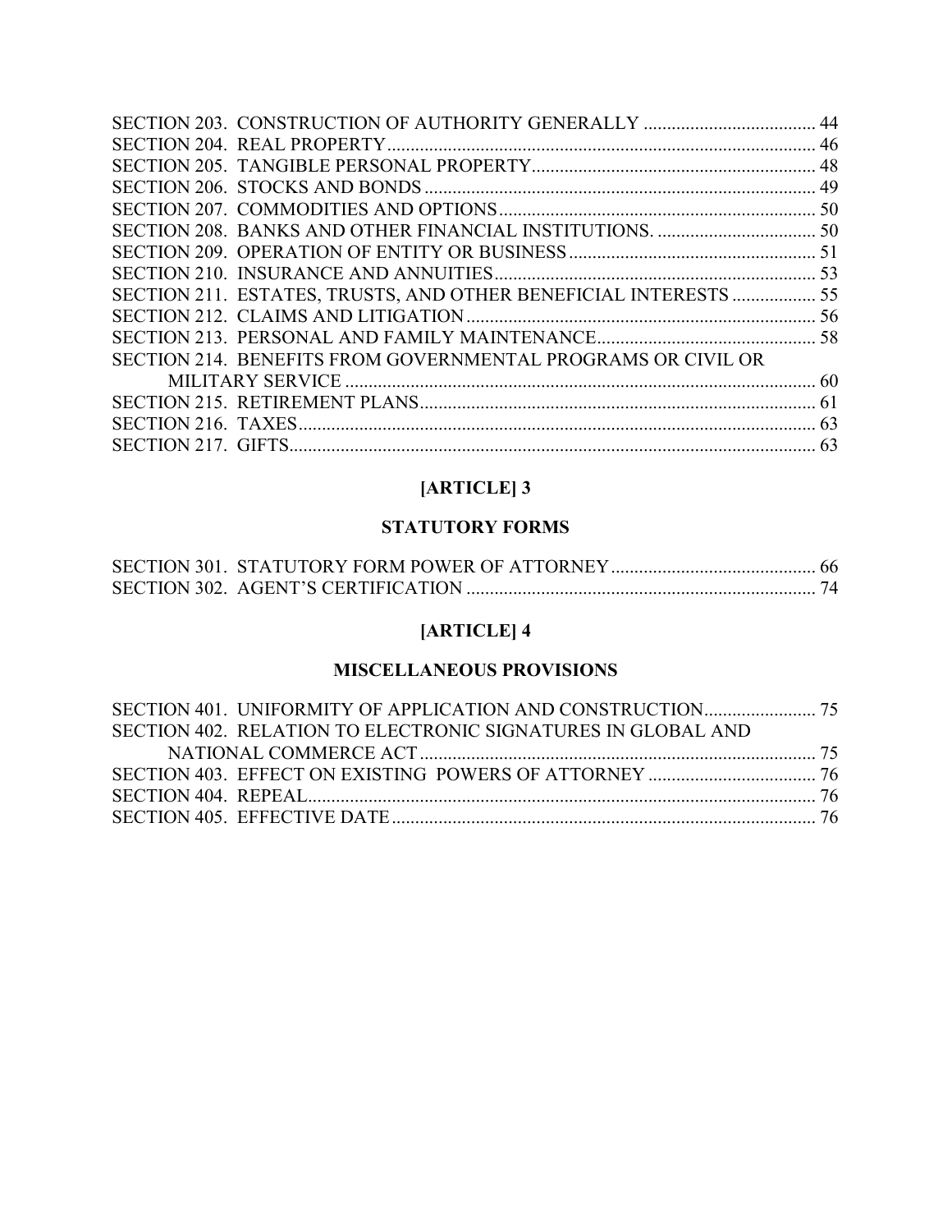SECTION 203. CONSTRUCTION OF AUTHORITY GENERALLY .................................... 44
SECTION 204. REAL PROPERTY ........................................................................................ 46
SECTION 205. TANGIBLE PERSONAL PROPERTY ......................................................... 48
SECTION 206. STOCKS AND BONDS ................................................................................ 49
SECTION 207. COMMODITIES AND OPTIONS .................................................................. 50
SECTION 208. BANKS AND OTHER FINANCIAL INSTITUTIONS. .................................. 50
SECTION 209. OPERATION OF ENTITY OR BUSINESS ................................................... 51
SECTION 210. INSURANCE AND ANNUITIES ................................................................... 53
SECTION 211. ESTATES, TRUSTS, AND OTHER BENEFICIAL INTERESTS .................. 55
SECTION 212. CLAIMS AND LITIGATION ......................................................................... 56
SECTION 213. PERSONAL AND FAMILY MAINTENANCE ............................................... 58
SECTION 214. BENEFITS FROM GOVERNMENTAL PROGRAMS OR CIVIL OR MILITARY SERVICE ..................................................................................................... 60
SECTION 215. RETIREMENT PLANS ................................................................................... 61
SECTION 216. TAXES ............................................................................................................. 63
SECTION 217. GIFTS ............................................................................................................... 63

## [ARTICLE] 3

## STATUTORY FORMS

SECTION 301. STATUTORY FORM POWER OF ATTORNEY ............................................ 66
SECTION 302. AGENT'S CERTIFICATION .......................................................................... 74

## [ARTICLE] 4

## MISCELLANEOUS PROVISIONS

SECTION 401. UNIFORMITY OF APPLICATION AND CONSTRUCTION ........................ 75
SECTION 402. RELATION TO ELECTRONIC SIGNATURES IN GLOBAL AND NATIONAL COMMERCE ACT .................................................................................... 75
SECTION 403. EFFECT ON EXISTING POWERS OF ATTORNEY .................................... 76
SECTION 404. REPEAL ............................................................................................................ 76
SECTION 405. EFFECTIVE DATE ........................................................................................... 76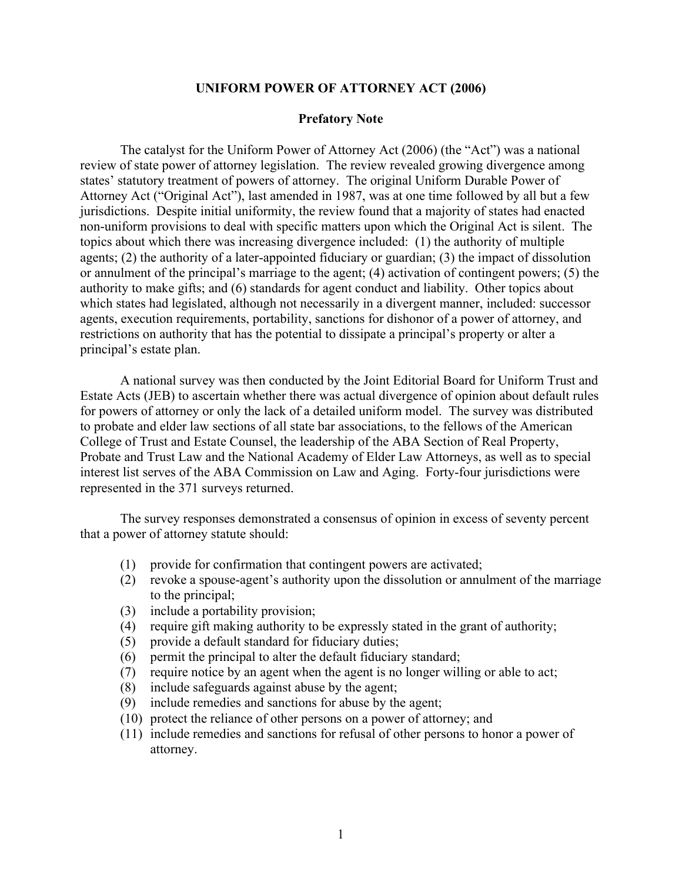# UNIFORM POWER OF ATTORNEY ACT (2006)

## Prefatory Note

The catalyst for the Uniform Power of Attorney Act (2006) (the "Act") was a national review of state power of attorney legislation. The review revealed growing divergence among states' statutory treatment of powers of attorney. The original Uniform Durable Power of Attorney Act ("Original Act"), last amended in 1987, was at one time followed by all but a few jurisdictions. Despite initial uniformity, the review found that a majority of states had enacted non-uniform provisions to deal with specific matters upon which the Original Act is silent. The topics about which there was increasing divergence included: (1) the authority of multiple agents; (2) the authority of a later-appointed fiduciary or guardian; (3) the impact of dissolution or annulment of the principal's marriage to the agent; (4) activation of contingent powers; (5) the authority to make gifts; and (6) standards for agent conduct and liability. Other topics about which states had legislated, although not necessarily in a divergent manner, included: successor agents, execution requirements, portability, sanctions for dishonor of a power of attorney, and restrictions on authority that has the potential to dissipate a principal's property or alter a principal's estate plan.

A national survey was then conducted by the Joint Editorial Board for Uniform Trust and Estate Acts (JEB) to ascertain whether there was actual divergence of opinion about default rules for powers of attorney or only the lack of a detailed uniform model. The survey was distributed to probate and elder law sections of all state bar associations, to the fellows of the American College of Trust and Estate Counsel, the leadership of the ABA Section of Real Property, Probate and Trust Law and the National Academy of Elder Law Attorneys, as well as to special interest list serves of the ABA Commission on Law and Aging. Forty-four jurisdictions were represented in the 371 surveys returned.

The survey responses demonstrated a consensus of opinion in excess of seventy percent that a power of attorney statute should:

(1) provide for confirmation that contingent powers are activated;
(2) revoke a spouse-agent's authority upon the dissolution or annulment of the marriage to the principal;
(3) include a portability provision;
(4) require gift making authority to be expressly stated in the grant of authority;
(5) provide a default standard for fiduciary duties;
(6) permit the principal to alter the default fiduciary standard;
(7) require notice by an agent when the agent is no longer willing or able to act;
(8) include safeguards against abuse by the agent;
(9) include remedies and sanctions for abuse by the agent;
(10) protect the reliance of other persons on a power of attorney; and
(11) include remedies and sanctions for refusal of other persons to honor a power of attorney.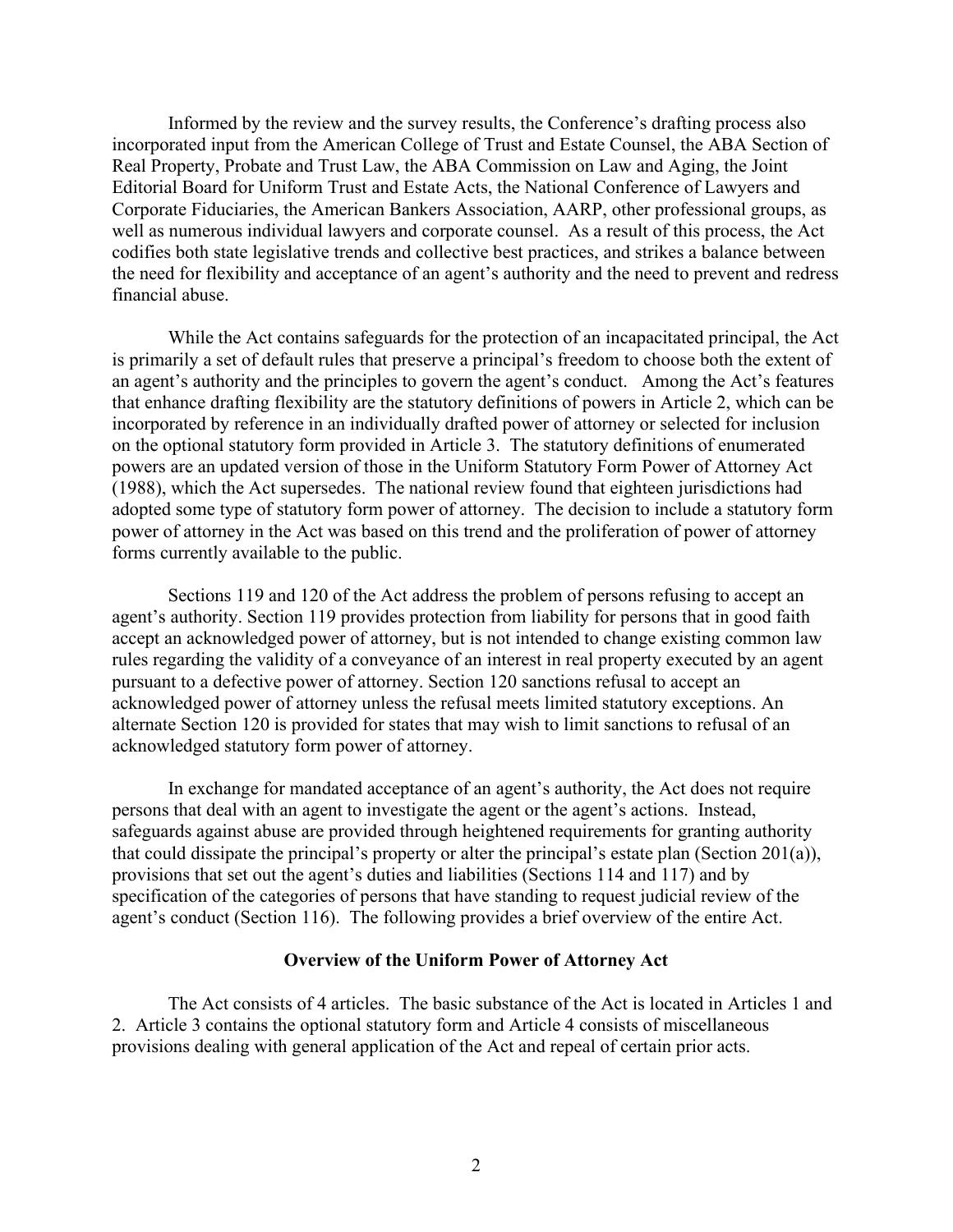Informed by the review and the survey results, the Conference's drafting process also incorporated input from the American College of Trust and Estate Counsel, the ABA Section of Real Property, Probate and Trust Law, the ABA Commission on Law and Aging, the Joint Editorial Board for Uniform Trust and Estate Acts, the National Conference of Lawyers and Corporate Fiduciaries, the American Bankers Association, AARP, other professional groups, as well as numerous individual lawyers and corporate counsel. As a result of this process, the Act codifies both state legislative trends and collective best practices, and strikes a balance between the need for flexibility and acceptance of an agent's authority and the need to prevent and redress financial abuse.

While the Act contains safeguards for the protection of an incapacitated principal, the Act is primarily a set of default rules that preserve a principal's freedom to choose both the extent of an agent's authority and the principles to govern the agent's conduct. Among the Act's features that enhance drafting flexibility are the statutory definitions of powers in Article 2, which can be incorporated by reference in an individually drafted power of attorney or selected for inclusion on the optional statutory form provided in Article 3. The statutory definitions of enumerated powers are an updated version of those in the Uniform Statutory Form Power of Attorney Act (1988), which the Act supersedes. The national review found that eighteen jurisdictions had adopted some type of statutory form power of attorney. The decision to include a statutory form power of attorney in the Act was based on this trend and the proliferation of power of attorney forms currently available to the public.

Sections 119 and 120 of the Act address the problem of persons refusing to accept an agent's authority. Section 119 provides protection from liability for persons that in good faith accept an acknowledged power of attorney, but is not intended to change existing common law rules regarding the validity of a conveyance of an interest in real property executed by an agent pursuant to a defective power of attorney. Section 120 sanctions refusal to accept an acknowledged power of attorney unless the refusal meets limited statutory exceptions. An alternate Section 120 is provided for states that may wish to limit sanctions to refusal of an acknowledged statutory form power of attorney.

In exchange for mandated acceptance of an agent's authority, the Act does not require persons that deal with an agent to investigate the agent or the agent's actions. Instead, safeguards against abuse are provided through heightened requirements for granting authority that could dissipate the principal's property or alter the principal's estate plan (Section 201(a)), provisions that set out the agent's duties and liabilities (Sections 114 and 117) and by specification of the categories of persons that have standing to request judicial review of the agent's conduct (Section 116). The following provides a brief overview of the entire Act.

**Overview of the Uniform Power of Attorney Act**

The Act consists of 4 articles. The basic substance of the Act is located in Articles 1 and 2. Article 3 contains the optional statutory form and Article 4 consists of miscellaneous provisions dealing with general application of the Act and repeal of certain prior acts.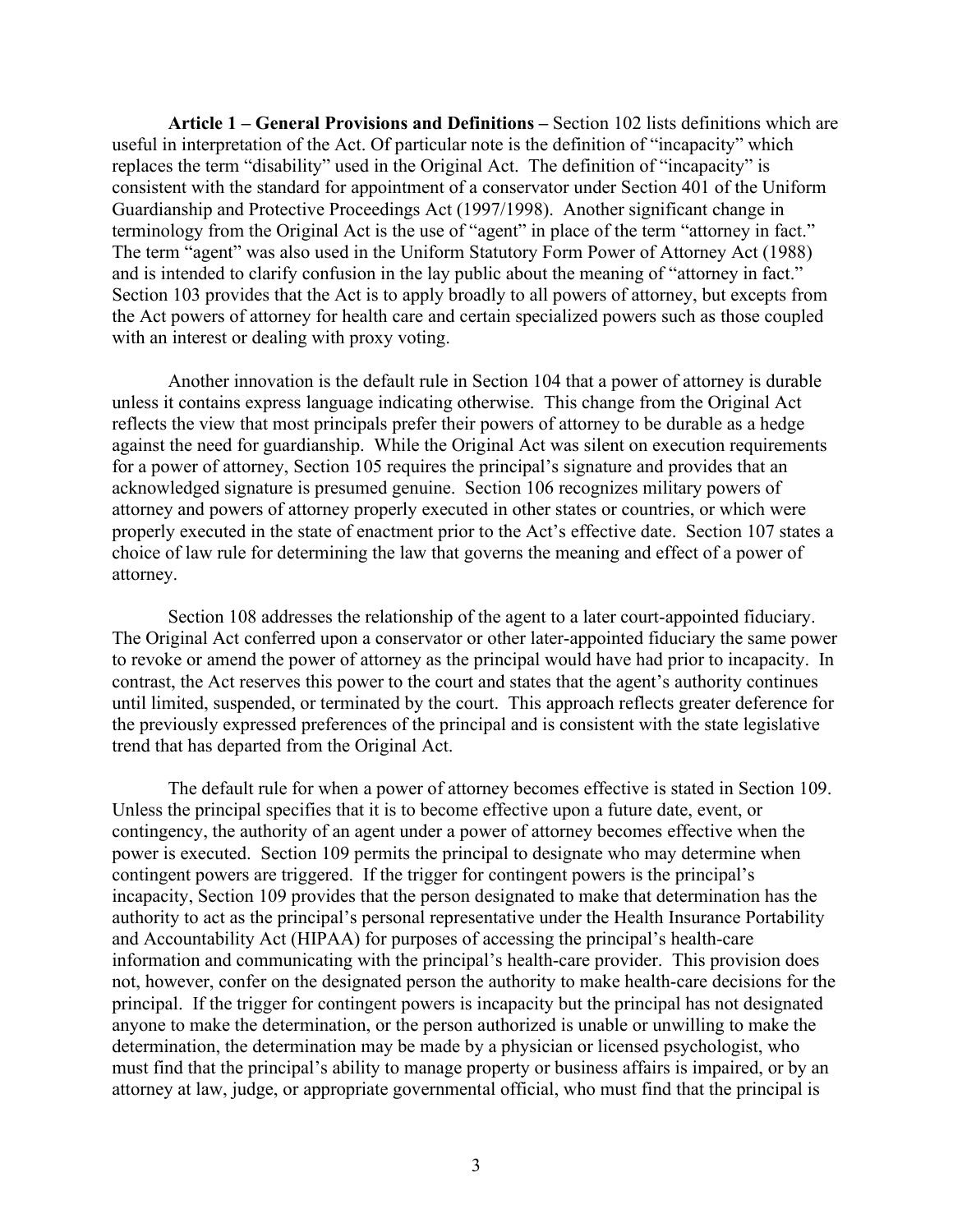**Article 1 – General Provisions and Definitions –** Section 102 lists definitions which are useful in interpretation of the Act. Of particular note is the definition of "incapacity" which replaces the term "disability" used in the Original Act. The definition of "incapacity" is consistent with the standard for appointment of a conservator under Section 401 of the Uniform Guardianship and Protective Proceedings Act (1997/1998). Another significant change in terminology from the Original Act is the use of "agent" in place of the term "attorney in fact." The term "agent" was also used in the Uniform Statutory Form Power of Attorney Act (1988) and is intended to clarify confusion in the lay public about the meaning of "attorney in fact." Section 103 provides that the Act is to apply broadly to all powers of attorney, but excepts from the Act powers of attorney for health care and certain specialized powers such as those coupled with an interest or dealing with proxy voting.

Another innovation is the default rule in Section 104 that a power of attorney is durable unless it contains express language indicating otherwise. This change from the Original Act reflects the view that most principals prefer their powers of attorney to be durable as a hedge against the need for guardianship. While the Original Act was silent on execution requirements for a power of attorney, Section 105 requires the principal's signature and provides that an acknowledged signature is presumed genuine. Section 106 recognizes military powers of attorney and powers of attorney properly executed in other states or countries, or which were properly executed in the state of enactment prior to the Act's effective date. Section 107 states a choice of law rule for determining the law that governs the meaning and effect of a power of attorney.

Section 108 addresses the relationship of the agent to a later court-appointed fiduciary. The Original Act conferred upon a conservator or other later-appointed fiduciary the same power to revoke or amend the power of attorney as the principal would have had prior to incapacity. In contrast, the Act reserves this power to the court and states that the agent's authority continues until limited, suspended, or terminated by the court. This approach reflects greater deference for the previously expressed preferences of the principal and is consistent with the state legislative trend that has departed from the Original Act.

The default rule for when a power of attorney becomes effective is stated in Section 109. Unless the principal specifies that it is to become effective upon a future date, event, or contingency, the authority of an agent under a power of attorney becomes effective when the power is executed. Section 109 permits the principal to designate who may determine when contingent powers are triggered. If the trigger for contingent powers is the principal's incapacity, Section 109 provides that the person designated to make that determination has the authority to act as the principal's personal representative under the Health Insurance Portability and Accountability Act (HIPAA) for purposes of accessing the principal's health-care information and communicating with the principal's health-care provider. This provision does not, however, confer on the designated person the authority to make health-care decisions for the principal. If the trigger for contingent powers is incapacity but the principal has not designated anyone to make the determination, or the person authorized is unable or unwilling to make the determination, the determination may be made by a physician or licensed psychologist, who must find that the principal's ability to manage property or business affairs is impaired, or by an attorney at law, judge, or appropriate governmental official, who must find that the principal is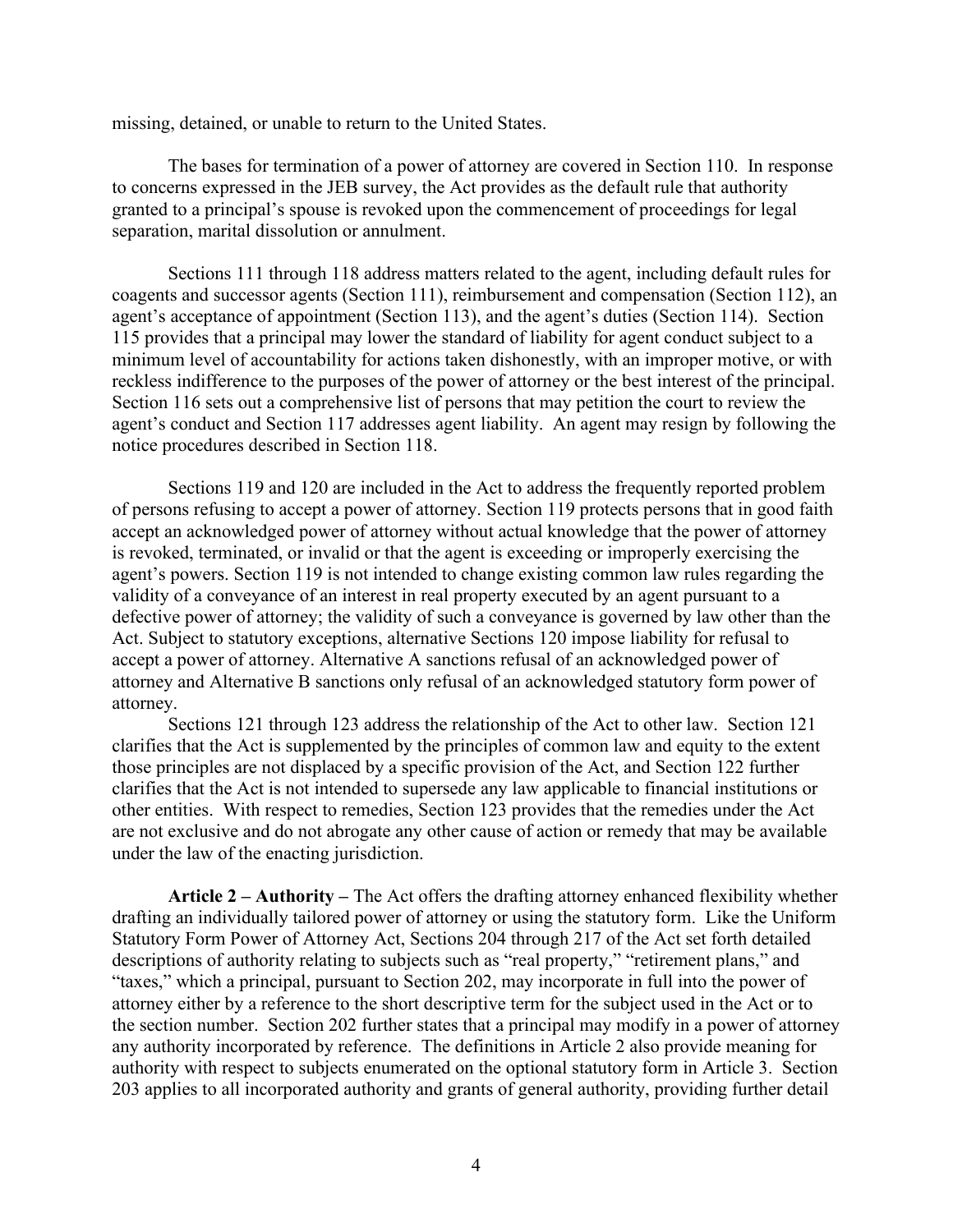missing, detained, or unable to return to the United States.

The bases for termination of a power of attorney are covered in Section 110. In response to concerns expressed in the JEB survey, the Act provides as the default rule that authority granted to a principal's spouse is revoked upon the commencement of proceedings for legal separation, marital dissolution or annulment.

Sections 111 through 118 address matters related to the agent, including default rules for coagents and successor agents (Section 111), reimbursement and compensation (Section 112), an agent's acceptance of appointment (Section 113), and the agent's duties (Section 114). Section 115 provides that a principal may lower the standard of liability for agent conduct subject to a minimum level of accountability for actions taken dishonestly, with an improper motive, or with reckless indifference to the purposes of the power of attorney or the best interest of the principal. Section 116 sets out a comprehensive list of persons that may petition the court to review the agent's conduct and Section 117 addresses agent liability. An agent may resign by following the notice procedures described in Section 118.

Sections 119 and 120 are included in the Act to address the frequently reported problem of persons refusing to accept a power of attorney. Section 119 protects persons that in good faith accept an acknowledged power of attorney without actual knowledge that the power of attorney is revoked, terminated, or invalid or that the agent is exceeding or improperly exercising the agent's powers. Section 119 is not intended to change existing common law rules regarding the validity of a conveyance of an interest in real property executed by an agent pursuant to a defective power of attorney; the validity of such a conveyance is governed by law other than the Act. Subject to statutory exceptions, alternative Sections 120 impose liability for refusal to accept a power of attorney. Alternative A sanctions refusal of an acknowledged power of attorney and Alternative B sanctions only refusal of an acknowledged statutory form power of attorney.

Sections 121 through 123 address the relationship of the Act to other law. Section 121 clarifies that the Act is supplemented by the principles of common law and equity to the extent those principles are not displaced by a specific provision of the Act, and Section 122 further clarifies that the Act is not intended to supersede any law applicable to financial institutions or other entities. With respect to remedies, Section 123 provides that the remedies under the Act are not exclusive and do not abrogate any other cause of action or remedy that may be available under the law of the enacting jurisdiction.

**Article 2 – Authority –** The Act offers the drafting attorney enhanced flexibility whether drafting an individually tailored power of attorney or using the statutory form. Like the Uniform Statutory Form Power of Attorney Act, Sections 204 through 217 of the Act set forth detailed descriptions of authority relating to subjects such as "real property," "retirement plans," and "taxes," which a principal, pursuant to Section 202, may incorporate in full into the power of attorney either by a reference to the short descriptive term for the subject used in the Act or to the section number. Section 202 further states that a principal may modify in a power of attorney any authority incorporated by reference. The definitions in Article 2 also provide meaning for authority with respect to subjects enumerated on the optional statutory form in Article 3. Section 203 applies to all incorporated authority and grants of general authority, providing further detail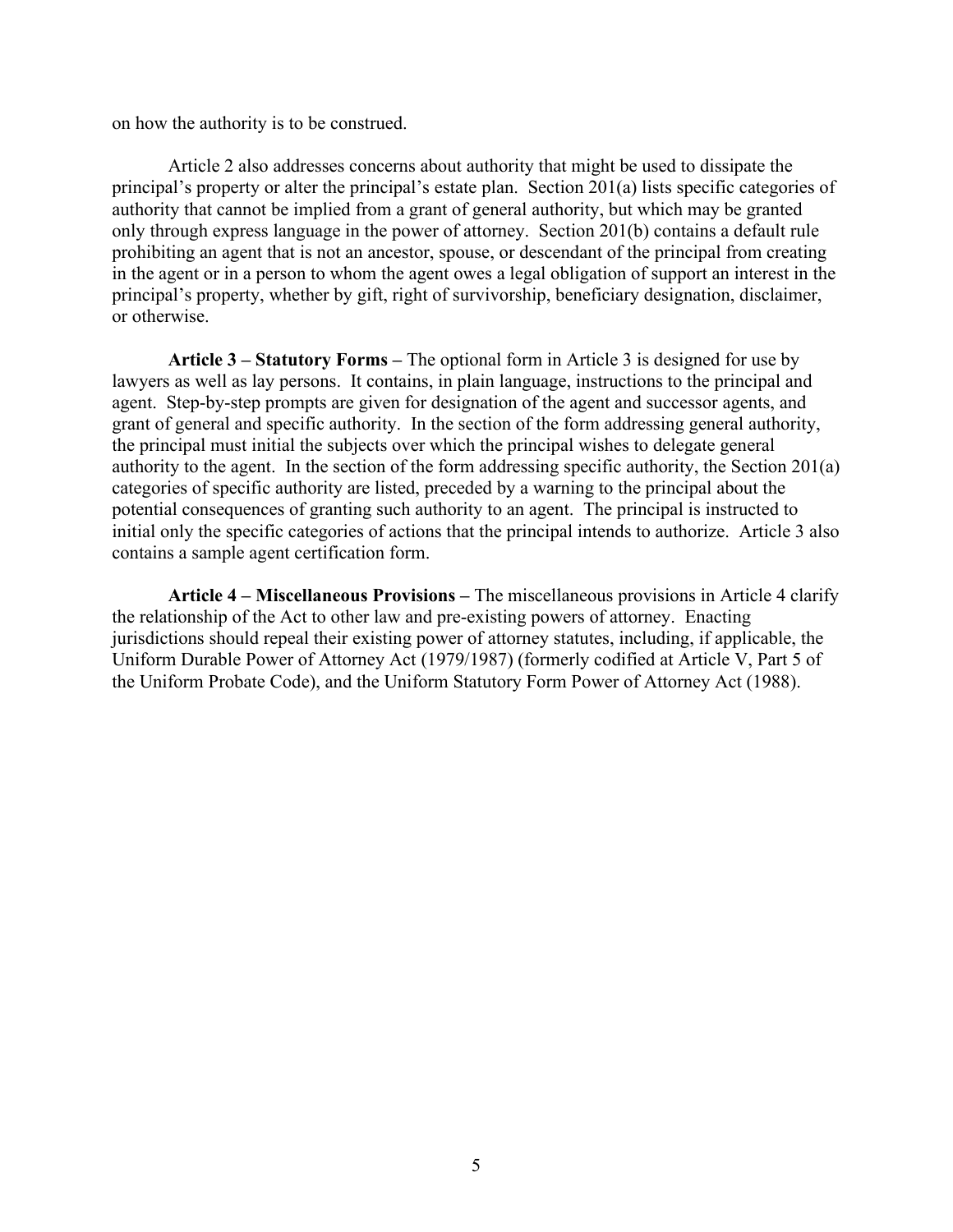on how the authority is to be construed.

Article 2 also addresses concerns about authority that might be used to dissipate the principal's property or alter the principal's estate plan. Section 201(a) lists specific categories of authority that cannot be implied from a grant of general authority, but which may be granted only through express language in the power of attorney. Section 201(b) contains a default rule prohibiting an agent that is not an ancestor, spouse, or descendant of the principal from creating in the agent or in a person to whom the agent owes a legal obligation of support an interest in the principal's property, whether by gift, right of survivorship, beneficiary designation, disclaimer, or otherwise.

**Article 3 – Statutory Forms –** The optional form in Article 3 is designed for use by lawyers as well as lay persons. It contains, in plain language, instructions to the principal and agent. Step-by-step prompts are given for designation of the agent and successor agents, and grant of general and specific authority. In the section of the form addressing general authority, the principal must initial the subjects over which the principal wishes to delegate general authority to the agent. In the section of the form addressing specific authority, the Section 201(a) categories of specific authority are listed, preceded by a warning to the principal about the potential consequences of granting such authority to an agent. The principal is instructed to initial only the specific categories of actions that the principal intends to authorize. Article 3 also contains a sample agent certification form.

**Article 4 – Miscellaneous Provisions –** The miscellaneous provisions in Article 4 clarify the relationship of the Act to other law and pre-existing powers of attorney. Enacting jurisdictions should repeal their existing power of attorney statutes, including, if applicable, the Uniform Durable Power of Attorney Act (1979/1987) (formerly codified at Article V, Part 5 of the Uniform Probate Code), and the Uniform Statutory Form Power of Attorney Act (1988).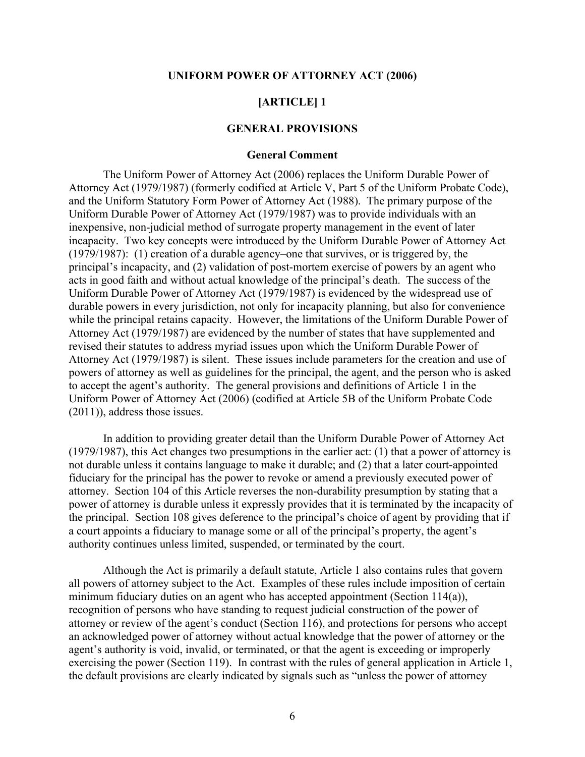# UNIFORM POWER OF ATTORNEY ACT (2006)

## [ARTICLE] 1

## GENERAL PROVISIONS

### General Comment

The Uniform Power of Attorney Act (2006) replaces the Uniform Durable Power of Attorney Act (1979/1987) (formerly codified at Article V, Part 5 of the Uniform Probate Code), and the Uniform Statutory Form Power of Attorney Act (1988). The primary purpose of the Uniform Durable Power of Attorney Act (1979/1987) was to provide individuals with an inexpensive, non-judicial method of surrogate property management in the event of later incapacity. Two key concepts were introduced by the Uniform Durable Power of Attorney Act (1979/1987): (1) creation of a durable agency–one that survives, or is triggered by, the principal's incapacity, and (2) validation of post-mortem exercise of powers by an agent who acts in good faith and without actual knowledge of the principal's death. The success of the Uniform Durable Power of Attorney Act (1979/1987) is evidenced by the widespread use of durable powers in every jurisdiction, not only for incapacity planning, but also for convenience while the principal retains capacity. However, the limitations of the Uniform Durable Power of Attorney Act (1979/1987) are evidenced by the number of states that have supplemented and revised their statutes to address myriad issues upon which the Uniform Durable Power of Attorney Act (1979/1987) is silent. These issues include parameters for the creation and use of powers of attorney as well as guidelines for the principal, the agent, and the person who is asked to accept the agent's authority. The general provisions and definitions of Article 1 in the Uniform Power of Attorney Act (2006) (codified at Article 5B of the Uniform Probate Code (2011)), address those issues.

In addition to providing greater detail than the Uniform Durable Power of Attorney Act (1979/1987), this Act changes two presumptions in the earlier act: (1) that a power of attorney is not durable unless it contains language to make it durable; and (2) that a later court-appointed fiduciary for the principal has the power to revoke or amend a previously executed power of attorney. Section 104 of this Article reverses the non-durability presumption by stating that a power of attorney is durable unless it expressly provides that it is terminated by the incapacity of the principal. Section 108 gives deference to the principal's choice of agent by providing that if a court appoints a fiduciary to manage some or all of the principal's property, the agent's authority continues unless limited, suspended, or terminated by the court.

Although the Act is primarily a default statute, Article 1 also contains rules that govern all powers of attorney subject to the Act. Examples of these rules include imposition of certain minimum fiduciary duties on an agent who has accepted appointment (Section 114(a)), recognition of persons who have standing to request judicial construction of the power of attorney or review of the agent's conduct (Section 116), and protections for persons who accept an acknowledged power of attorney without actual knowledge that the power of attorney or the agent's authority is void, invalid, or terminated, or that the agent is exceeding or improperly exercising the power (Section 119). In contrast with the rules of general application in Article 1, the default provisions are clearly indicated by signals such as "unless the power of attorney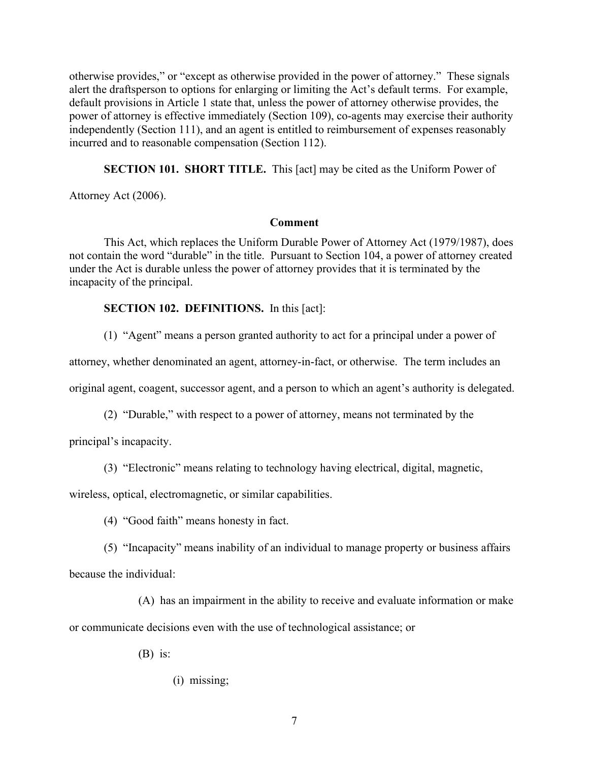otherwise provides," or "except as otherwise provided in the power of attorney." These signals alert the draftsperson to options for enlarging or limiting the Act's default terms. For example, default provisions in Article 1 state that, unless the power of attorney otherwise provides, the power of attorney is effective immediately (Section 109), co-agents may exercise their authority independently (Section 111), and an agent is entitled to reimbursement of expenses reasonably incurred and to reasonable compensation (Section 112).

**SECTION 101. SHORT TITLE.** This [act] may be cited as the Uniform Power of Attorney Act (2006).

**Comment**

This Act, which replaces the Uniform Durable Power of Attorney Act (1979/1987), does not contain the word "durable" in the title. Pursuant to Section 104, a power of attorney created under the Act is durable unless the power of attorney provides that it is terminated by the incapacity of the principal.

**SECTION 102. DEFINITIONS.** In this [act]:

(1) "Agent" means a person granted authority to act for a principal under a power of attorney, whether denominated an agent, attorney-in-fact, or otherwise. The term includes an original agent, coagent, successor agent, and a person to which an agent's authority is delegated.

(2) "Durable," with respect to a power of attorney, means not terminated by the principal's incapacity.

(3) "Electronic" means relating to technology having electrical, digital, magnetic, wireless, optical, electromagnetic, or similar capabilities.

(4) "Good faith" means honesty in fact.

(5) "Incapacity" means inability of an individual to manage property or business affairs because the individual:

(A) has an impairment in the ability to receive and evaluate information or make or communicate decisions even with the use of technological assistance; or

(B) is:

(i) missing;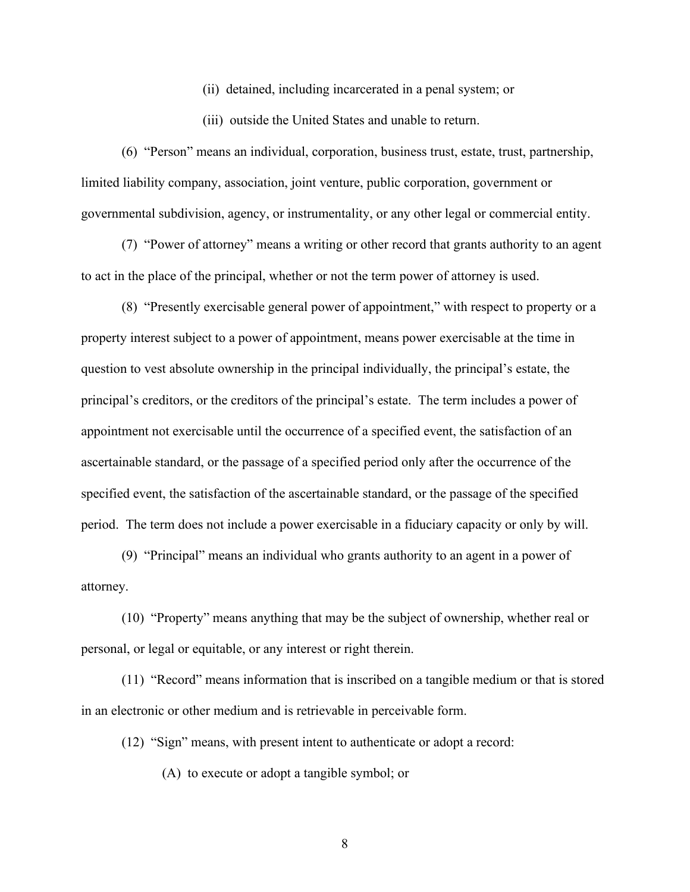(ii) detained, including incarcerated in a penal system; or

(iii) outside the United States and unable to return.

(6) "Person" means an individual, corporation, business trust, estate, trust, partnership, limited liability company, association, joint venture, public corporation, government or governmental subdivision, agency, or instrumentality, or any other legal or commercial entity.

(7) "Power of attorney" means a writing or other record that grants authority to an agent to act in the place of the principal, whether or not the term power of attorney is used.

(8) "Presently exercisable general power of appointment," with respect to property or a property interest subject to a power of appointment, means power exercisable at the time in question to vest absolute ownership in the principal individually, the principal's estate, the principal's creditors, or the creditors of the principal's estate. The term includes a power of appointment not exercisable until the occurrence of a specified event, the satisfaction of an ascertainable standard, or the passage of a specified period only after the occurrence of the specified event, the satisfaction of the ascertainable standard, or the passage of the specified period. The term does not include a power exercisable in a fiduciary capacity or only by will.

(9) "Principal" means an individual who grants authority to an agent in a power of attorney.

(10) "Property" means anything that may be the subject of ownership, whether real or personal, or legal or equitable, or any interest or right therein.

(11) "Record" means information that is inscribed on a tangible medium or that is stored in an electronic or other medium and is retrievable in perceivable form.

(12) "Sign" means, with present intent to authenticate or adopt a record:

(A) to execute or adopt a tangible symbol; or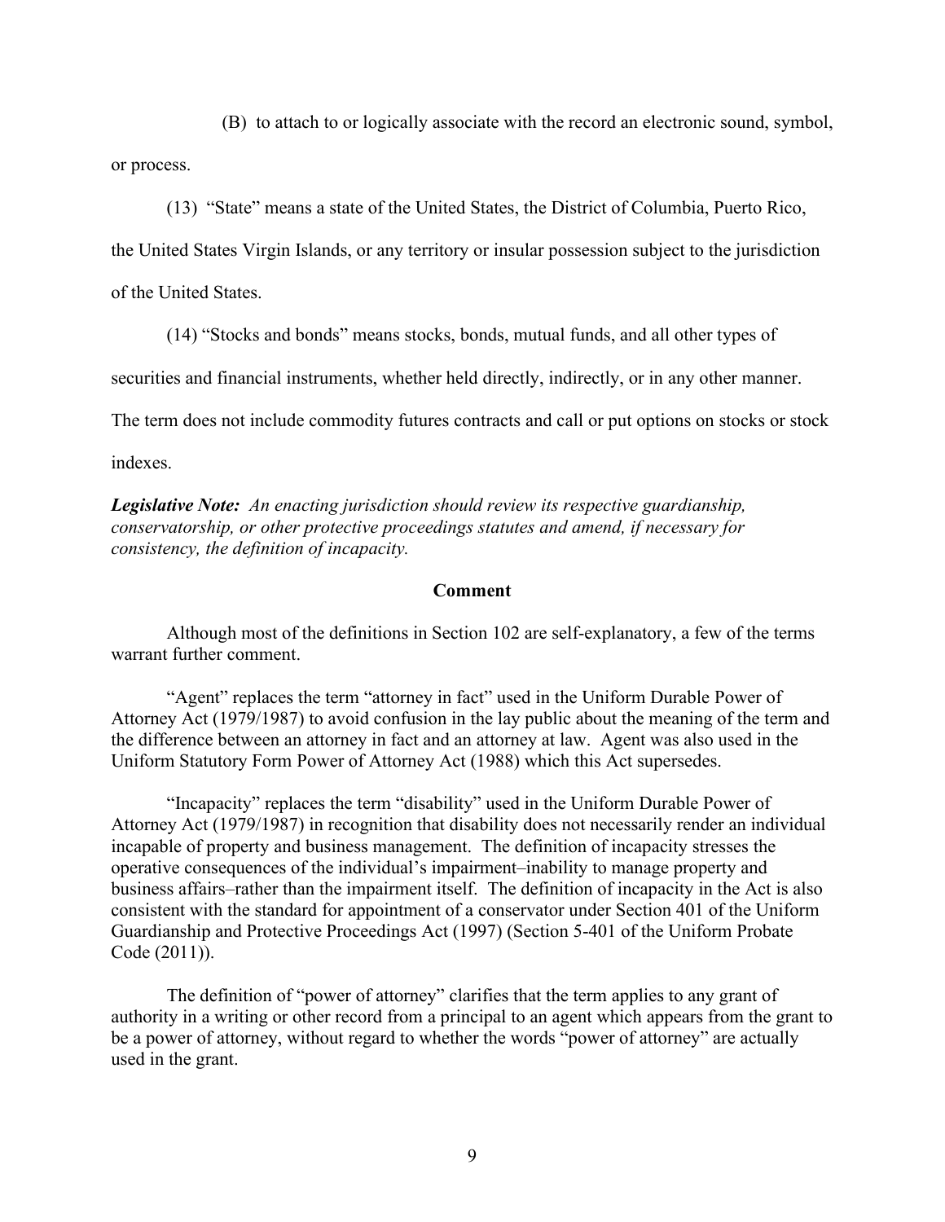(B) to attach to or logically associate with the record an electronic sound, symbol, or process.

(13) "State" means a state of the United States, the District of Columbia, Puerto Rico, the United States Virgin Islands, or any territory or insular possession subject to the jurisdiction of the United States.

(14) "Stocks and bonds" means stocks, bonds, mutual funds, and all other types of securities and financial instruments, whether held directly, indirectly, or in any other manner. The term does not include commodity futures contracts and call or put options on stocks or stock indexes.

***Legislative Note:*** *An enacting jurisdiction should review its respective guardianship, conservatorship, or other protective proceedings statutes and amend, if necessary for consistency, the definition of incapacity.*

**Comment**

Although most of the definitions in Section 102 are self-explanatory, a few of the terms warrant further comment.

"Agent" replaces the term "attorney in fact" used in the Uniform Durable Power of Attorney Act (1979/1987) to avoid confusion in the lay public about the meaning of the term and the difference between an attorney in fact and an attorney at law. Agent was also used in the Uniform Statutory Form Power of Attorney Act (1988) which this Act supersedes.

"Incapacity" replaces the term "disability" used in the Uniform Durable Power of Attorney Act (1979/1987) in recognition that disability does not necessarily render an individual incapable of property and business management. The definition of incapacity stresses the operative consequences of the individual's impairment–inability to manage property and business affairs–rather than the impairment itself. The definition of incapacity in the Act is also consistent with the standard for appointment of a conservator under Section 401 of the Uniform Guardianship and Protective Proceedings Act (1997) (Section 5-401 of the Uniform Probate Code (2011)).

The definition of "power of attorney" clarifies that the term applies to any grant of authority in a writing or other record from a principal to an agent which appears from the grant to be a power of attorney, without regard to whether the words "power of attorney" are actually used in the grant.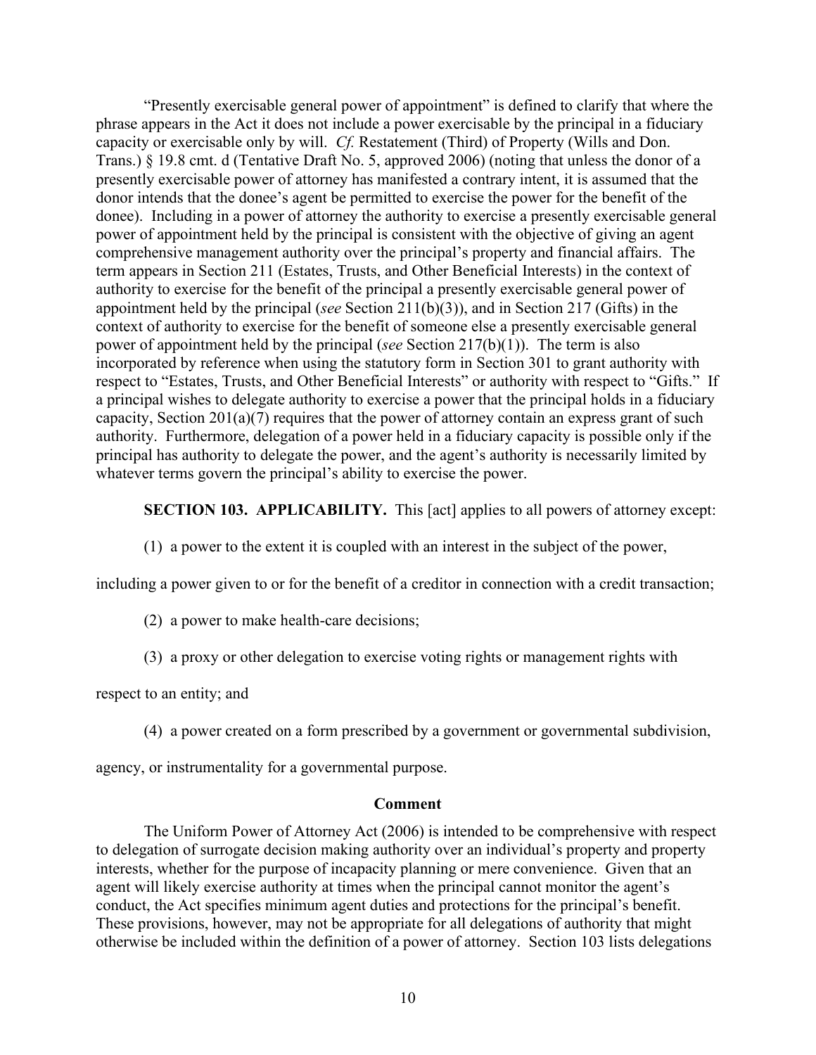"Presently exercisable general power of appointment" is defined to clarify that where the phrase appears in the Act it does not include a power exercisable by the principal in a fiduciary capacity or exercisable only by will. *Cf.* Restatement (Third) of Property (Wills and Don. Trans.) § 19.8 cmt. d (Tentative Draft No. 5, approved 2006) (noting that unless the donor of a presently exercisable power of attorney has manifested a contrary intent, it is assumed that the donor intends that the donee's agent be permitted to exercise the power for the benefit of the donee). Including in a power of attorney the authority to exercise a presently exercisable general power of appointment held by the principal is consistent with the objective of giving an agent comprehensive management authority over the principal's property and financial affairs. The term appears in Section 211 (Estates, Trusts, and Other Beneficial Interests) in the context of authority to exercise for the benefit of the principal a presently exercisable general power of appointment held by the principal (*see* Section 211(b)(3)), and in Section 217 (Gifts) in the context of authority to exercise for the benefit of someone else a presently exercisable general power of appointment held by the principal (*see* Section 217(b)(1)). The term is also incorporated by reference when using the statutory form in Section 301 to grant authority with respect to "Estates, Trusts, and Other Beneficial Interests" or authority with respect to "Gifts." If a principal wishes to delegate authority to exercise a power that the principal holds in a fiduciary capacity, Section 201(a)(7) requires that the power of attorney contain an express grant of such authority. Furthermore, delegation of a power held in a fiduciary capacity is possible only if the principal has authority to delegate the power, and the agent's authority is necessarily limited by whatever terms govern the principal's ability to exercise the power.

**SECTION 103. APPLICABILITY.** This [act] applies to all powers of attorney except:

(1) a power to the extent it is coupled with an interest in the subject of the power, including a power given to or for the benefit of a creditor in connection with a credit transaction;

(2) a power to make health-care decisions;

(3) a proxy or other delegation to exercise voting rights or management rights with respect to an entity; and

(4) a power created on a form prescribed by a government or governmental subdivision, agency, or instrumentality for a governmental purpose.

**Comment**

The Uniform Power of Attorney Act (2006) is intended to be comprehensive with respect to delegation of surrogate decision making authority over an individual's property and property interests, whether for the purpose of incapacity planning or mere convenience. Given that an agent will likely exercise authority at times when the principal cannot monitor the agent's conduct, the Act specifies minimum agent duties and protections for the principal's benefit. These provisions, however, may not be appropriate for all delegations of authority that might otherwise be included within the definition of a power of attorney. Section 103 lists delegations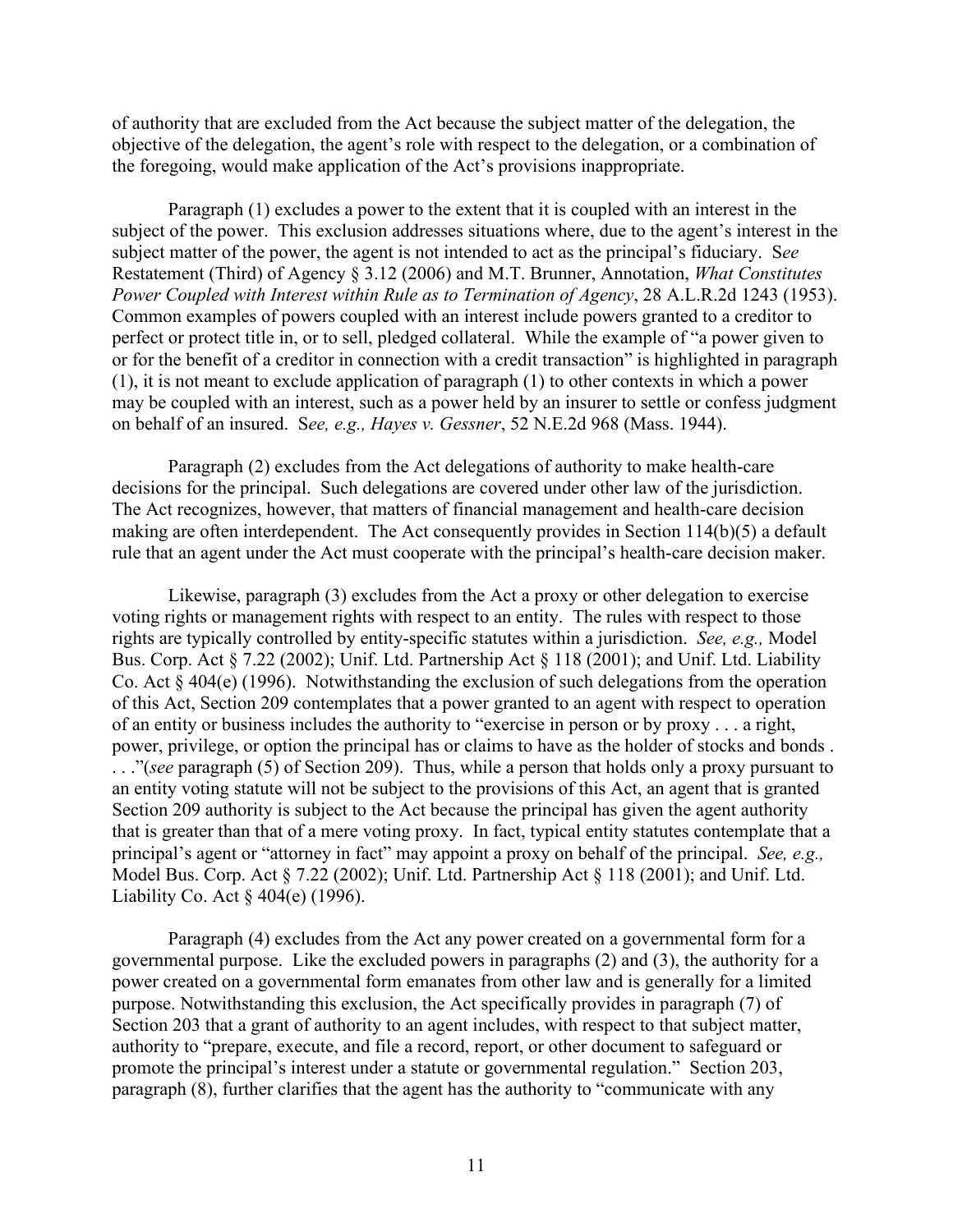of authority that are excluded from the Act because the subject matter of the delegation, the objective of the delegation, the agent's role with respect to the delegation, or a combination of the foregoing, would make application of the Act's provisions inappropriate.

Paragraph (1) excludes a power to the extent that it is coupled with an interest in the subject of the power. This exclusion addresses situations where, due to the agent's interest in the subject matter of the power, the agent is not intended to act as the principal's fiduciary. S*ee* Restatement (Third) of Agency § 3.12 (2006) and M.T. Brunner, Annotation, *What Constitutes Power Coupled with Interest within Rule as to Termination of Agency*, 28 A.L.R.2d 1243 (1953). Common examples of powers coupled with an interest include powers granted to a creditor to perfect or protect title in, or to sell, pledged collateral. While the example of "a power given to or for the benefit of a creditor in connection with a credit transaction" is highlighted in paragraph (1), it is not meant to exclude application of paragraph (1) to other contexts in which a power may be coupled with an interest, such as a power held by an insurer to settle or confess judgment on behalf of an insured. S*ee, e.g., Hayes v. Gessner*, 52 N.E.2d 968 (Mass. 1944).

Paragraph (2) excludes from the Act delegations of authority to make health-care decisions for the principal. Such delegations are covered under other law of the jurisdiction. The Act recognizes, however, that matters of financial management and health-care decision making are often interdependent. The Act consequently provides in Section 114(b)(5) a default rule that an agent under the Act must cooperate with the principal's health-care decision maker.

Likewise, paragraph (3) excludes from the Act a proxy or other delegation to exercise voting rights or management rights with respect to an entity. The rules with respect to those rights are typically controlled by entity-specific statutes within a jurisdiction. *See, e.g.,* Model Bus. Corp. Act § 7.22 (2002); Unif. Ltd. Partnership Act § 118 (2001); and Unif. Ltd. Liability Co. Act § 404(e) (1996). Notwithstanding the exclusion of such delegations from the operation of this Act, Section 209 contemplates that a power granted to an agent with respect to operation of an entity or business includes the authority to "exercise in person or by proxy . . . a right, power, privilege, or option the principal has or claims to have as the holder of stocks and bonds . . . ."(*see* paragraph (5) of Section 209). Thus, while a person that holds only a proxy pursuant to an entity voting statute will not be subject to the provisions of this Act, an agent that is granted Section 209 authority is subject to the Act because the principal has given the agent authority that is greater than that of a mere voting proxy. In fact, typical entity statutes contemplate that a principal's agent or "attorney in fact" may appoint a proxy on behalf of the principal. *See, e.g.,* Model Bus. Corp. Act § 7.22 (2002); Unif. Ltd. Partnership Act § 118 (2001); and Unif. Ltd. Liability Co. Act § 404(e) (1996).

Paragraph (4) excludes from the Act any power created on a governmental form for a governmental purpose. Like the excluded powers in paragraphs (2) and (3), the authority for a power created on a governmental form emanates from other law and is generally for a limited purpose. Notwithstanding this exclusion, the Act specifically provides in paragraph (7) of Section 203 that a grant of authority to an agent includes, with respect to that subject matter, authority to "prepare, execute, and file a record, report, or other document to safeguard or promote the principal's interest under a statute or governmental regulation." Section 203, paragraph (8), further clarifies that the agent has the authority to "communicate with any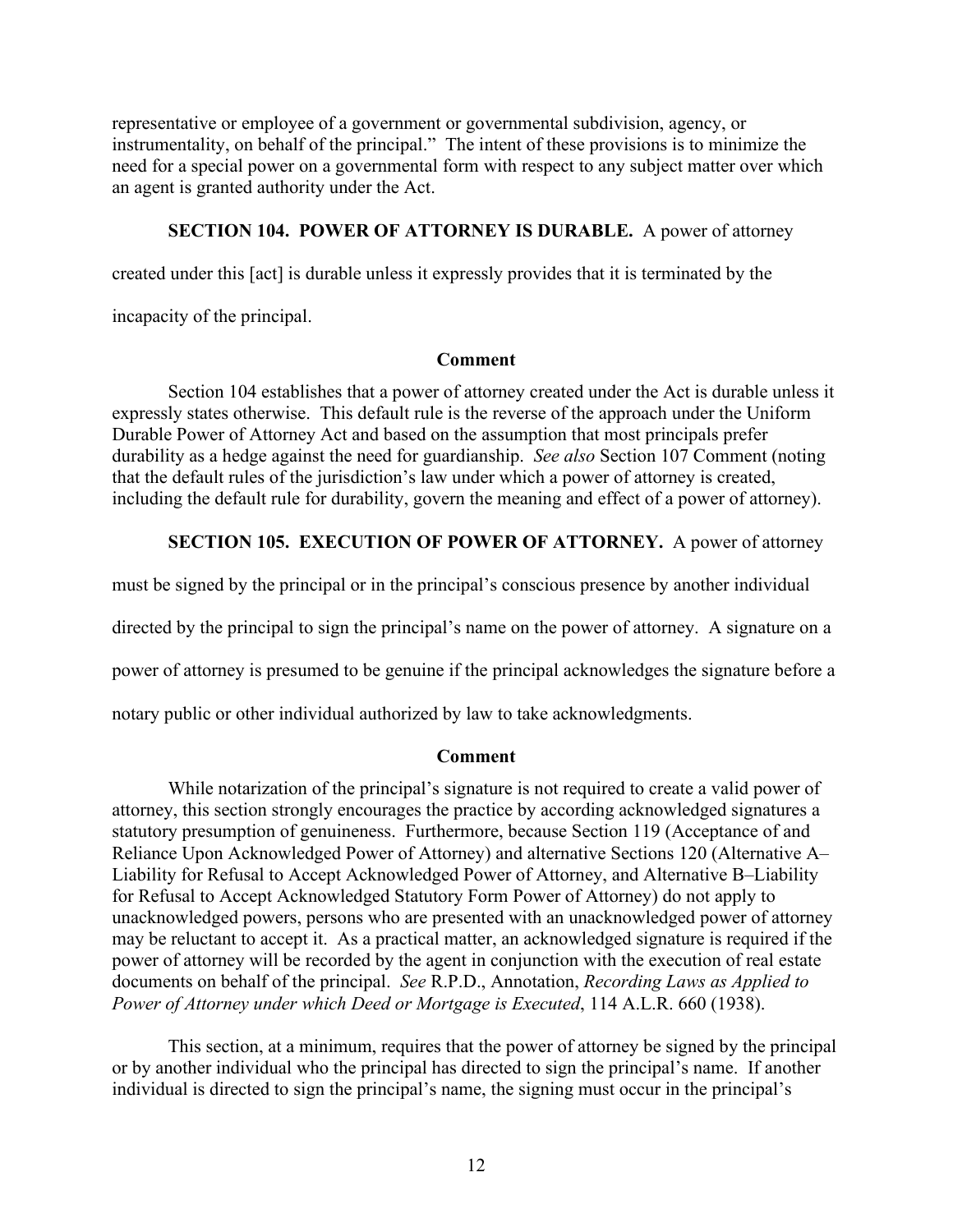representative or employee of a government or governmental subdivision, agency, or instrumentality, on behalf of the principal." The intent of these provisions is to minimize the need for a special power on a governmental form with respect to any subject matter over which an agent is granted authority under the Act.

**SECTION 104. POWER OF ATTORNEY IS DURABLE.** A power of attorney created under this [act] is durable unless it expressly provides that it is terminated by the incapacity of the principal.

**Comment**

Section 104 establishes that a power of attorney created under the Act is durable unless it expressly states otherwise. This default rule is the reverse of the approach under the Uniform Durable Power of Attorney Act and based on the assumption that most principals prefer durability as a hedge against the need for guardianship. *See also* Section 107 Comment (noting that the default rules of the jurisdiction's law under which a power of attorney is created, including the default rule for durability, govern the meaning and effect of a power of attorney).

**SECTION 105. EXECUTION OF POWER OF ATTORNEY.** A power of attorney must be signed by the principal or in the principal's conscious presence by another individual directed by the principal to sign the principal's name on the power of attorney. A signature on a power of attorney is presumed to be genuine if the principal acknowledges the signature before a notary public or other individual authorized by law to take acknowledgments.

**Comment**

While notarization of the principal's signature is not required to create a valid power of attorney, this section strongly encourages the practice by according acknowledged signatures a statutory presumption of genuineness. Furthermore, because Section 119 (Acceptance of and Reliance Upon Acknowledged Power of Attorney) and alternative Sections 120 (Alternative A–Liability for Refusal to Accept Acknowledged Power of Attorney, and Alternative B–Liability for Refusal to Accept Acknowledged Statutory Form Power of Attorney) do not apply to unacknowledged powers, persons who are presented with an unacknowledged power of attorney may be reluctant to accept it. As a practical matter, an acknowledged signature is required if the power of attorney will be recorded by the agent in conjunction with the execution of real estate documents on behalf of the principal. *See* R.P.D., Annotation, *Recording Laws as Applied to Power of Attorney under which Deed or Mortgage is Executed*, 114 A.L.R. 660 (1938).

This section, at a minimum, requires that the power of attorney be signed by the principal or by another individual who the principal has directed to sign the principal's name. If another individual is directed to sign the principal's name, the signing must occur in the principal's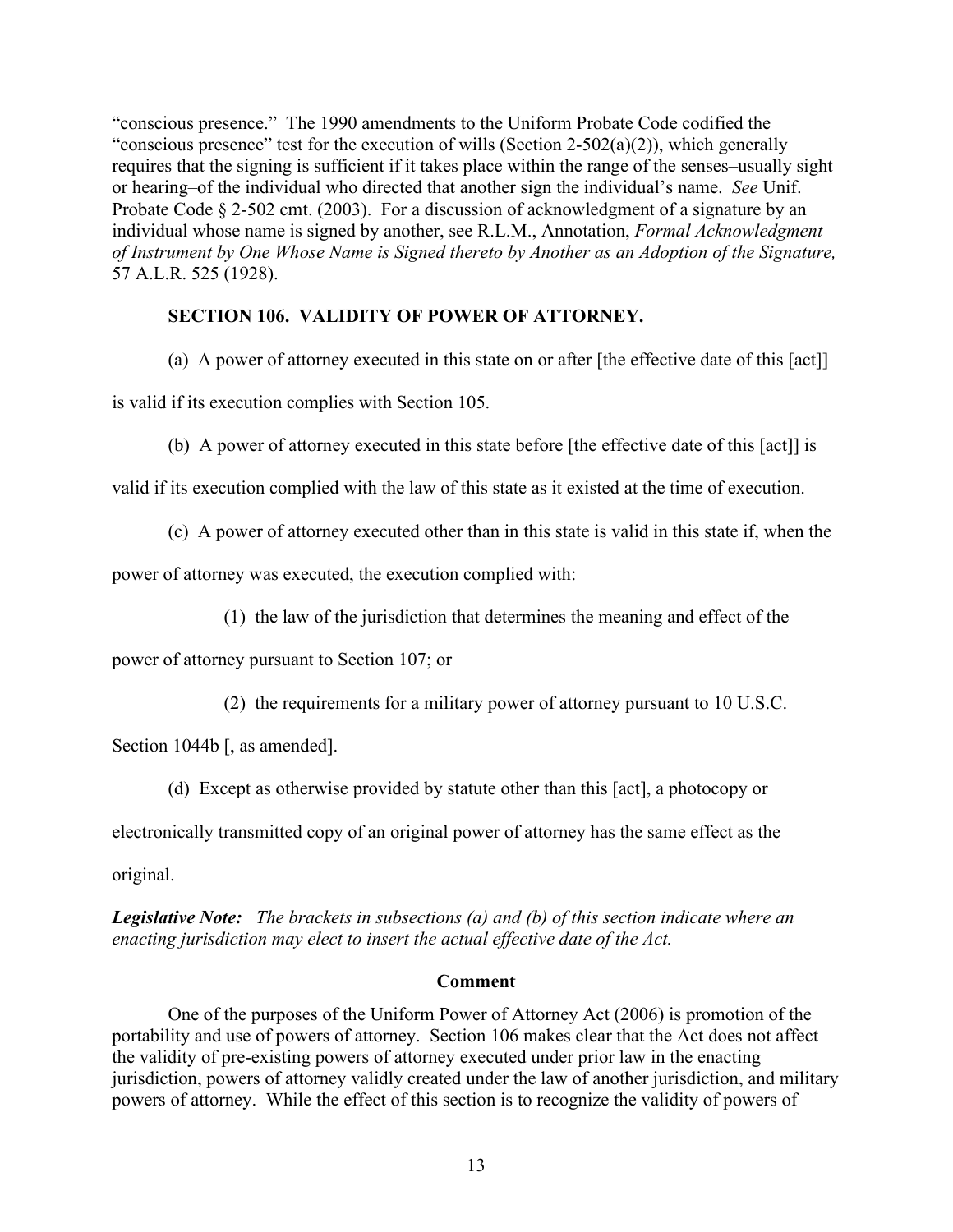"conscious presence." The 1990 amendments to the Uniform Probate Code codified the "conscious presence" test for the execution of wills (Section 2-502(a)(2)), which generally requires that the signing is sufficient if it takes place within the range of the senses–usually sight or hearing–of the individual who directed that another sign the individual's name. *See* Unif. Probate Code § 2-502 cmt. (2003). For a discussion of acknowledgment of a signature by an individual whose name is signed by another, see R.L.M., Annotation, *Formal Acknowledgment of Instrument by One Whose Name is Signed thereto by Another as an Adoption of the Signature,* 57 A.L.R. 525 (1928).

**SECTION 106. VALIDITY OF POWER OF ATTORNEY.**

(a) A power of attorney executed in this state on or after [the effective date of this [act]] is valid if its execution complies with Section 105.

(b) A power of attorney executed in this state before [the effective date of this [act]] is valid if its execution complied with the law of this state as it existed at the time of execution.

(c) A power of attorney executed other than in this state is valid in this state if, when the power of attorney was executed, the execution complied with:

(1) the law of the jurisdiction that determines the meaning and effect of the power of attorney pursuant to Section 107; or

(2) the requirements for a military power of attorney pursuant to 10 U.S.C. Section 1044b [, as amended].

(d) Except as otherwise provided by statute other than this [act], a photocopy or electronically transmitted copy of an original power of attorney has the same effect as the original.

***Legislative Note:*** *The brackets in subsections (a) and (b) of this section indicate where an enacting jurisdiction may elect to insert the actual effective date of the Act.*

**Comment**

One of the purposes of the Uniform Power of Attorney Act (2006) is promotion of the portability and use of powers of attorney. Section 106 makes clear that the Act does not affect the validity of pre-existing powers of attorney executed under prior law in the enacting jurisdiction, powers of attorney validly created under the law of another jurisdiction, and military powers of attorney. While the effect of this section is to recognize the validity of powers of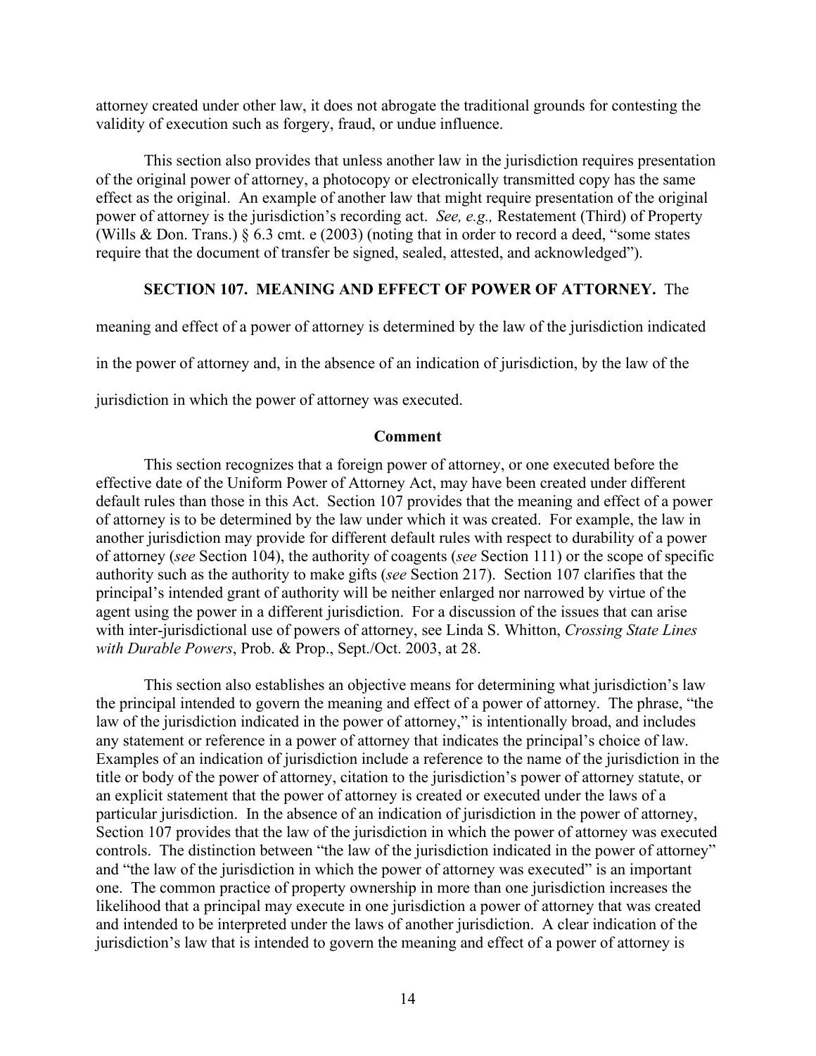attorney created under other law, it does not abrogate the traditional grounds for contesting the validity of execution such as forgery, fraud, or undue influence.

This section also provides that unless another law in the jurisdiction requires presentation of the original power of attorney, a photocopy or electronically transmitted copy has the same effect as the original. An example of another law that might require presentation of the original power of attorney is the jurisdiction's recording act. *See, e.g.,* Restatement (Third) of Property (Wills & Don. Trans.) § 6.3 cmt. e (2003) (noting that in order to record a deed, "some states require that the document of transfer be signed, sealed, attested, and acknowledged").

**SECTION 107. MEANING AND EFFECT OF POWER OF ATTORNEY.** The meaning and effect of a power of attorney is determined by the law of the jurisdiction indicated in the power of attorney and, in the absence of an indication of jurisdiction, by the law of the jurisdiction in which the power of attorney was executed.

**Comment**

This section recognizes that a foreign power of attorney, or one executed before the effective date of the Uniform Power of Attorney Act, may have been created under different default rules than those in this Act. Section 107 provides that the meaning and effect of a power of attorney is to be determined by the law under which it was created. For example, the law in another jurisdiction may provide for different default rules with respect to durability of a power of attorney (*see* Section 104), the authority of coagents (*see* Section 111) or the scope of specific authority such as the authority to make gifts (*see* Section 217). Section 107 clarifies that the principal's intended grant of authority will be neither enlarged nor narrowed by virtue of the agent using the power in a different jurisdiction. For a discussion of the issues that can arise with inter-jurisdictional use of powers of attorney, see Linda S. Whitton, *Crossing State Lines with Durable Powers*, Prob. & Prop., Sept./Oct. 2003, at 28.

This section also establishes an objective means for determining what jurisdiction's law the principal intended to govern the meaning and effect of a power of attorney. The phrase, "the law of the jurisdiction indicated in the power of attorney," is intentionally broad, and includes any statement or reference in a power of attorney that indicates the principal's choice of law. Examples of an indication of jurisdiction include a reference to the name of the jurisdiction in the title or body of the power of attorney, citation to the jurisdiction's power of attorney statute, or an explicit statement that the power of attorney is created or executed under the laws of a particular jurisdiction. In the absence of an indication of jurisdiction in the power of attorney, Section 107 provides that the law of the jurisdiction in which the power of attorney was executed controls. The distinction between "the law of the jurisdiction indicated in the power of attorney" and "the law of the jurisdiction in which the power of attorney was executed" is an important one. The common practice of property ownership in more than one jurisdiction increases the likelihood that a principal may execute in one jurisdiction a power of attorney that was created and intended to be interpreted under the laws of another jurisdiction. A clear indication of the jurisdiction's law that is intended to govern the meaning and effect of a power of attorney is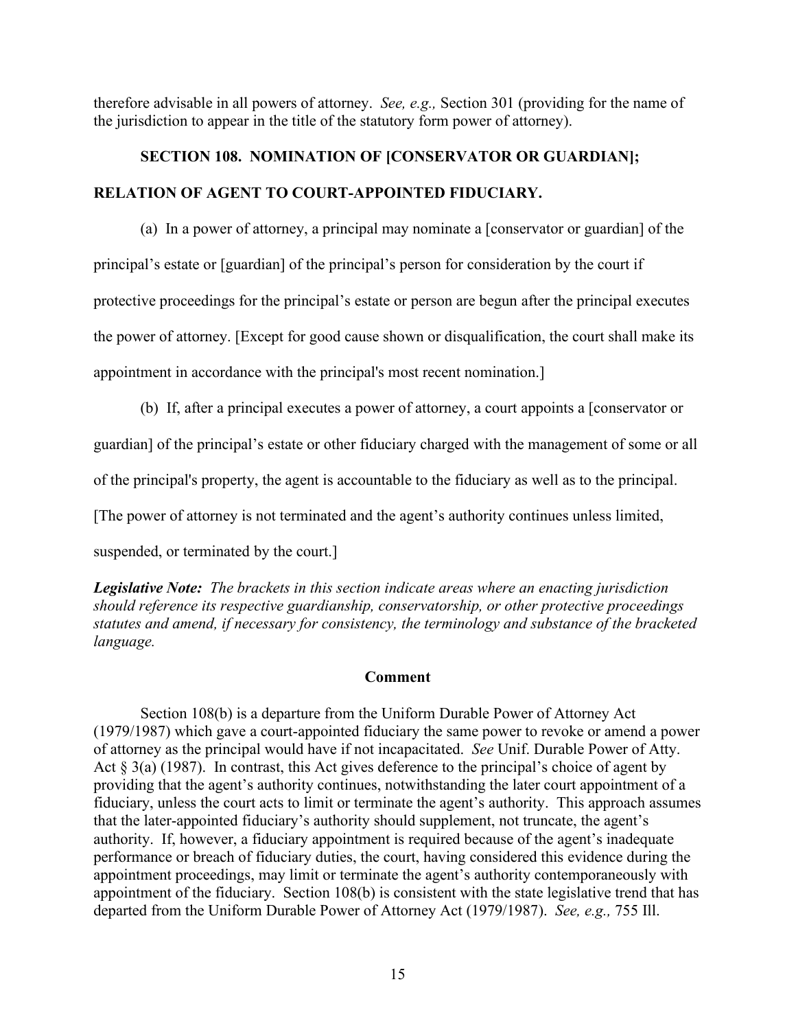therefore advisable in all powers of attorney. *See, e.g.,* Section 301 (providing for the name of the jurisdiction to appear in the title of the statutory form power of attorney).

### SECTION 108. NOMINATION OF [CONSERVATOR OR GUARDIAN]; RELATION OF AGENT TO COURT-APPOINTED FIDUCIARY.

(a) In a power of attorney, a principal may nominate a [conservator or guardian] of the principal's estate or [guardian] of the principal's person for consideration by the court if protective proceedings for the principal's estate or person are begun after the principal executes the power of attorney. [Except for good cause shown or disqualification, the court shall make its appointment in accordance with the principal's most recent nomination.]

(b) If, after a principal executes a power of attorney, a court appoints a [conservator or guardian] of the principal's estate or other fiduciary charged with the management of some or all of the principal's property, the agent is accountable to the fiduciary as well as to the principal. [The power of attorney is not terminated and the agent's authority continues unless limited, suspended, or terminated by the court.]

***Legislative Note:*** *The brackets in this section indicate areas where an enacting jurisdiction should reference its respective guardianship, conservatorship, or other protective proceedings statutes and amend, if necessary for consistency, the terminology and substance of the bracketed language.*

**Comment**

Section 108(b) is a departure from the Uniform Durable Power of Attorney Act (1979/1987) which gave a court-appointed fiduciary the same power to revoke or amend a power of attorney as the principal would have if not incapacitated. *See* Unif. Durable Power of Atty. Act § 3(a) (1987). In contrast, this Act gives deference to the principal's choice of agent by providing that the agent's authority continues, notwithstanding the later court appointment of a fiduciary, unless the court acts to limit or terminate the agent's authority. This approach assumes that the later-appointed fiduciary's authority should supplement, not truncate, the agent's authority. If, however, a fiduciary appointment is required because of the agent's inadequate performance or breach of fiduciary duties, the court, having considered this evidence during the appointment proceedings, may limit or terminate the agent's authority contemporaneously with appointment of the fiduciary. Section 108(b) is consistent with the state legislative trend that has departed from the Uniform Durable Power of Attorney Act (1979/1987). *See, e.g.,* 755 Ill.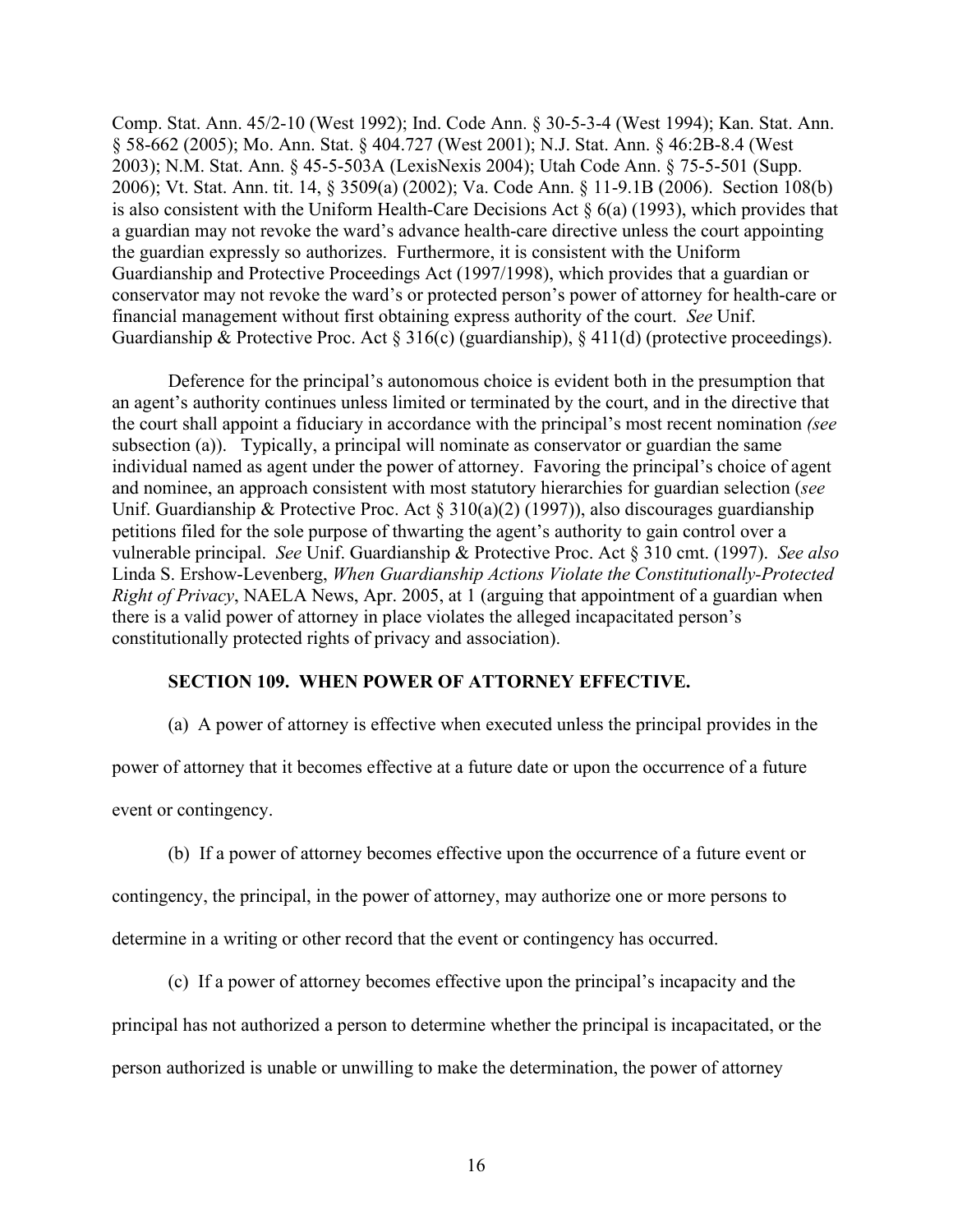Comp. Stat. Ann. 45/2-10 (West 1992); Ind. Code Ann. § 30-5-3-4 (West 1994); Kan. Stat. Ann. § 58-662 (2005); Mo. Ann. Stat. § 404.727 (West 2001); N.J. Stat. Ann. § 46:2B-8.4 (West 2003); N.M. Stat. Ann. § 45-5-503A (LexisNexis 2004); Utah Code Ann. § 75-5-501 (Supp. 2006); Vt. Stat. Ann. tit. 14, § 3509(a) (2002); Va. Code Ann. § 11-9.1B (2006). Section 108(b) is also consistent with the Uniform Health-Care Decisions Act § 6(a) (1993), which provides that a guardian may not revoke the ward's advance health-care directive unless the court appointing the guardian expressly so authorizes. Furthermore, it is consistent with the Uniform Guardianship and Protective Proceedings Act (1997/1998), which provides that a guardian or conservator may not revoke the ward's or protected person's power of attorney for health-care or financial management without first obtaining express authority of the court. *See* Unif. Guardianship & Protective Proc. Act § 316(c) (guardianship), § 411(d) (protective proceedings).

Deference for the principal's autonomous choice is evident both in the presumption that an agent's authority continues unless limited or terminated by the court, and in the directive that the court shall appoint a fiduciary in accordance with the principal's most recent nomination *(see* subsection (a)). Typically, a principal will nominate as conservator or guardian the same individual named as agent under the power of attorney. Favoring the principal's choice of agent and nominee, an approach consistent with most statutory hierarchies for guardian selection (*see* Unif. Guardianship & Protective Proc. Act § 310(a)(2) (1997)), also discourages guardianship petitions filed for the sole purpose of thwarting the agent's authority to gain control over a vulnerable principal. *See* Unif. Guardianship & Protective Proc. Act § 310 cmt. (1997). *See also* Linda S. Ershow-Levenberg, *When Guardianship Actions Violate the Constitutionally-Protected Right of Privacy*, NAELA News, Apr. 2005, at 1 (arguing that appointment of a guardian when there is a valid power of attorney in place violates the alleged incapacitated person's constitutionally protected rights of privacy and association).

**SECTION 109. WHEN POWER OF ATTORNEY EFFECTIVE.**

(a) A power of attorney is effective when executed unless the principal provides in the power of attorney that it becomes effective at a future date or upon the occurrence of a future event or contingency.

(b) If a power of attorney becomes effective upon the occurrence of a future event or contingency, the principal, in the power of attorney, may authorize one or more persons to determine in a writing or other record that the event or contingency has occurred.

(c) If a power of attorney becomes effective upon the principal's incapacity and the principal has not authorized a person to determine whether the principal is incapacitated, or the person authorized is unable or unwilling to make the determination, the power of attorney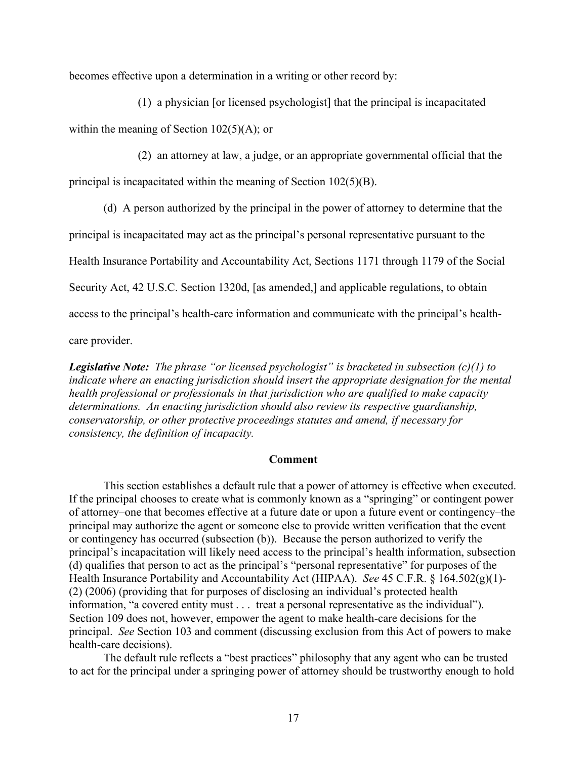becomes effective upon a determination in a writing or other record by:

(1) a physician [or licensed psychologist] that the principal is incapacitated within the meaning of Section 102(5)(A); or

(2) an attorney at law, a judge, or an appropriate governmental official that the principal is incapacitated within the meaning of Section 102(5)(B).

(d) A person authorized by the principal in the power of attorney to determine that the principal is incapacitated may act as the principal's personal representative pursuant to the Health Insurance Portability and Accountability Act, Sections 1171 through 1179 of the Social Security Act, 42 U.S.C. Section 1320d, [as amended,] and applicable regulations, to obtain access to the principal's health-care information and communicate with the principal's health-care provider.

***Legislative Note:*** *The phrase "or licensed psychologist" is bracketed in subsection (c)(1) to indicate where an enacting jurisdiction should insert the appropriate designation for the mental health professional or professionals in that jurisdiction who are qualified to make capacity determinations. An enacting jurisdiction should also review its respective guardianship, conservatorship, or other protective proceedings statutes and amend, if necessary for consistency, the definition of incapacity.*

**Comment**

This section establishes a default rule that a power of attorney is effective when executed. If the principal chooses to create what is commonly known as a "springing" or contingent power of attorney–one that becomes effective at a future date or upon a future event or contingency–the principal may authorize the agent or someone else to provide written verification that the event or contingency has occurred (subsection (b)). Because the person authorized to verify the principal's incapacitation will likely need access to the principal's health information, subsection (d) qualifies that person to act as the principal's "personal representative" for purposes of the Health Insurance Portability and Accountability Act (HIPAA). *See* 45 C.F.R. § 164.502(g)(1)-(2) (2006) (providing that for purposes of disclosing an individual's protected health information, "a covered entity must . . . treat a personal representative as the individual"). Section 109 does not, however, empower the agent to make health-care decisions for the principal. *See* Section 103 and comment (discussing exclusion from this Act of powers to make health-care decisions).

The default rule reflects a "best practices" philosophy that any agent who can be trusted to act for the principal under a springing power of attorney should be trustworthy enough to hold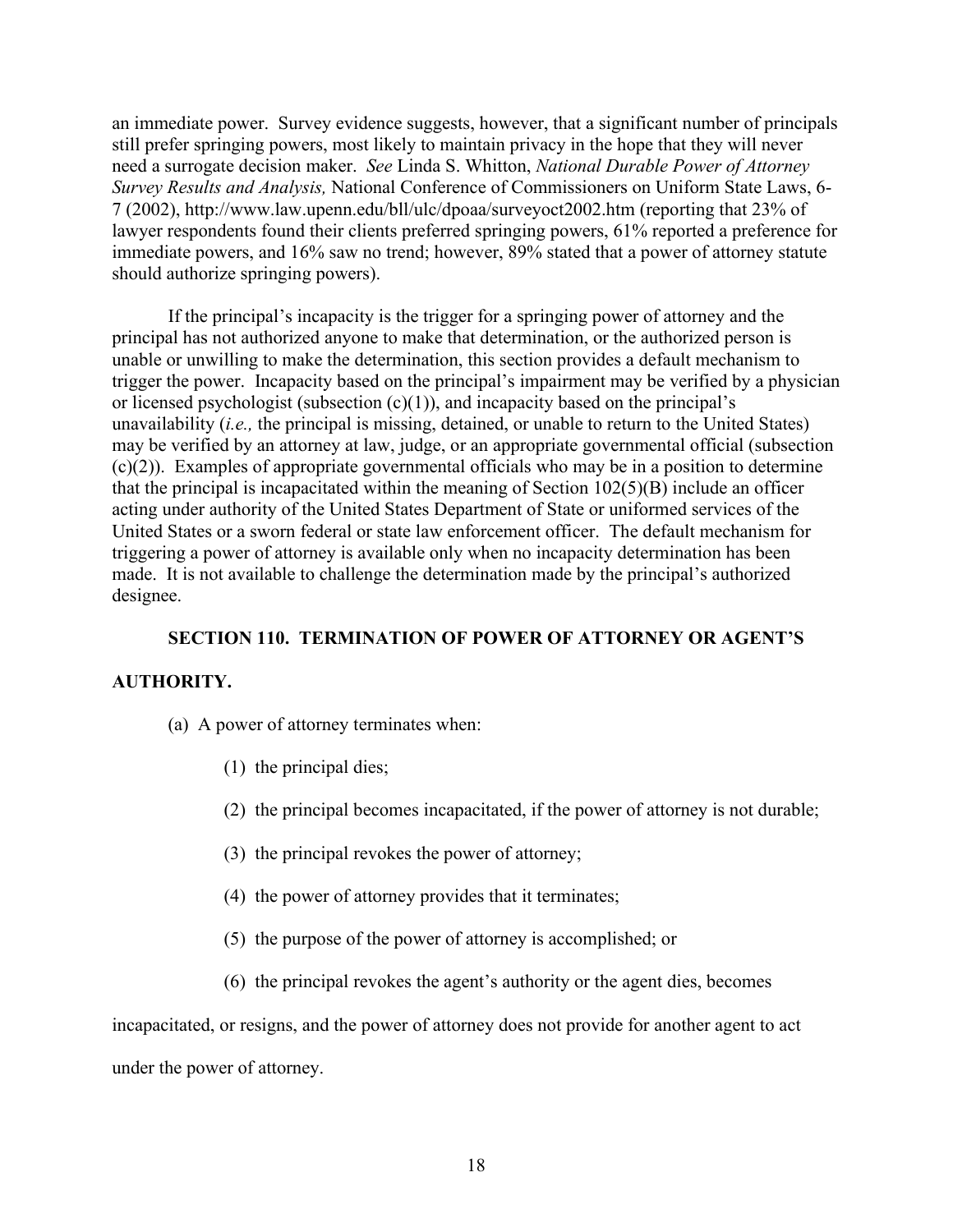an immediate power. Survey evidence suggests, however, that a significant number of principals still prefer springing powers, most likely to maintain privacy in the hope that they will never need a surrogate decision maker. *See* Linda S. Whitton, *National Durable Power of Attorney Survey Results and Analysis,* National Conference of Commissioners on Uniform State Laws, 6-7 (2002), http://www.law.upenn.edu/bll/ulc/dpoaa/surveyoct2002.htm (reporting that 23% of lawyer respondents found their clients preferred springing powers, 61% reported a preference for immediate powers, and 16% saw no trend; however, 89% stated that a power of attorney statute should authorize springing powers).

If the principal's incapacity is the trigger for a springing power of attorney and the principal has not authorized anyone to make that determination, or the authorized person is unable or unwilling to make the determination, this section provides a default mechanism to trigger the power. Incapacity based on the principal's impairment may be verified by a physician or licensed psychologist (subsection (c)(1)), and incapacity based on the principal's unavailability (*i.e.,* the principal is missing, detained, or unable to return to the United States) may be verified by an attorney at law, judge, or an appropriate governmental official (subsection (c)(2)). Examples of appropriate governmental officials who may be in a position to determine that the principal is incapacitated within the meaning of Section 102(5)(B) include an officer acting under authority of the United States Department of State or uniformed services of the United States or a sworn federal or state law enforcement officer. The default mechanism for triggering a power of attorney is available only when no incapacity determination has been made. It is not available to challenge the determination made by the principal's authorized designee.

## SECTION 110. TERMINATION OF POWER OF ATTORNEY OR AGENT'S AUTHORITY.

(a) A power of attorney terminates when:

(1) the principal dies;

(2) the principal becomes incapacitated, if the power of attorney is not durable;

(3) the principal revokes the power of attorney;

(4) the power of attorney provides that it terminates;

(5) the purpose of the power of attorney is accomplished; or

(6) the principal revokes the agent's authority or the agent dies, becomes incapacitated, or resigns, and the power of attorney does not provide for another agent to act under the power of attorney.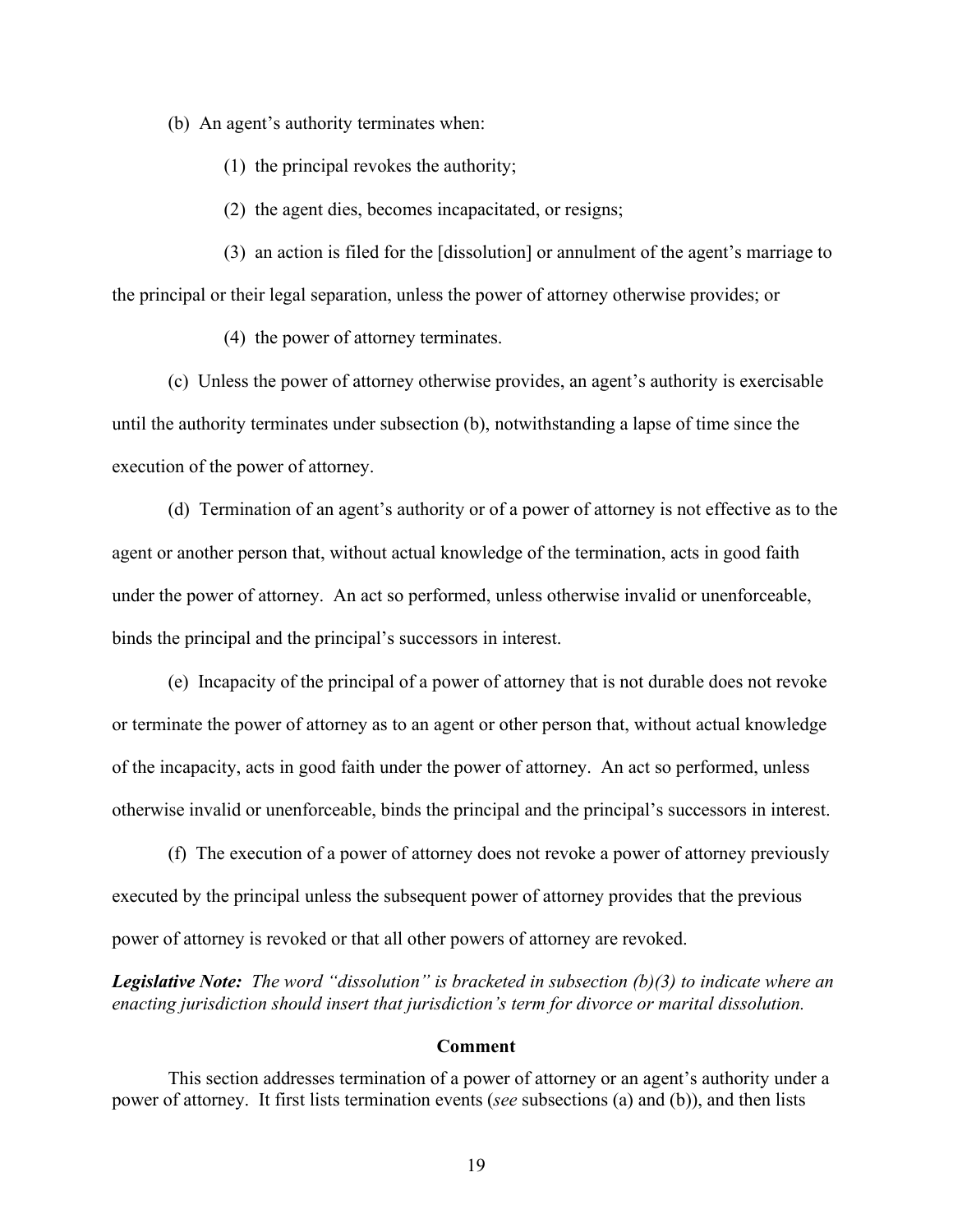(b) An agent's authority terminates when:

(1) the principal revokes the authority;

(2) the agent dies, becomes incapacitated, or resigns;

(3) an action is filed for the [dissolution] or annulment of the agent's marriage to the principal or their legal separation, unless the power of attorney otherwise provides; or

(4) the power of attorney terminates.

(c) Unless the power of attorney otherwise provides, an agent's authority is exercisable until the authority terminates under subsection (b), notwithstanding a lapse of time since the execution of the power of attorney.

(d) Termination of an agent's authority or of a power of attorney is not effective as to the agent or another person that, without actual knowledge of the termination, acts in good faith under the power of attorney. An act so performed, unless otherwise invalid or unenforceable, binds the principal and the principal's successors in interest.

(e) Incapacity of the principal of a power of attorney that is not durable does not revoke or terminate the power of attorney as to an agent or other person that, without actual knowledge of the incapacity, acts in good faith under the power of attorney. An act so performed, unless otherwise invalid or unenforceable, binds the principal and the principal's successors in interest.

(f) The execution of a power of attorney does not revoke a power of attorney previously executed by the principal unless the subsequent power of attorney provides that the previous power of attorney is revoked or that all other powers of attorney are revoked.

***Legislative Note:*** *The word "dissolution" is bracketed in subsection (b)(3) to indicate where an enacting jurisdiction should insert that jurisdiction's term for divorce or marital dissolution.*

**Comment**

This section addresses termination of a power of attorney or an agent's authority under a power of attorney. It first lists termination events (*see* subsections (a) and (b)), and then lists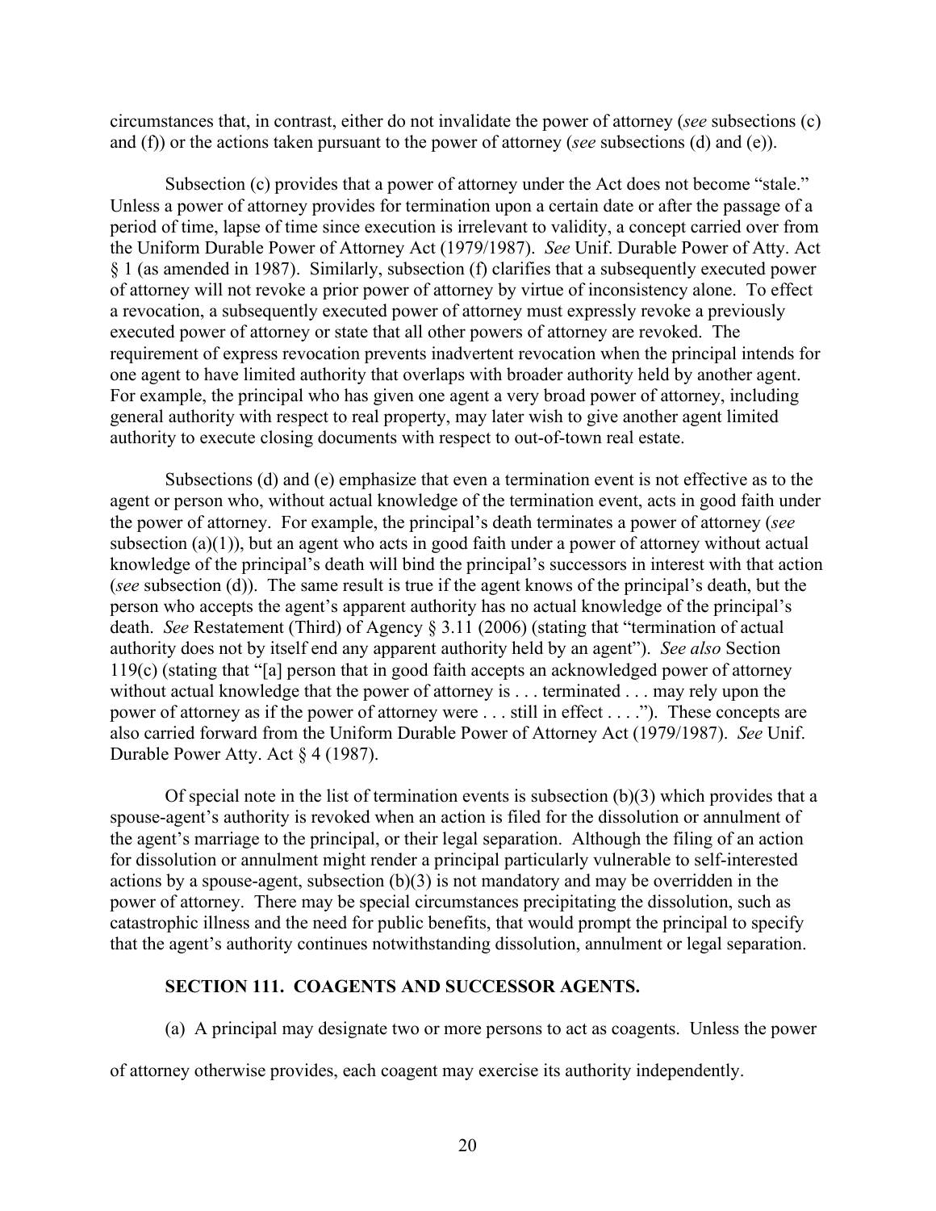circumstances that, in contrast, either do not invalidate the power of attorney (*see* subsections (c) and (f)) or the actions taken pursuant to the power of attorney (*see* subsections (d) and (e)).

Subsection (c) provides that a power of attorney under the Act does not become "stale." Unless a power of attorney provides for termination upon a certain date or after the passage of a period of time, lapse of time since execution is irrelevant to validity, a concept carried over from the Uniform Durable Power of Attorney Act (1979/1987). *See* Unif. Durable Power of Atty. Act § 1 (as amended in 1987). Similarly, subsection (f) clarifies that a subsequently executed power of attorney will not revoke a prior power of attorney by virtue of inconsistency alone. To effect a revocation, a subsequently executed power of attorney must expressly revoke a previously executed power of attorney or state that all other powers of attorney are revoked. The requirement of express revocation prevents inadvertent revocation when the principal intends for one agent to have limited authority that overlaps with broader authority held by another agent. For example, the principal who has given one agent a very broad power of attorney, including general authority with respect to real property, may later wish to give another agent limited authority to execute closing documents with respect to out-of-town real estate.

Subsections (d) and (e) emphasize that even a termination event is not effective as to the agent or person who, without actual knowledge of the termination event, acts in good faith under the power of attorney. For example, the principal's death terminates a power of attorney (*see* subsection (a)(1)), but an agent who acts in good faith under a power of attorney without actual knowledge of the principal's death will bind the principal's successors in interest with that action (*see* subsection (d)). The same result is true if the agent knows of the principal's death, but the person who accepts the agent's apparent authority has no actual knowledge of the principal's death. *See* Restatement (Third) of Agency § 3.11 (2006) (stating that "termination of actual authority does not by itself end any apparent authority held by an agent"). *See also* Section 119(c) (stating that "[a] person that in good faith accepts an acknowledged power of attorney without actual knowledge that the power of attorney is . . . terminated . . . may rely upon the power of attorney as if the power of attorney were . . . still in effect . . . ."). These concepts are also carried forward from the Uniform Durable Power of Attorney Act (1979/1987). *See* Unif. Durable Power Atty. Act § 4 (1987).

Of special note in the list of termination events is subsection (b)(3) which provides that a spouse-agent's authority is revoked when an action is filed for the dissolution or annulment of the agent's marriage to the principal, or their legal separation. Although the filing of an action for dissolution or annulment might render a principal particularly vulnerable to self-interested actions by a spouse-agent, subsection (b)(3) is not mandatory and may be overridden in the power of attorney. There may be special circumstances precipitating the dissolution, such as catastrophic illness and the need for public benefits, that would prompt the principal to specify that the agent's authority continues notwithstanding dissolution, annulment or legal separation.

**SECTION 111. COAGENTS AND SUCCESSOR AGENTS.**

(a) A principal may designate two or more persons to act as coagents. Unless the power of attorney otherwise provides, each coagent may exercise its authority independently.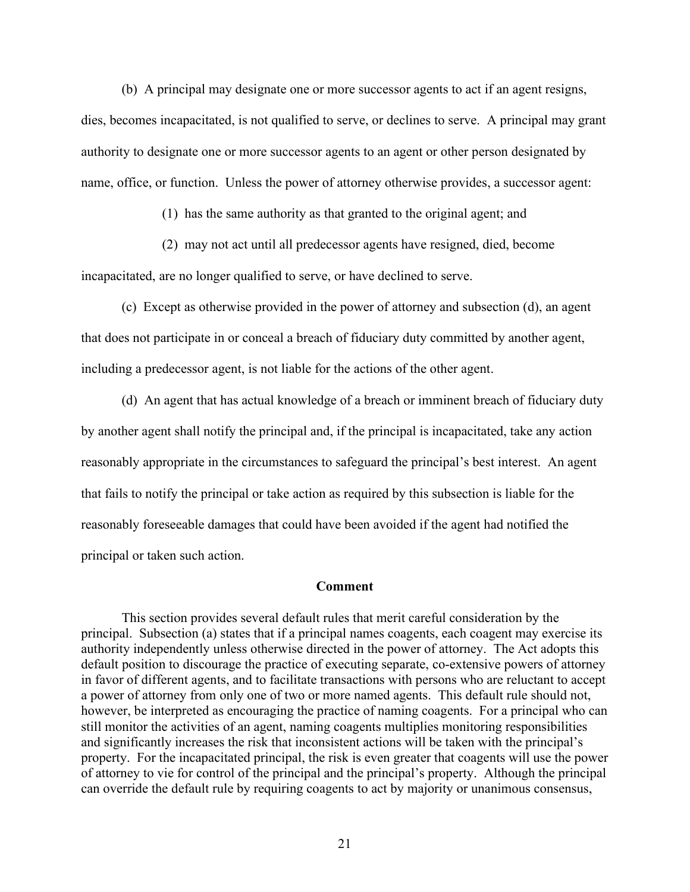(b) A principal may designate one or more successor agents to act if an agent resigns, dies, becomes incapacitated, is not qualified to serve, or declines to serve. A principal may grant authority to designate one or more successor agents to an agent or other person designated by name, office, or function. Unless the power of attorney otherwise provides, a successor agent:

(1) has the same authority as that granted to the original agent; and

(2) may not act until all predecessor agents have resigned, died, become incapacitated, are no longer qualified to serve, or have declined to serve.

(c) Except as otherwise provided in the power of attorney and subsection (d), an agent that does not participate in or conceal a breach of fiduciary duty committed by another agent, including a predecessor agent, is not liable for the actions of the other agent.

(d) An agent that has actual knowledge of a breach or imminent breach of fiduciary duty by another agent shall notify the principal and, if the principal is incapacitated, take any action reasonably appropriate in the circumstances to safeguard the principal's best interest. An agent that fails to notify the principal or take action as required by this subsection is liable for the reasonably foreseeable damages that could have been avoided if the agent had notified the principal or taken such action.

**Comment**

This section provides several default rules that merit careful consideration by the principal. Subsection (a) states that if a principal names coagents, each coagent may exercise its authority independently unless otherwise directed in the power of attorney. The Act adopts this default position to discourage the practice of executing separate, co-extensive powers of attorney in favor of different agents, and to facilitate transactions with persons who are reluctant to accept a power of attorney from only one of two or more named agents. This default rule should not, however, be interpreted as encouraging the practice of naming coagents. For a principal who can still monitor the activities of an agent, naming coagents multiplies monitoring responsibilities and significantly increases the risk that inconsistent actions will be taken with the principal's property. For the incapacitated principal, the risk is even greater that coagents will use the power of attorney to vie for control of the principal and the principal's property. Although the principal can override the default rule by requiring coagents to act by majority or unanimous consensus,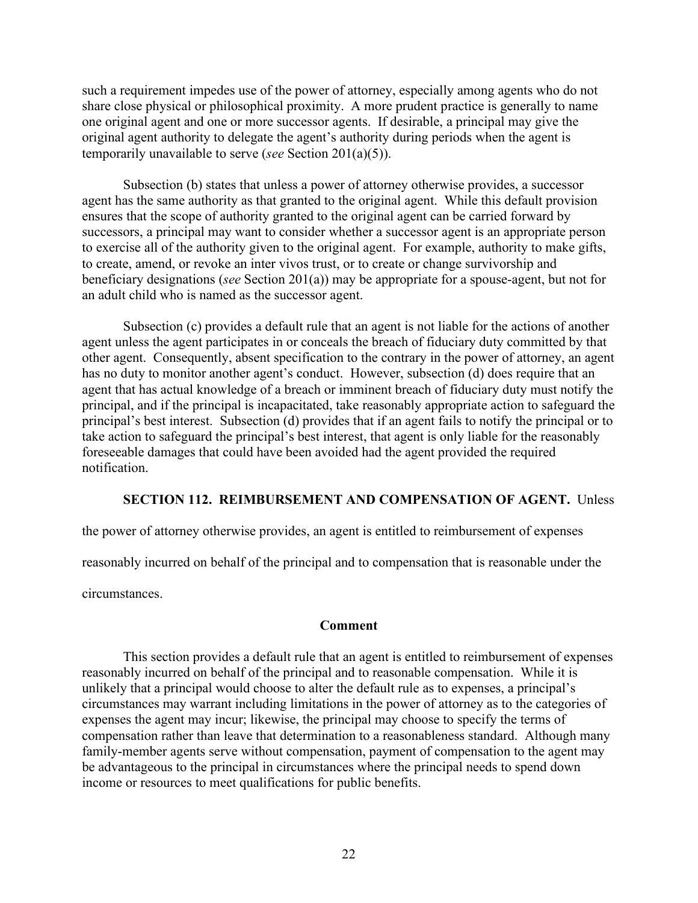such a requirement impedes use of the power of attorney, especially among agents who do not share close physical or philosophical proximity. A more prudent practice is generally to name one original agent and one or more successor agents. If desirable, a principal may give the original agent authority to delegate the agent's authority during periods when the agent is temporarily unavailable to serve (*see* Section 201(a)(5)).

Subsection (b) states that unless a power of attorney otherwise provides, a successor agent has the same authority as that granted to the original agent. While this default provision ensures that the scope of authority granted to the original agent can be carried forward by successors, a principal may want to consider whether a successor agent is an appropriate person to exercise all of the authority given to the original agent. For example, authority to make gifts, to create, amend, or revoke an inter vivos trust, or to create or change survivorship and beneficiary designations (*see* Section 201(a)) may be appropriate for a spouse-agent, but not for an adult child who is named as the successor agent.

Subsection (c) provides a default rule that an agent is not liable for the actions of another agent unless the agent participates in or conceals the breach of fiduciary duty committed by that other agent. Consequently, absent specification to the contrary in the power of attorney, an agent has no duty to monitor another agent's conduct. However, subsection (d) does require that an agent that has actual knowledge of a breach or imminent breach of fiduciary duty must notify the principal, and if the principal is incapacitated, take reasonably appropriate action to safeguard the principal's best interest. Subsection (d) provides that if an agent fails to notify the principal or to take action to safeguard the principal's best interest, that agent is only liable for the reasonably foreseeable damages that could have been avoided had the agent provided the required notification.

**SECTION 112. REIMBURSEMENT AND COMPENSATION OF AGENT.** Unless the power of attorney otherwise provides, an agent is entitled to reimbursement of expenses reasonably incurred on behalf of the principal and to compensation that is reasonable under the circumstances.

### Comment

This section provides a default rule that an agent is entitled to reimbursement of expenses reasonably incurred on behalf of the principal and to reasonable compensation. While it is unlikely that a principal would choose to alter the default rule as to expenses, a principal's circumstances may warrant including limitations in the power of attorney as to the categories of expenses the agent may incur; likewise, the principal may choose to specify the terms of compensation rather than leave that determination to a reasonableness standard. Although many family-member agents serve without compensation, payment of compensation to the agent may be advantageous to the principal in circumstances where the principal needs to spend down income or resources to meet qualifications for public benefits.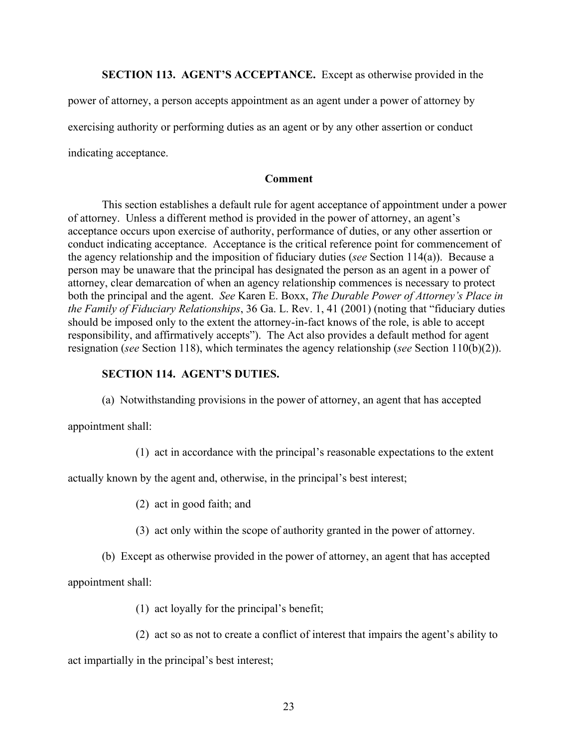**SECTION 113. AGENT'S ACCEPTANCE.** Except as otherwise provided in the power of attorney, a person accepts appointment as an agent under a power of attorney by exercising authority or performing duties as an agent or by any other assertion or conduct indicating acceptance.

**Comment**

This section establishes a default rule for agent acceptance of appointment under a power of attorney. Unless a different method is provided in the power of attorney, an agent's acceptance occurs upon exercise of authority, performance of duties, or any other assertion or conduct indicating acceptance. Acceptance is the critical reference point for commencement of the agency relationship and the imposition of fiduciary duties (*see* Section 114(a)). Because a person may be unaware that the principal has designated the person as an agent in a power of attorney, clear demarcation of when an agency relationship commences is necessary to protect both the principal and the agent. *See* Karen E. Boxx, *The Durable Power of Attorney's Place in the Family of Fiduciary Relationships*, 36 Ga. L. Rev. 1, 41 (2001) (noting that "fiduciary duties should be imposed only to the extent the attorney-in-fact knows of the role, is able to accept responsibility, and affirmatively accepts"). The Act also provides a default method for agent resignation (*see* Section 118), which terminates the agency relationship (*see* Section 110(b)(2)).

**SECTION 114. AGENT'S DUTIES.**

(a) Notwithstanding provisions in the power of attorney, an agent that has accepted appointment shall:

(1) act in accordance with the principal's reasonable expectations to the extent actually known by the agent and, otherwise, in the principal's best interest;

(2) act in good faith; and

(3) act only within the scope of authority granted in the power of attorney.

(b) Except as otherwise provided in the power of attorney, an agent that has accepted appointment shall:

(1) act loyally for the principal's benefit;

(2) act so as not to create a conflict of interest that impairs the agent's ability to act impartially in the principal's best interest;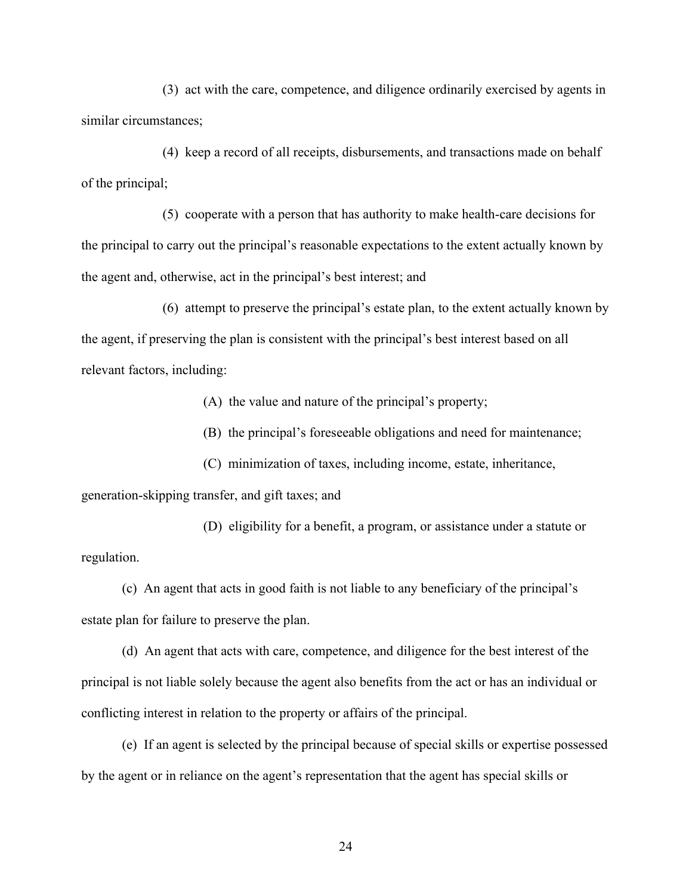(3) act with the care, competence, and diligence ordinarily exercised by agents in similar circumstances;

(4) keep a record of all receipts, disbursements, and transactions made on behalf of the principal;

(5) cooperate with a person that has authority to make health-care decisions for the principal to carry out the principal's reasonable expectations to the extent actually known by the agent and, otherwise, act in the principal's best interest; and

(6) attempt to preserve the principal's estate plan, to the extent actually known by the agent, if preserving the plan is consistent with the principal's best interest based on all relevant factors, including:

(A) the value and nature of the principal's property;

(B) the principal's foreseeable obligations and need for maintenance;

(C) minimization of taxes, including income, estate, inheritance, generation-skipping transfer, and gift taxes; and

(D) eligibility for a benefit, a program, or assistance under a statute or regulation.

(c) An agent that acts in good faith is not liable to any beneficiary of the principal's estate plan for failure to preserve the plan.

(d) An agent that acts with care, competence, and diligence for the best interest of the principal is not liable solely because the agent also benefits from the act or has an individual or conflicting interest in relation to the property or affairs of the principal.

(e) If an agent is selected by the principal because of special skills or expertise possessed by the agent or in reliance on the agent's representation that the agent has special skills or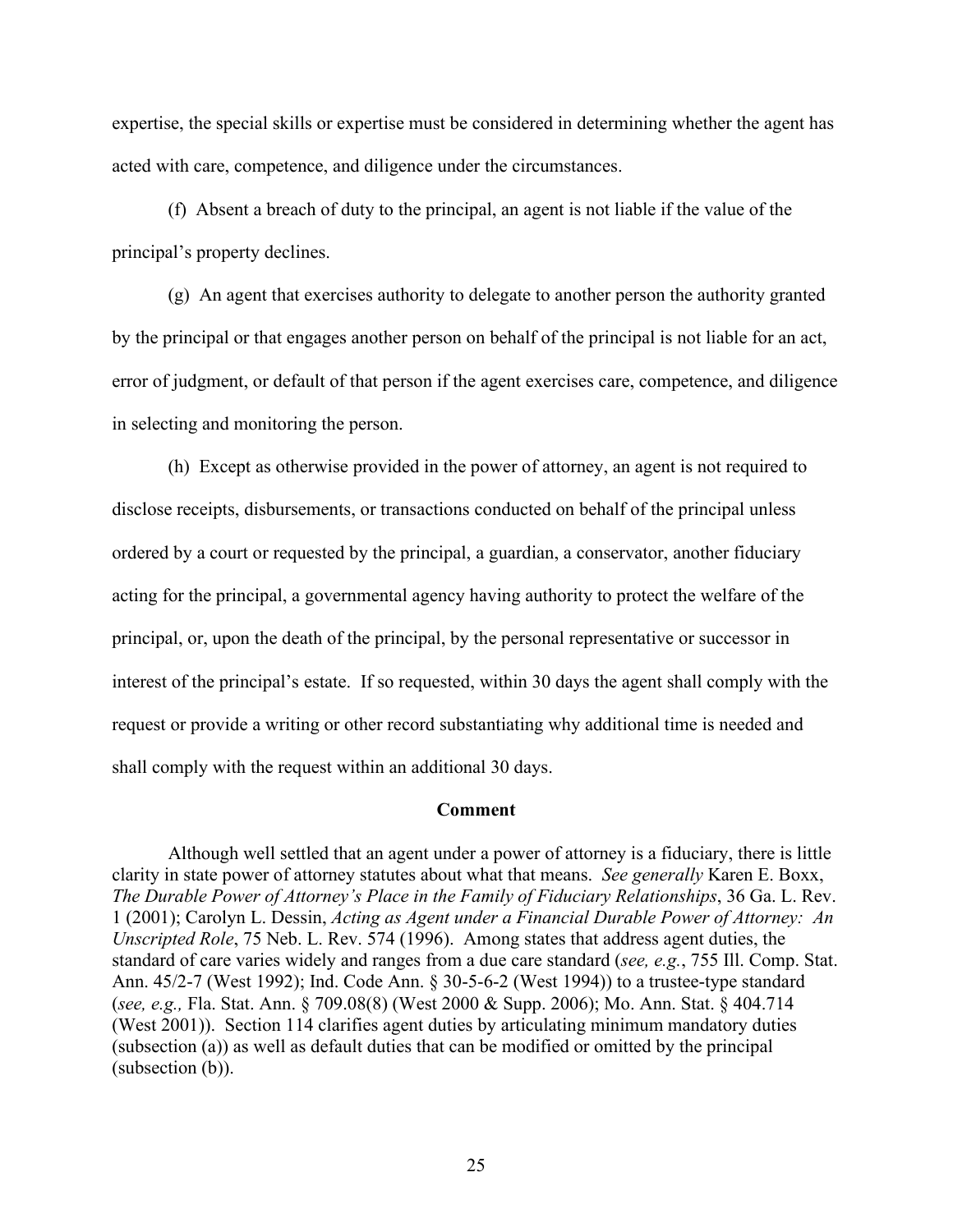expertise, the special skills or expertise must be considered in determining whether the agent has acted with care, competence, and diligence under the circumstances.

(f) Absent a breach of duty to the principal, an agent is not liable if the value of the principal's property declines.

(g) An agent that exercises authority to delegate to another person the authority granted by the principal or that engages another person on behalf of the principal is not liable for an act, error of judgment, or default of that person if the agent exercises care, competence, and diligence in selecting and monitoring the person.

(h) Except as otherwise provided in the power of attorney, an agent is not required to disclose receipts, disbursements, or transactions conducted on behalf of the principal unless ordered by a court or requested by the principal, a guardian, a conservator, another fiduciary acting for the principal, a governmental agency having authority to protect the welfare of the principal, or, upon the death of the principal, by the personal representative or successor in interest of the principal's estate. If so requested, within 30 days the agent shall comply with the request or provide a writing or other record substantiating why additional time is needed and shall comply with the request within an additional 30 days.

**Comment**

Although well settled that an agent under a power of attorney is a fiduciary, there is little clarity in state power of attorney statutes about what that means. *See generally* Karen E. Boxx, *The Durable Power of Attorney's Place in the Family of Fiduciary Relationships*, 36 Ga. L. Rev. 1 (2001); Carolyn L. Dessin, *Acting as Agent under a Financial Durable Power of Attorney: An Unscripted Role*, 75 Neb. L. Rev. 574 (1996). Among states that address agent duties, the standard of care varies widely and ranges from a due care standard (*see, e.g.*, 755 Ill. Comp. Stat. Ann. 45/2-7 (West 1992); Ind. Code Ann. § 30-5-6-2 (West 1994)) to a trustee-type standard (*see, e.g.,* Fla. Stat. Ann. § 709.08(8) (West 2000 & Supp. 2006); Mo. Ann. Stat. § 404.714 (West 2001)). Section 114 clarifies agent duties by articulating minimum mandatory duties (subsection (a)) as well as default duties that can be modified or omitted by the principal (subsection (b)).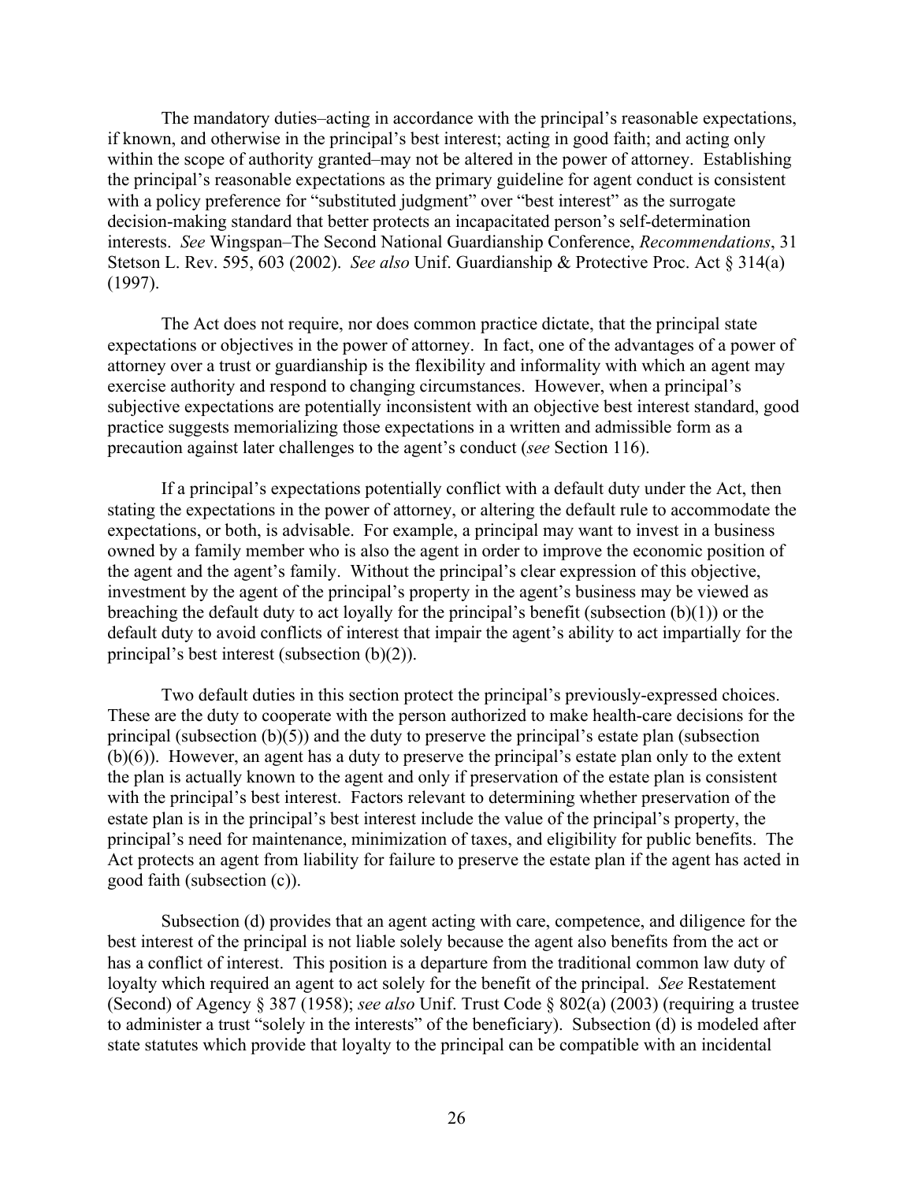The mandatory duties–acting in accordance with the principal's reasonable expectations, if known, and otherwise in the principal's best interest; acting in good faith; and acting only within the scope of authority granted–may not be altered in the power of attorney. Establishing the principal's reasonable expectations as the primary guideline for agent conduct is consistent with a policy preference for "substituted judgment" over "best interest" as the surrogate decision-making standard that better protects an incapacitated person's self-determination interests. *See* Wingspan–The Second National Guardianship Conference, *Recommendations*, 31 Stetson L. Rev. 595, 603 (2002). *See also* Unif. Guardianship & Protective Proc. Act § 314(a) (1997).

The Act does not require, nor does common practice dictate, that the principal state expectations or objectives in the power of attorney. In fact, one of the advantages of a power of attorney over a trust or guardianship is the flexibility and informality with which an agent may exercise authority and respond to changing circumstances. However, when a principal's subjective expectations are potentially inconsistent with an objective best interest standard, good practice suggests memorializing those expectations in a written and admissible form as a precaution against later challenges to the agent's conduct (*see* Section 116).

If a principal's expectations potentially conflict with a default duty under the Act, then stating the expectations in the power of attorney, or altering the default rule to accommodate the expectations, or both, is advisable. For example, a principal may want to invest in a business owned by a family member who is also the agent in order to improve the economic position of the agent and the agent's family. Without the principal's clear expression of this objective, investment by the agent of the principal's property in the agent's business may be viewed as breaching the default duty to act loyally for the principal's benefit (subsection (b)(1)) or the default duty to avoid conflicts of interest that impair the agent's ability to act impartially for the principal's best interest (subsection (b)(2)).

Two default duties in this section protect the principal's previously-expressed choices. These are the duty to cooperate with the person authorized to make health-care decisions for the principal (subsection (b)(5)) and the duty to preserve the principal's estate plan (subsection (b)(6)). However, an agent has a duty to preserve the principal's estate plan only to the extent the plan is actually known to the agent and only if preservation of the estate plan is consistent with the principal's best interest. Factors relevant to determining whether preservation of the estate plan is in the principal's best interest include the value of the principal's property, the principal's need for maintenance, minimization of taxes, and eligibility for public benefits. The Act protects an agent from liability for failure to preserve the estate plan if the agent has acted in good faith (subsection (c)).

Subsection (d) provides that an agent acting with care, competence, and diligence for the best interest of the principal is not liable solely because the agent also benefits from the act or has a conflict of interest. This position is a departure from the traditional common law duty of loyalty which required an agent to act solely for the benefit of the principal. *See* Restatement (Second) of Agency § 387 (1958); *see also* Unif. Trust Code § 802(a) (2003) (requiring a trustee to administer a trust "solely in the interests" of the beneficiary). Subsection (d) is modeled after state statutes which provide that loyalty to the principal can be compatible with an incidental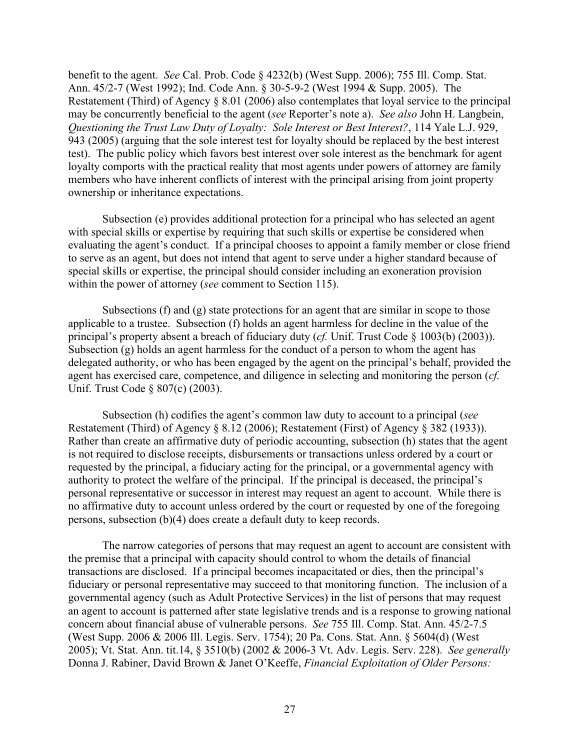benefit to the agent. *See* Cal. Prob. Code § 4232(b) (West Supp. 2006); 755 Ill. Comp. Stat. Ann. 45/2-7 (West 1992); Ind. Code Ann. § 30-5-9-2 (West 1994 & Supp. 2005). The Restatement (Third) of Agency § 8.01 (2006) also contemplates that loyal service to the principal may be concurrently beneficial to the agent (*see* Reporter's note a). *See also* John H. Langbein, *Questioning the Trust Law Duty of Loyalty: Sole Interest or Best Interest?*, 114 Yale L.J. 929, 943 (2005) (arguing that the sole interest test for loyalty should be replaced by the best interest test). The public policy which favors best interest over sole interest as the benchmark for agent loyalty comports with the practical reality that most agents under powers of attorney are family members who have inherent conflicts of interest with the principal arising from joint property ownership or inheritance expectations.

Subsection (e) provides additional protection for a principal who has selected an agent with special skills or expertise by requiring that such skills or expertise be considered when evaluating the agent's conduct. If a principal chooses to appoint a family member or close friend to serve as an agent, but does not intend that agent to serve under a higher standard because of special skills or expertise, the principal should consider including an exoneration provision within the power of attorney (*see* comment to Section 115).

Subsections (f) and (g) state protections for an agent that are similar in scope to those applicable to a trustee. Subsection (f) holds an agent harmless for decline in the value of the principal's property absent a breach of fiduciary duty (*cf.* Unif. Trust Code § 1003(b) (2003)). Subsection (g) holds an agent harmless for the conduct of a person to whom the agent has delegated authority, or who has been engaged by the agent on the principal's behalf, provided the agent has exercised care, competence, and diligence in selecting and monitoring the person (*cf.* Unif. Trust Code § 807(c) (2003).

Subsection (h) codifies the agent's common law duty to account to a principal (*see* Restatement (Third) of Agency § 8.12 (2006); Restatement (First) of Agency § 382 (1933)). Rather than create an affirmative duty of periodic accounting, subsection (h) states that the agent is not required to disclose receipts, disbursements or transactions unless ordered by a court or requested by the principal, a fiduciary acting for the principal, or a governmental agency with authority to protect the welfare of the principal. If the principal is deceased, the principal's personal representative or successor in interest may request an agent to account. While there is no affirmative duty to account unless ordered by the court or requested by one of the foregoing persons, subsection (b)(4) does create a default duty to keep records.

The narrow categories of persons that may request an agent to account are consistent with the premise that a principal with capacity should control to whom the details of financial transactions are disclosed. If a principal becomes incapacitated or dies, then the principal's fiduciary or personal representative may succeed to that monitoring function. The inclusion of a governmental agency (such as Adult Protective Services) in the list of persons that may request an agent to account is patterned after state legislative trends and is a response to growing national concern about financial abuse of vulnerable persons. *See* 755 Ill. Comp. Stat. Ann. 45/2-7.5 (West Supp. 2006 & 2006 Ill. Legis. Serv. 1754); 20 Pa. Cons. Stat. Ann. § 5604(d) (West 2005); Vt. Stat. Ann. tit.14, § 3510(b) (2002 & 2006-3 Vt. Adv. Legis. Serv. 228). *See generally* Donna J. Rabiner, David Brown & Janet O'Keeffe, *Financial Exploitation of Older Persons:*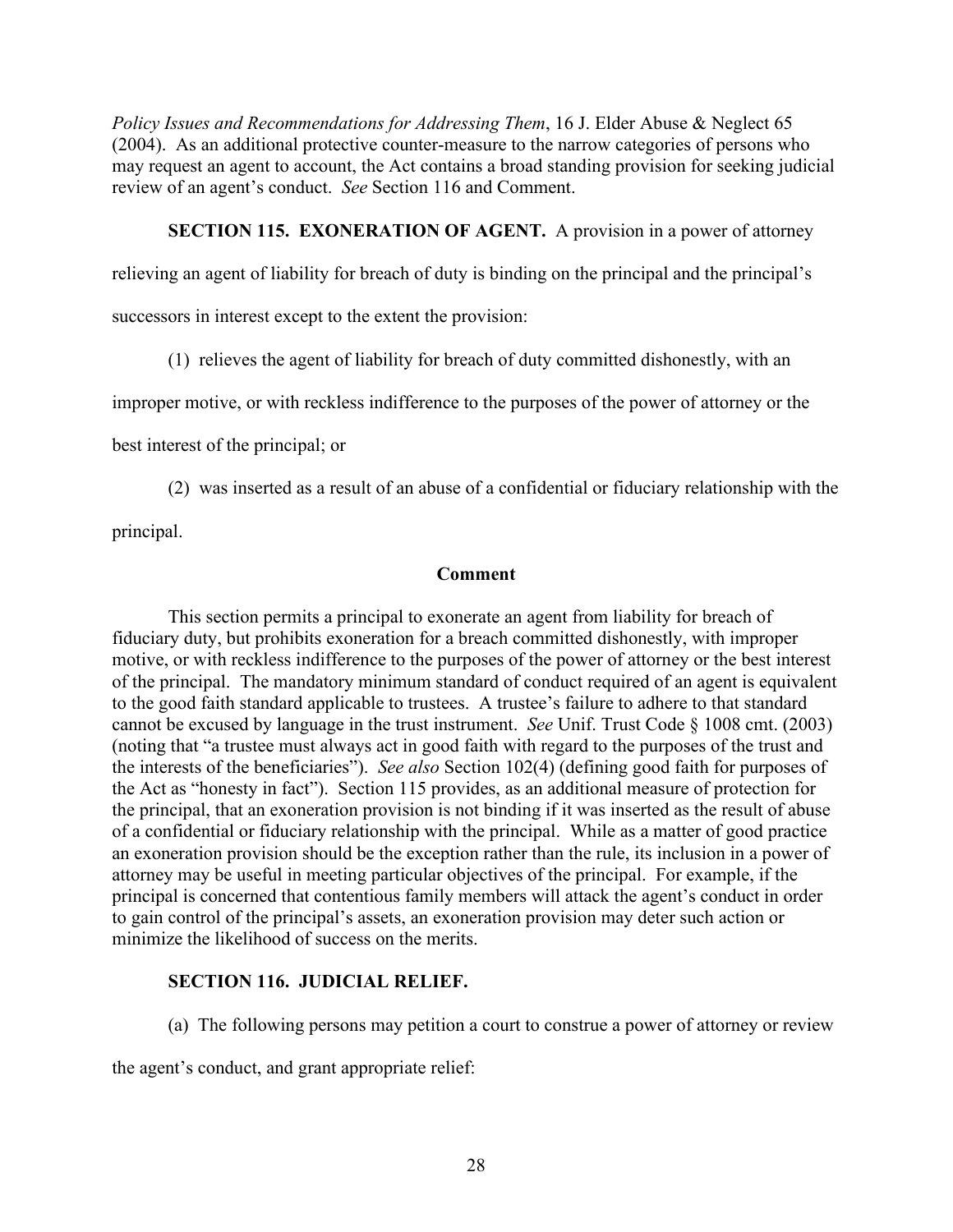*Policy Issues and Recommendations for Addressing Them*, 16 J. Elder Abuse & Neglect 65 (2004). As an additional protective counter-measure to the narrow categories of persons who may request an agent to account, the Act contains a broad standing provision for seeking judicial review of an agent's conduct. *See* Section 116 and Comment.

**SECTION 115. EXONERATION OF AGENT.** A provision in a power of attorney relieving an agent of liability for breach of duty is binding on the principal and the principal's successors in interest except to the extent the provision:

(1) relieves the agent of liability for breach of duty committed dishonestly, with an improper motive, or with reckless indifference to the purposes of the power of attorney or the best interest of the principal; or

(2) was inserted as a result of an abuse of a confidential or fiduciary relationship with the principal.

**Comment**

This section permits a principal to exonerate an agent from liability for breach of fiduciary duty, but prohibits exoneration for a breach committed dishonestly, with improper motive, or with reckless indifference to the purposes of the power of attorney or the best interest of the principal. The mandatory minimum standard of conduct required of an agent is equivalent to the good faith standard applicable to trustees. A trustee's failure to adhere to that standard cannot be excused by language in the trust instrument. *See* Unif. Trust Code § 1008 cmt. (2003) (noting that "a trustee must always act in good faith with regard to the purposes of the trust and the interests of the beneficiaries"). *See also* Section 102(4) (defining good faith for purposes of the Act as "honesty in fact"). Section 115 provides, as an additional measure of protection for the principal, that an exoneration provision is not binding if it was inserted as the result of abuse of a confidential or fiduciary relationship with the principal. While as a matter of good practice an exoneration provision should be the exception rather than the rule, its inclusion in a power of attorney may be useful in meeting particular objectives of the principal. For example, if the principal is concerned that contentious family members will attack the agent's conduct in order to gain control of the principal's assets, an exoneration provision may deter such action or minimize the likelihood of success on the merits.

**SECTION 116. JUDICIAL RELIEF.**

(a) The following persons may petition a court to construe a power of attorney or review the agent's conduct, and grant appropriate relief: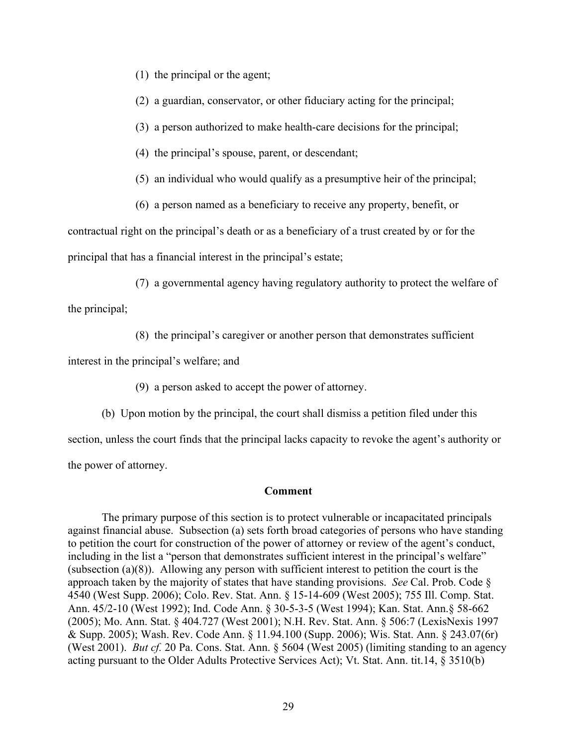(1) the principal or the agent;

(2) a guardian, conservator, or other fiduciary acting for the principal;

(3) a person authorized to make health-care decisions for the principal;

(4) the principal's spouse, parent, or descendant;

(5) an individual who would qualify as a presumptive heir of the principal;

(6) a person named as a beneficiary to receive any property, benefit, or contractual right on the principal's death or as a beneficiary of a trust created by or for the principal that has a financial interest in the principal's estate;

(7) a governmental agency having regulatory authority to protect the welfare of the principal;

(8) the principal's caregiver or another person that demonstrates sufficient interest in the principal's welfare; and

(9) a person asked to accept the power of attorney.

(b) Upon motion by the principal, the court shall dismiss a petition filed under this section, unless the court finds that the principal lacks capacity to revoke the agent's authority or the power of attorney.

**Comment**

The primary purpose of this section is to protect vulnerable or incapacitated principals against financial abuse. Subsection (a) sets forth broad categories of persons who have standing to petition the court for construction of the power of attorney or review of the agent's conduct, including in the list a "person that demonstrates sufficient interest in the principal's welfare" (subsection (a)(8)). Allowing any person with sufficient interest to petition the court is the approach taken by the majority of states that have standing provisions. *See* Cal. Prob. Code § 4540 (West Supp. 2006); Colo. Rev. Stat. Ann. § 15-14-609 (West 2005); 755 Ill. Comp. Stat. Ann. 45/2-10 (West 1992); Ind. Code Ann. § 30-5-3-5 (West 1994); Kan. Stat. Ann.§ 58-662 (2005); Mo. Ann. Stat. § 404.727 (West 2001); N.H. Rev. Stat. Ann. § 506:7 (LexisNexis 1997 & Supp. 2005); Wash. Rev. Code Ann. § 11.94.100 (Supp. 2006); Wis. Stat. Ann. § 243.07(6r) (West 2001). *But cf.* 20 Pa. Cons. Stat. Ann. § 5604 (West 2005) (limiting standing to an agency acting pursuant to the Older Adults Protective Services Act); Vt. Stat. Ann. tit.14, § 3510(b)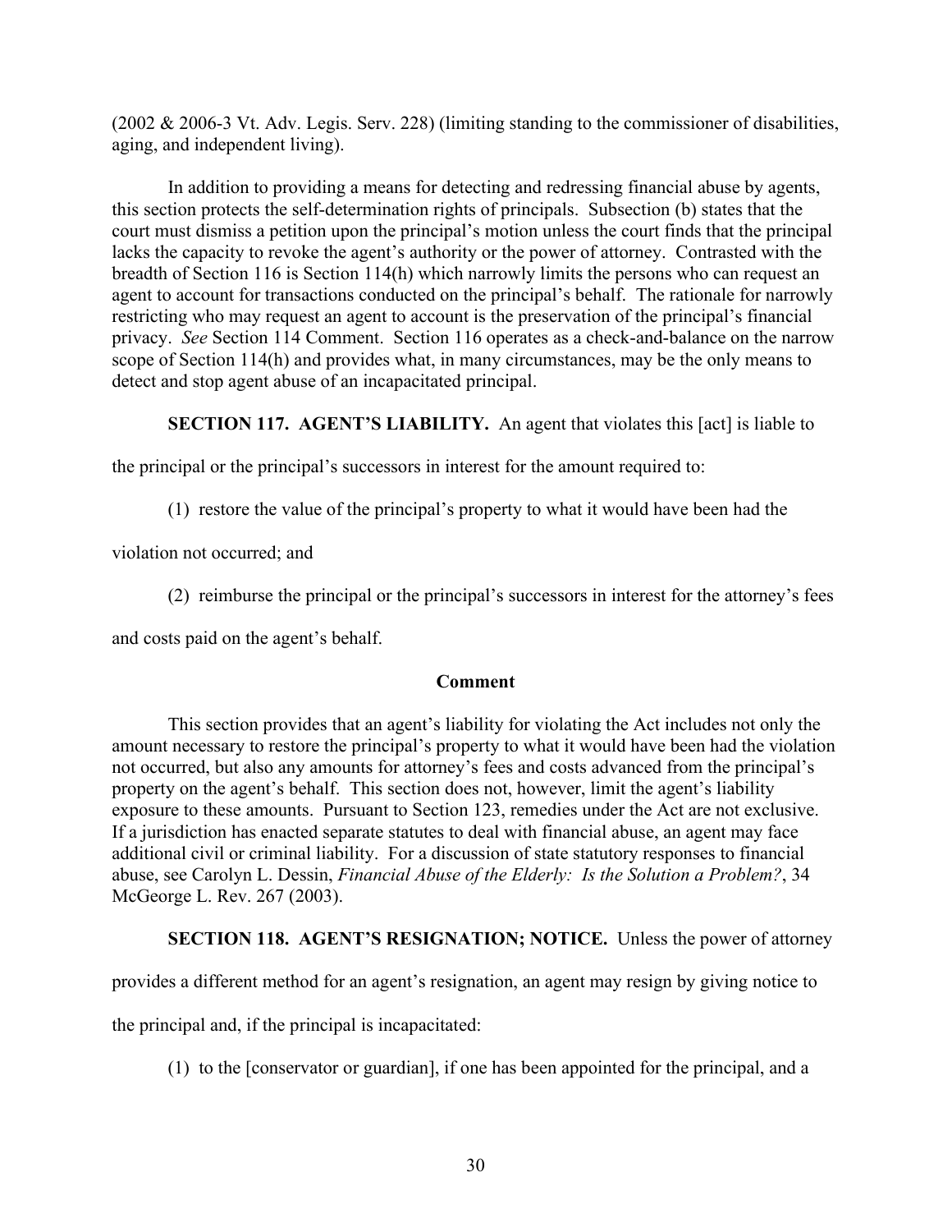(2002 & 2006-3 Vt. Adv. Legis. Serv. 228) (limiting standing to the commissioner of disabilities, aging, and independent living).

In addition to providing a means for detecting and redressing financial abuse by agents, this section protects the self-determination rights of principals. Subsection (b) states that the court must dismiss a petition upon the principal's motion unless the court finds that the principal lacks the capacity to revoke the agent's authority or the power of attorney. Contrasted with the breadth of Section 116 is Section 114(h) which narrowly limits the persons who can request an agent to account for transactions conducted on the principal's behalf. The rationale for narrowly restricting who may request an agent to account is the preservation of the principal's financial privacy. *See* Section 114 Comment. Section 116 operates as a check-and-balance on the narrow scope of Section 114(h) and provides what, in many circumstances, may be the only means to detect and stop agent abuse of an incapacitated principal.

**SECTION 117. AGENT'S LIABILITY.** An agent that violates this [act] is liable to the principal or the principal's successors in interest for the amount required to:

(1) restore the value of the principal's property to what it would have been had the violation not occurred; and

(2) reimburse the principal or the principal's successors in interest for the attorney's fees and costs paid on the agent's behalf.

**Comment**

This section provides that an agent's liability for violating the Act includes not only the amount necessary to restore the principal's property to what it would have been had the violation not occurred, but also any amounts for attorney's fees and costs advanced from the principal's property on the agent's behalf. This section does not, however, limit the agent's liability exposure to these amounts. Pursuant to Section 123, remedies under the Act are not exclusive. If a jurisdiction has enacted separate statutes to deal with financial abuse, an agent may face additional civil or criminal liability. For a discussion of state statutory responses to financial abuse, see Carolyn L. Dessin, *Financial Abuse of the Elderly: Is the Solution a Problem?*, 34 McGeorge L. Rev. 267 (2003).

**SECTION 118. AGENT'S RESIGNATION; NOTICE.** Unless the power of attorney provides a different method for an agent's resignation, an agent may resign by giving notice to the principal and, if the principal is incapacitated:

(1) to the [conservator or guardian], if one has been appointed for the principal, and a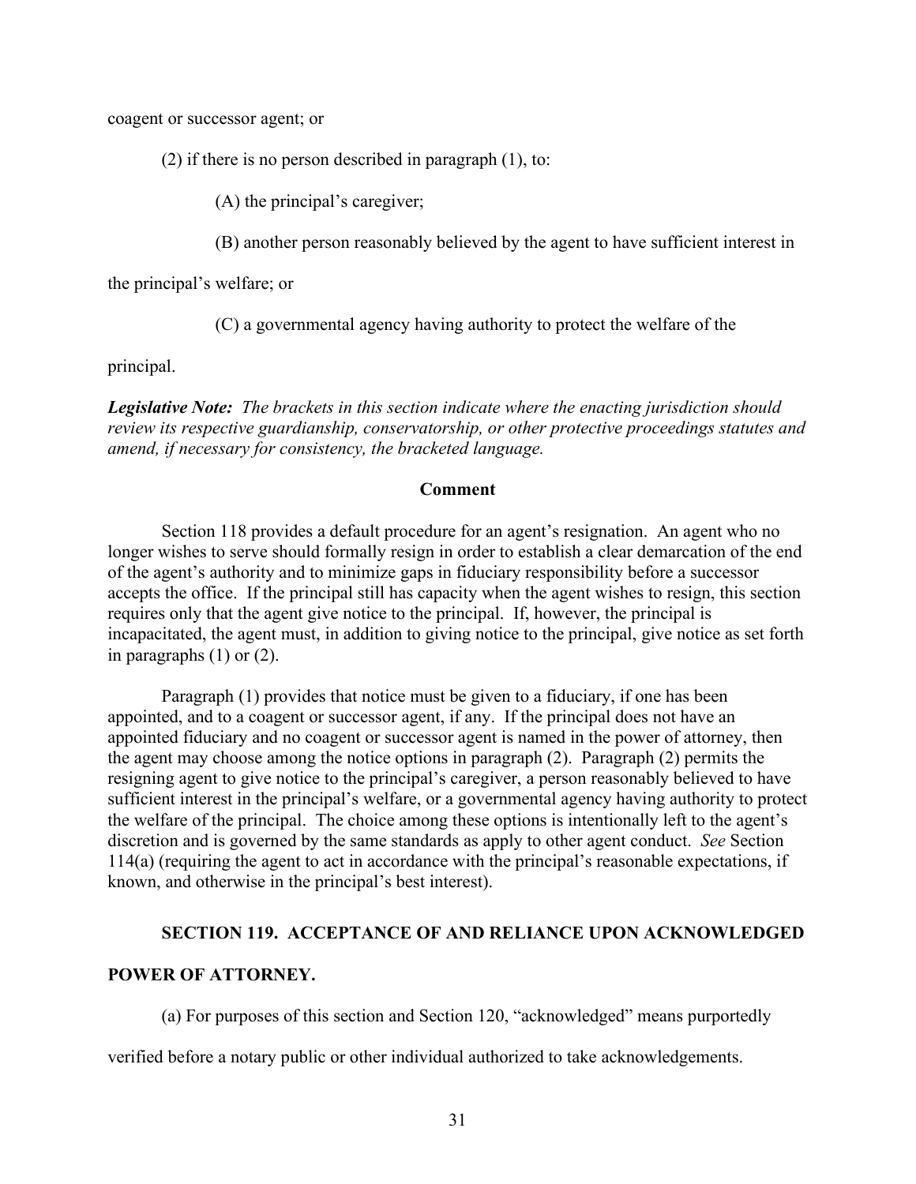coagent or successor agent; or

(2) if there is no person described in paragraph (1), to:

(A) the principal's caregiver;

(B) another person reasonably believed by the agent to have sufficient interest in the principal's welfare; or

(C) a governmental agency having authority to protect the welfare of the principal.

***Legislative Note:*** *The brackets in this section indicate where the enacting jurisdiction should review its respective guardianship, conservatorship, or other protective proceedings statutes and amend, if necessary for consistency, the bracketed language.*

**Comment**

Section 118 provides a default procedure for an agent's resignation. An agent who no longer wishes to serve should formally resign in order to establish a clear demarcation of the end of the agent's authority and to minimize gaps in fiduciary responsibility before a successor accepts the office. If the principal still has capacity when the agent wishes to resign, this section requires only that the agent give notice to the principal. If, however, the principal is incapacitated, the agent must, in addition to giving notice to the principal, give notice as set forth in paragraphs (1) or (2).

Paragraph (1) provides that notice must be given to a fiduciary, if one has been appointed, and to a coagent or successor agent, if any. If the principal does not have an appointed fiduciary and no coagent or successor agent is named in the power of attorney, then the agent may choose among the notice options in paragraph (2). Paragraph (2) permits the resigning agent to give notice to the principal's caregiver, a person reasonably believed to have sufficient interest in the principal's welfare, or a governmental agency having authority to protect the welfare of the principal. The choice among these options is intentionally left to the agent's discretion and is governed by the same standards as apply to other agent conduct. *See* Section 114(a) (requiring the agent to act in accordance with the principal's reasonable expectations, if known, and otherwise in the principal's best interest).

## SECTION 119. ACCEPTANCE OF AND RELIANCE UPON ACKNOWLEDGED POWER OF ATTORNEY.

(a) For purposes of this section and Section 120, "acknowledged" means purportedly verified before a notary public or other individual authorized to take acknowledgements.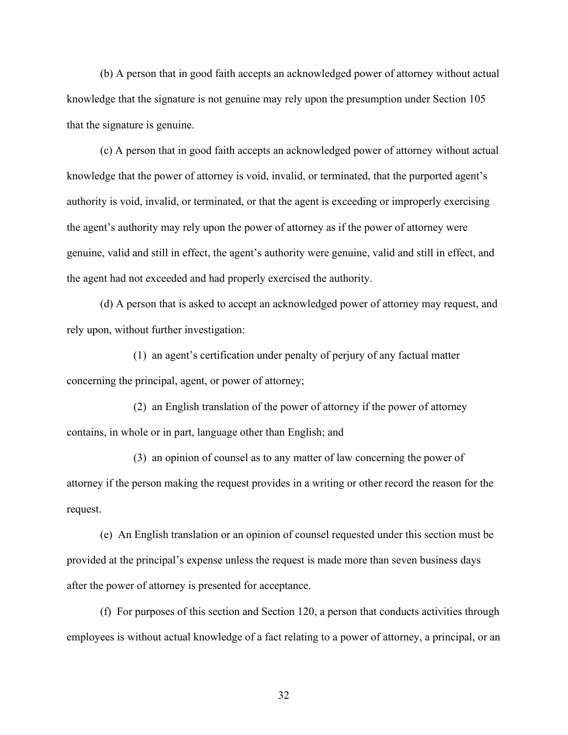(b) A person that in good faith accepts an acknowledged power of attorney without actual knowledge that the signature is not genuine may rely upon the presumption under Section 105 that the signature is genuine.

(c) A person that in good faith accepts an acknowledged power of attorney without actual knowledge that the power of attorney is void, invalid, or terminated, that the purported agent's authority is void, invalid, or terminated, or that the agent is exceeding or improperly exercising the agent's authority may rely upon the power of attorney as if the power of attorney were genuine, valid and still in effect, the agent's authority were genuine, valid and still in effect, and the agent had not exceeded and had properly exercised the authority.

(d) A person that is asked to accept an acknowledged power of attorney may request, and rely upon, without further investigation:

(1) an agent's certification under penalty of perjury of any factual matter concerning the principal, agent, or power of attorney;

(2) an English translation of the power of attorney if the power of attorney contains, in whole or in part, language other than English; and

(3) an opinion of counsel as to any matter of law concerning the power of attorney if the person making the request provides in a writing or other record the reason for the request.

(e) An English translation or an opinion of counsel requested under this section must be provided at the principal's expense unless the request is made more than seven business days after the power of attorney is presented for acceptance.

(f) For purposes of this section and Section 120, a person that conducts activities through employees is without actual knowledge of a fact relating to a power of attorney, a principal, or an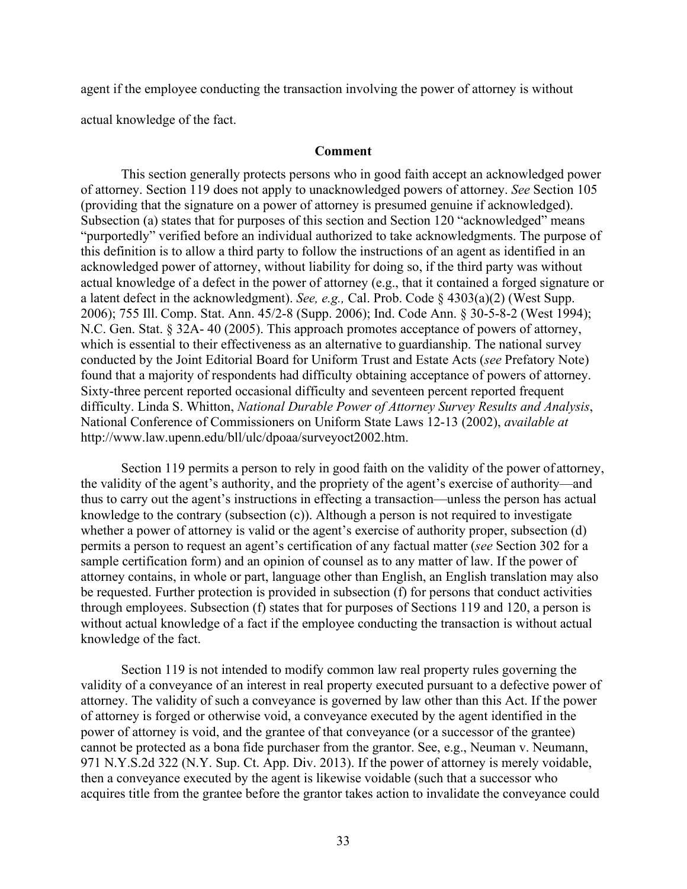agent if the employee conducting the transaction involving the power of attorney is without actual knowledge of the fact.

### Comment

This section generally protects persons who in good faith accept an acknowledged power of attorney. Section 119 does not apply to unacknowledged powers of attorney. *See* Section 105 (providing that the signature on a power of attorney is presumed genuine if acknowledged). Subsection (a) states that for purposes of this section and Section 120 "acknowledged" means "purportedly" verified before an individual authorized to take acknowledgments. The purpose of this definition is to allow a third party to follow the instructions of an agent as identified in an acknowledged power of attorney, without liability for doing so, if the third party was without actual knowledge of a defect in the power of attorney (e.g., that it contained a forged signature or a latent defect in the acknowledgment). *See, e.g.,* Cal. Prob. Code § 4303(a)(2) (West Supp. 2006); 755 Ill. Comp. Stat. Ann. 45/2-8 (Supp. 2006); Ind. Code Ann. § 30-5-8-2 (West 1994); N.C. Gen. Stat. § 32A- 40 (2005). This approach promotes acceptance of powers of attorney, which is essential to their effectiveness as an alternative to guardianship. The national survey conducted by the Joint Editorial Board for Uniform Trust and Estate Acts (*see* Prefatory Note) found that a majority of respondents had difficulty obtaining acceptance of powers of attorney. Sixty-three percent reported occasional difficulty and seventeen percent reported frequent difficulty. Linda S. Whitton, *National Durable Power of Attorney Survey Results and Analysis*, National Conference of Commissioners on Uniform State Laws 12-13 (2002), *available at* http://www.law.upenn.edu/bll/ulc/dpoaa/surveyoct2002.htm.

Section 119 permits a person to rely in good faith on the validity of the power of attorney, the validity of the agent's authority, and the propriety of the agent's exercise of authority—and thus to carry out the agent's instructions in effecting a transaction—unless the person has actual knowledge to the contrary (subsection (c)). Although a person is not required to investigate whether a power of attorney is valid or the agent's exercise of authority proper, subsection (d) permits a person to request an agent's certification of any factual matter (*see* Section 302 for a sample certification form) and an opinion of counsel as to any matter of law. If the power of attorney contains, in whole or part, language other than English, an English translation may also be requested. Further protection is provided in subsection (f) for persons that conduct activities through employees. Subsection (f) states that for purposes of Sections 119 and 120, a person is without actual knowledge of a fact if the employee conducting the transaction is without actual knowledge of the fact.

Section 119 is not intended to modify common law real property rules governing the validity of a conveyance of an interest in real property executed pursuant to a defective power of attorney. The validity of such a conveyance is governed by law other than this Act. If the power of attorney is forged or otherwise void, a conveyance executed by the agent identified in the power of attorney is void, and the grantee of that conveyance (or a successor of the grantee) cannot be protected as a bona fide purchaser from the grantor. See, e.g., Neuman v. Neumann, 971 N.Y.S.2d 322 (N.Y. Sup. Ct. App. Div. 2013). If the power of attorney is merely voidable, then a conveyance executed by the agent is likewise voidable (such that a successor who acquires title from the grantee before the grantor takes action to invalidate the conveyance could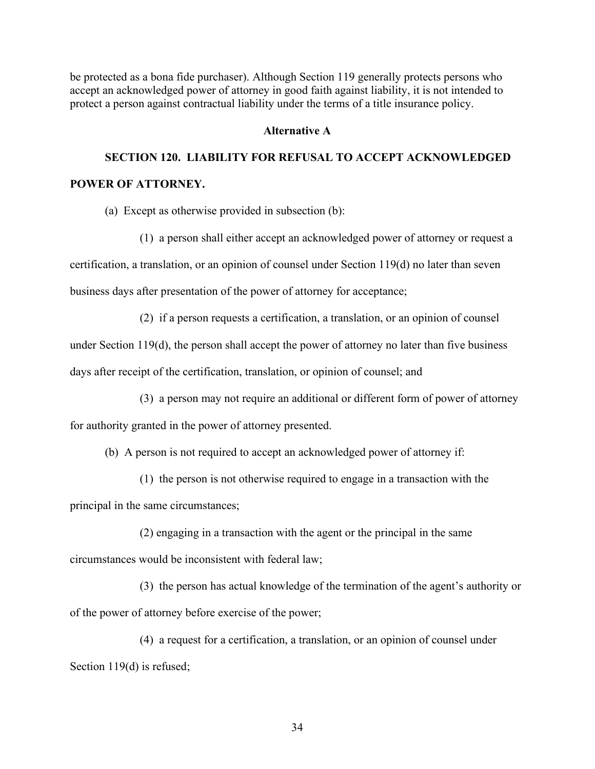be protected as a bona fide purchaser). Although Section 119 generally protects persons who accept an acknowledged power of attorney in good faith against liability, it is not intended to protect a person against contractual liability under the terms of a title insurance policy.

**Alternative A**

**SECTION 120. LIABILITY FOR REFUSAL TO ACCEPT ACKNOWLEDGED POWER OF ATTORNEY.**

(a) Except as otherwise provided in subsection (b):

(1) a person shall either accept an acknowledged power of attorney or request a certification, a translation, or an opinion of counsel under Section 119(d) no later than seven business days after presentation of the power of attorney for acceptance;

(2) if a person requests a certification, a translation, or an opinion of counsel under Section 119(d), the person shall accept the power of attorney no later than five business days after receipt of the certification, translation, or opinion of counsel; and

(3) a person may not require an additional or different form of power of attorney for authority granted in the power of attorney presented.

(b) A person is not required to accept an acknowledged power of attorney if:

(1) the person is not otherwise required to engage in a transaction with the principal in the same circumstances;

(2) engaging in a transaction with the agent or the principal in the same circumstances would be inconsistent with federal law;

(3) the person has actual knowledge of the termination of the agent's authority or of the power of attorney before exercise of the power;

(4) a request for a certification, a translation, or an opinion of counsel under Section 119(d) is refused;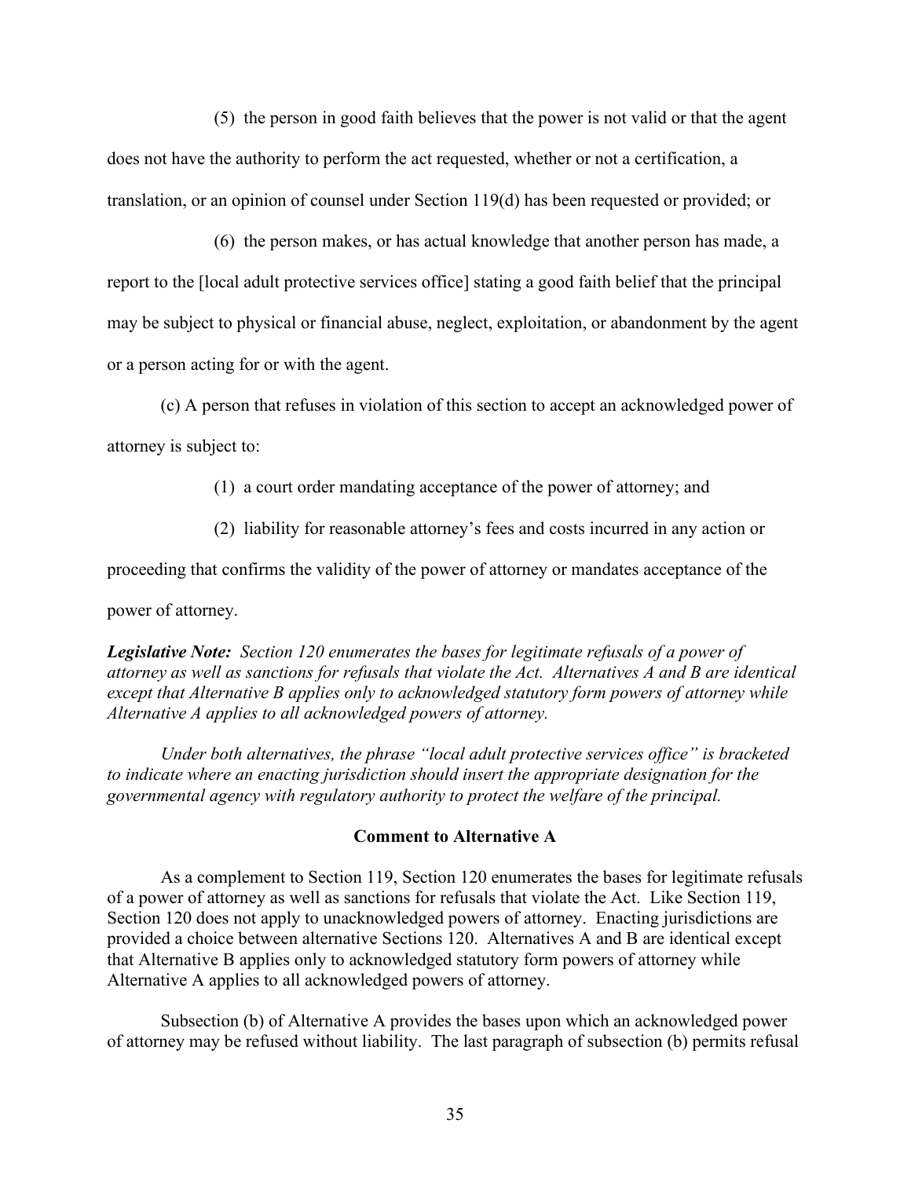(5) the person in good faith believes that the power is not valid or that the agent does not have the authority to perform the act requested, whether or not a certification, a translation, or an opinion of counsel under Section 119(d) has been requested or provided; or

(6) the person makes, or has actual knowledge that another person has made, a report to the [local adult protective services office] stating a good faith belief that the principal may be subject to physical or financial abuse, neglect, exploitation, or abandonment by the agent or a person acting for or with the agent.

(c) A person that refuses in violation of this section to accept an acknowledged power of attorney is subject to:

(1) a court order mandating acceptance of the power of attorney; and

(2) liability for reasonable attorney's fees and costs incurred in any action or proceeding that confirms the validity of the power of attorney or mandates acceptance of the power of attorney.

***Legislative Note:*** *Section 120 enumerates the bases for legitimate refusals of a power of attorney as well as sanctions for refusals that violate the Act. Alternatives A and B are identical except that Alternative B applies only to acknowledged statutory form powers of attorney while Alternative A applies to all acknowledged powers of attorney.*

*Under both alternatives, the phrase "local adult protective services office" is bracketed to indicate where an enacting jurisdiction should insert the appropriate designation for the governmental agency with regulatory authority to protect the welfare of the principal.*

**Comment to Alternative A**

As a complement to Section 119, Section 120 enumerates the bases for legitimate refusals of a power of attorney as well as sanctions for refusals that violate the Act. Like Section 119, Section 120 does not apply to unacknowledged powers of attorney. Enacting jurisdictions are provided a choice between alternative Sections 120. Alternatives A and B are identical except that Alternative B applies only to acknowledged statutory form powers of attorney while Alternative A applies to all acknowledged powers of attorney.

Subsection (b) of Alternative A provides the bases upon which an acknowledged power of attorney may be refused without liability. The last paragraph of subsection (b) permits refusal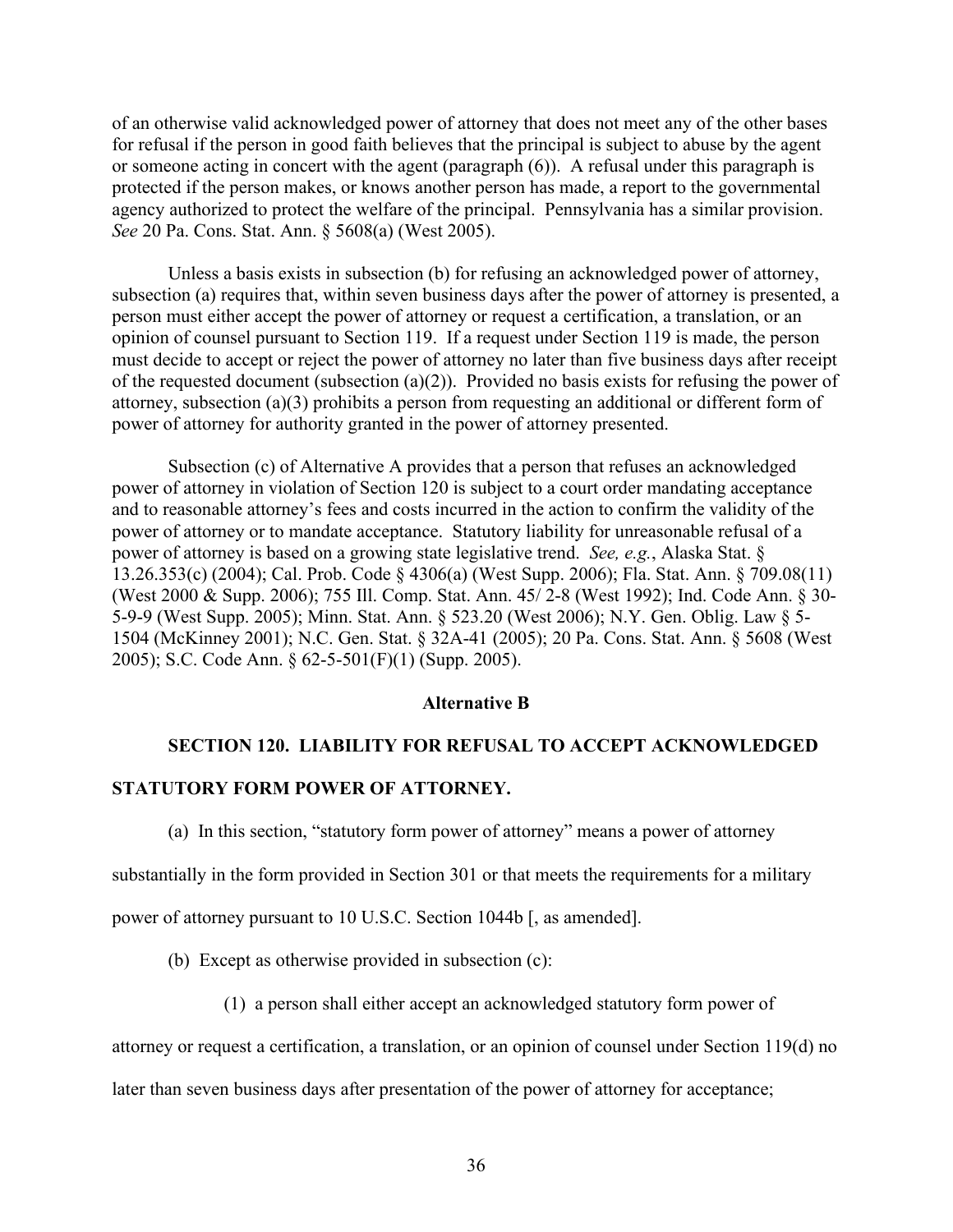of an otherwise valid acknowledged power of attorney that does not meet any of the other bases for refusal if the person in good faith believes that the principal is subject to abuse by the agent or someone acting in concert with the agent (paragraph (6)). A refusal under this paragraph is protected if the person makes, or knows another person has made, a report to the governmental agency authorized to protect the welfare of the principal. Pennsylvania has a similar provision. *See* 20 Pa. Cons. Stat. Ann. § 5608(a) (West 2005).

Unless a basis exists in subsection (b) for refusing an acknowledged power of attorney, subsection (a) requires that, within seven business days after the power of attorney is presented, a person must either accept the power of attorney or request a certification, a translation, or an opinion of counsel pursuant to Section 119. If a request under Section 119 is made, the person must decide to accept or reject the power of attorney no later than five business days after receipt of the requested document (subsection (a)(2)). Provided no basis exists for refusing the power of attorney, subsection (a)(3) prohibits a person from requesting an additional or different form of power of attorney for authority granted in the power of attorney presented.

Subsection (c) of Alternative A provides that a person that refuses an acknowledged power of attorney in violation of Section 120 is subject to a court order mandating acceptance and to reasonable attorney's fees and costs incurred in the action to confirm the validity of the power of attorney or to mandate acceptance. Statutory liability for unreasonable refusal of a power of attorney is based on a growing state legislative trend. *See, e.g.*, Alaska Stat. § 13.26.353(c) (2004); Cal. Prob. Code § 4306(a) (West Supp. 2006); Fla. Stat. Ann. § 709.08(11) (West 2000 & Supp. 2006); 755 Ill. Comp. Stat. Ann. 45/ 2-8 (West 1992); Ind. Code Ann. § 30-5-9-9 (West Supp. 2005); Minn. Stat. Ann. § 523.20 (West 2006); N.Y. Gen. Oblig. Law § 5-1504 (McKinney 2001); N.C. Gen. Stat. § 32A-41 (2005); 20 Pa. Cons. Stat. Ann. § 5608 (West 2005); S.C. Code Ann. § 62-5-501(F)(1) (Supp. 2005).

**Alternative B**

**SECTION 120. LIABILITY FOR REFUSAL TO ACCEPT ACKNOWLEDGED STATUTORY FORM POWER OF ATTORNEY.**

(a) In this section, "statutory form power of attorney" means a power of attorney substantially in the form provided in Section 301 or that meets the requirements for a military power of attorney pursuant to 10 U.S.C. Section 1044b [, as amended].

(b) Except as otherwise provided in subsection (c):

(1) a person shall either accept an acknowledged statutory form power of attorney or request a certification, a translation, or an opinion of counsel under Section 119(d) no later than seven business days after presentation of the power of attorney for acceptance;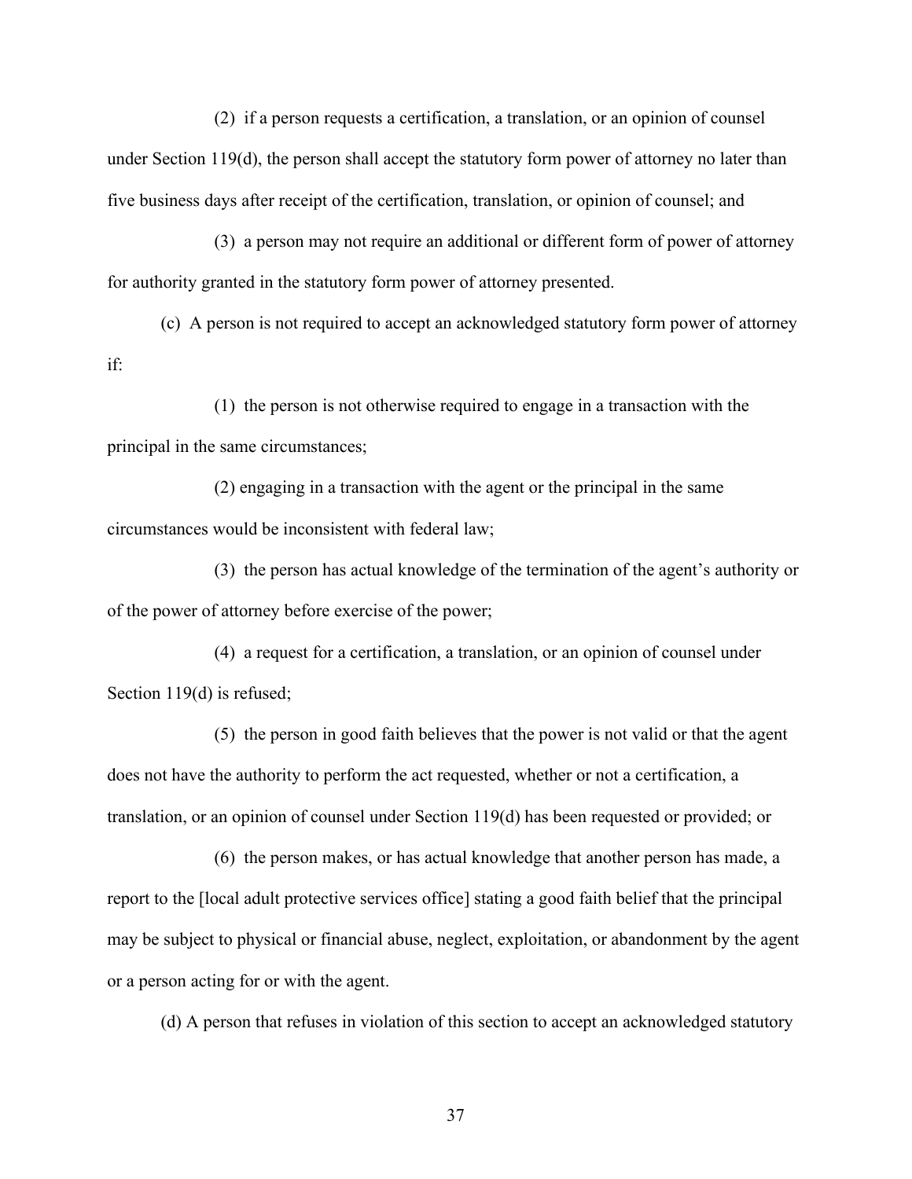(2) if a person requests a certification, a translation, or an opinion of counsel under Section 119(d), the person shall accept the statutory form power of attorney no later than five business days after receipt of the certification, translation, or opinion of counsel; and

(3) a person may not require an additional or different form of power of attorney for authority granted in the statutory form power of attorney presented.

(c) A person is not required to accept an acknowledged statutory form power of attorney if:

(1) the person is not otherwise required to engage in a transaction with the principal in the same circumstances;

(2) engaging in a transaction with the agent or the principal in the same circumstances would be inconsistent with federal law;

(3) the person has actual knowledge of the termination of the agent's authority or of the power of attorney before exercise of the power;

(4) a request for a certification, a translation, or an opinion of counsel under Section 119(d) is refused;

(5) the person in good faith believes that the power is not valid or that the agent does not have the authority to perform the act requested, whether or not a certification, a translation, or an opinion of counsel under Section 119(d) has been requested or provided; or

(6) the person makes, or has actual knowledge that another person has made, a report to the [local adult protective services office] stating a good faith belief that the principal may be subject to physical or financial abuse, neglect, exploitation, or abandonment by the agent or a person acting for or with the agent.

(d) A person that refuses in violation of this section to accept an acknowledged statutory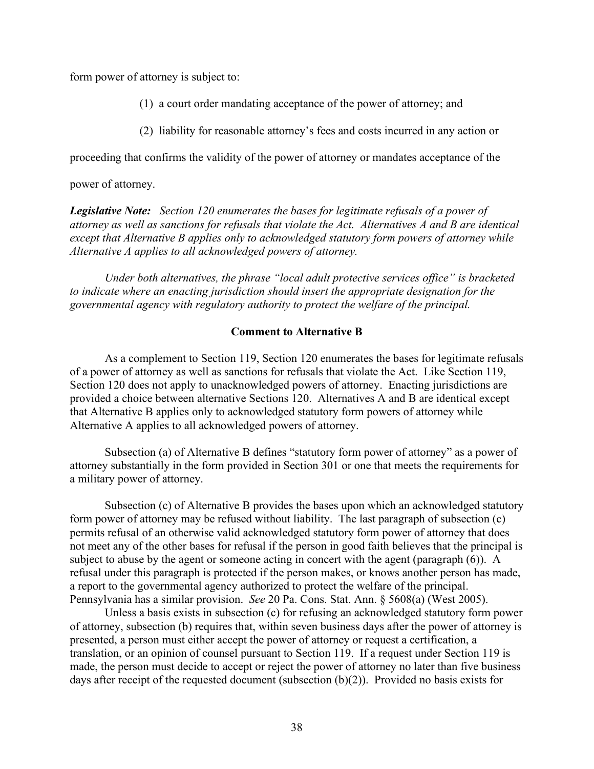form power of attorney is subject to:

(1) a court order mandating acceptance of the power of attorney; and

(2) liability for reasonable attorney's fees and costs incurred in any action or proceeding that confirms the validity of the power of attorney or mandates acceptance of the power of attorney.

***Legislative Note:*** *Section 120 enumerates the bases for legitimate refusals of a power of attorney as well as sanctions for refusals that violate the Act. Alternatives A and B are identical except that Alternative B applies only to acknowledged statutory form powers of attorney while Alternative A applies to all acknowledged powers of attorney.*

*Under both alternatives, the phrase "local adult protective services office" is bracketed to indicate where an enacting jurisdiction should insert the appropriate designation for the governmental agency with regulatory authority to protect the welfare of the principal.*

**Comment to Alternative B**

As a complement to Section 119, Section 120 enumerates the bases for legitimate refusals of a power of attorney as well as sanctions for refusals that violate the Act. Like Section 119, Section 120 does not apply to unacknowledged powers of attorney. Enacting jurisdictions are provided a choice between alternative Sections 120. Alternatives A and B are identical except that Alternative B applies only to acknowledged statutory form powers of attorney while Alternative A applies to all acknowledged powers of attorney.

Subsection (a) of Alternative B defines "statutory form power of attorney" as a power of attorney substantially in the form provided in Section 301 or one that meets the requirements for a military power of attorney.

Subsection (c) of Alternative B provides the bases upon which an acknowledged statutory form power of attorney may be refused without liability. The last paragraph of subsection (c) permits refusal of an otherwise valid acknowledged statutory form power of attorney that does not meet any of the other bases for refusal if the person in good faith believes that the principal is subject to abuse by the agent or someone acting in concert with the agent (paragraph (6)). A refusal under this paragraph is protected if the person makes, or knows another person has made, a report to the governmental agency authorized to protect the welfare of the principal. Pennsylvania has a similar provision. *See* 20 Pa. Cons. Stat. Ann. § 5608(a) (West 2005).

Unless a basis exists in subsection (c) for refusing an acknowledged statutory form power of attorney, subsection (b) requires that, within seven business days after the power of attorney is presented, a person must either accept the power of attorney or request a certification, a translation, or an opinion of counsel pursuant to Section 119. If a request under Section 119 is made, the person must decide to accept or reject the power of attorney no later than five business days after receipt of the requested document (subsection (b)(2)). Provided no basis exists for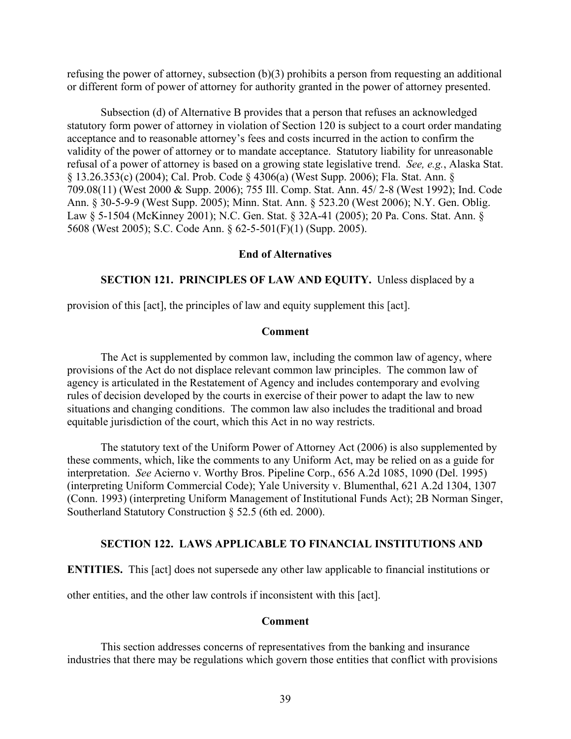refusing the power of attorney, subsection (b)(3) prohibits a person from requesting an additional or different form of power of attorney for authority granted in the power of attorney presented.

Subsection (d) of Alternative B provides that a person that refuses an acknowledged statutory form power of attorney in violation of Section 120 is subject to a court order mandating acceptance and to reasonable attorney's fees and costs incurred in the action to confirm the validity of the power of attorney or to mandate acceptance. Statutory liability for unreasonable refusal of a power of attorney is based on a growing state legislative trend. *See, e.g.*, Alaska Stat. § 13.26.353(c) (2004); Cal. Prob. Code § 4306(a) (West Supp. 2006); Fla. Stat. Ann. § 709.08(11) (West 2000 & Supp. 2006); 755 Ill. Comp. Stat. Ann. 45/ 2-8 (West 1992); Ind. Code Ann. § 30-5-9-9 (West Supp. 2005); Minn. Stat. Ann. § 523.20 (West 2006); N.Y. Gen. Oblig. Law § 5-1504 (McKinney 2001); N.C. Gen. Stat. § 32A-41 (2005); 20 Pa. Cons. Stat. Ann. § 5608 (West 2005); S.C. Code Ann. § 62-5-501(F)(1) (Supp. 2005).

**End of Alternatives**

**SECTION 121. PRINCIPLES OF LAW AND EQUITY.** Unless displaced by a provision of this [act], the principles of law and equity supplement this [act].

**Comment**

The Act is supplemented by common law, including the common law of agency, where provisions of the Act do not displace relevant common law principles. The common law of agency is articulated in the Restatement of Agency and includes contemporary and evolving rules of decision developed by the courts in exercise of their power to adapt the law to new situations and changing conditions. The common law also includes the traditional and broad equitable jurisdiction of the court, which this Act in no way restricts.

The statutory text of the Uniform Power of Attorney Act (2006) is also supplemented by these comments, which, like the comments to any Uniform Act, may be relied on as a guide for interpretation. *See* Acierno v. Worthy Bros. Pipeline Corp., 656 A.2d 1085, 1090 (Del. 1995) (interpreting Uniform Commercial Code); Yale University v. Blumenthal, 621 A.2d 1304, 1307 (Conn. 1993) (interpreting Uniform Management of Institutional Funds Act); 2B Norman Singer, Southerland Statutory Construction § 52.5 (6th ed. 2000).

**SECTION 122. LAWS APPLICABLE TO FINANCIAL INSTITUTIONS AND ENTITIES.** This [act] does not supersede any other law applicable to financial institutions or other entities, and the other law controls if inconsistent with this [act].

**Comment**

This section addresses concerns of representatives from the banking and insurance industries that there may be regulations which govern those entities that conflict with provisions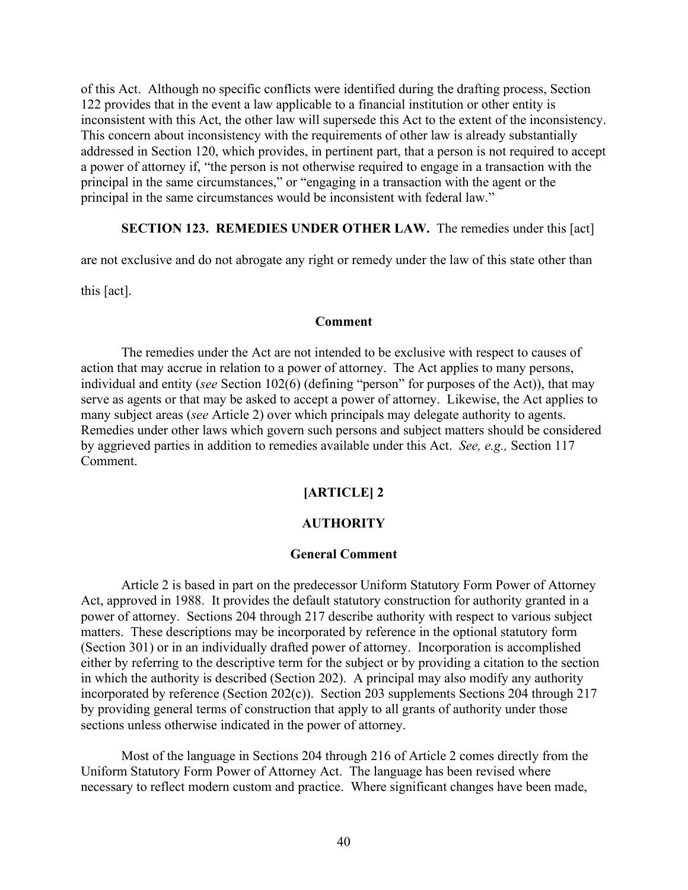of this Act. Although no specific conflicts were identified during the drafting process, Section 122 provides that in the event a law applicable to a financial institution or other entity is inconsistent with this Act, the other law will supersede this Act to the extent of the inconsistency. This concern about inconsistency with the requirements of other law is already substantially addressed in Section 120, which provides, in pertinent part, that a person is not required to accept a power of attorney if, "the person is not otherwise required to engage in a transaction with the principal in the same circumstances," or "engaging in a transaction with the agent or the principal in the same circumstances would be inconsistent with federal law."

**SECTION 123. REMEDIES UNDER OTHER LAW.** The remedies under this [act] are not exclusive and do not abrogate any right or remedy under the law of this state other than this [act].

**Comment**

The remedies under the Act are not intended to be exclusive with respect to causes of action that may accrue in relation to a power of attorney. The Act applies to many persons, individual and entity (*see* Section 102(6) (defining "person" for purposes of the Act)), that may serve as agents or that may be asked to accept a power of attorney. Likewise, the Act applies to many subject areas (*see* Article 2) over which principals may delegate authority to agents. Remedies under other laws which govern such persons and subject matters should be considered by aggrieved parties in addition to remedies available under this Act. *See, e.g.,* Section 117 Comment.

## [ARTICLE] 2

## AUTHORITY

**General Comment**

Article 2 is based in part on the predecessor Uniform Statutory Form Power of Attorney Act, approved in 1988. It provides the default statutory construction for authority granted in a power of attorney. Sections 204 through 217 describe authority with respect to various subject matters. These descriptions may be incorporated by reference in the optional statutory form (Section 301) or in an individually drafted power of attorney. Incorporation is accomplished either by referring to the descriptive term for the subject or by providing a citation to the section in which the authority is described (Section 202). A principal may also modify any authority incorporated by reference (Section 202(c)). Section 203 supplements Sections 204 through 217 by providing general terms of construction that apply to all grants of authority under those sections unless otherwise indicated in the power of attorney.

Most of the language in Sections 204 through 216 of Article 2 comes directly from the Uniform Statutory Form Power of Attorney Act. The language has been revised where necessary to reflect modern custom and practice. Where significant changes have been made,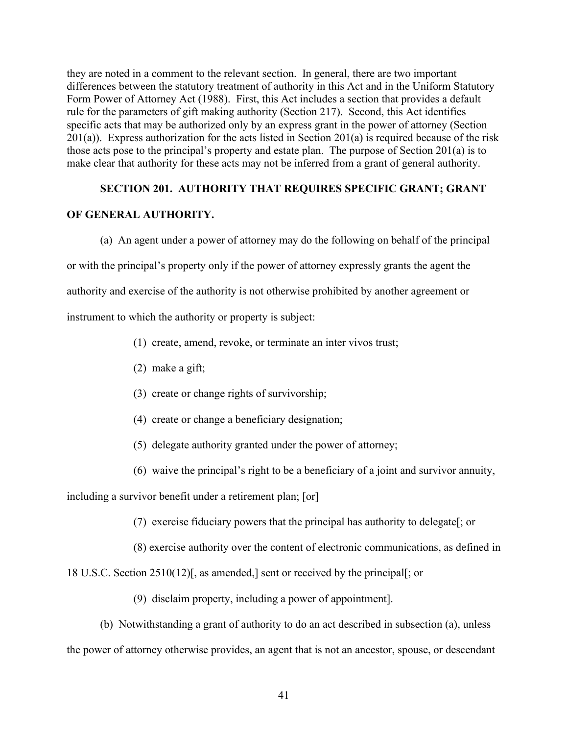they are noted in a comment to the relevant section. In general, there are two important differences between the statutory treatment of authority in this Act and in the Uniform Statutory Form Power of Attorney Act (1988). First, this Act includes a section that provides a default rule for the parameters of gift making authority (Section 217). Second, this Act identifies specific acts that may be authorized only by an express grant in the power of attorney (Section 201(a)). Express authorization for the acts listed in Section 201(a) is required because of the risk those acts pose to the principal's property and estate plan. The purpose of Section 201(a) is to make clear that authority for these acts may not be inferred from a grant of general authority.

**SECTION 201. AUTHORITY THAT REQUIRES SPECIFIC GRANT; GRANT OF GENERAL AUTHORITY.**

(a) An agent under a power of attorney may do the following on behalf of the principal or with the principal's property only if the power of attorney expressly grants the agent the authority and exercise of the authority is not otherwise prohibited by another agreement or instrument to which the authority or property is subject:

(1) create, amend, revoke, or terminate an inter vivos trust;

(2) make a gift;

(3) create or change rights of survivorship;

(4) create or change a beneficiary designation;

(5) delegate authority granted under the power of attorney;

(6) waive the principal's right to be a beneficiary of a joint and survivor annuity, including a survivor benefit under a retirement plan; [or]

(7) exercise fiduciary powers that the principal has authority to delegate[; or

(8) exercise authority over the content of electronic communications, as defined in 18 U.S.C. Section 2510(12)[, as amended,] sent or received by the principal[; or

(9) disclaim property, including a power of appointment].

(b) Notwithstanding a grant of authority to do an act described in subsection (a), unless the power of attorney otherwise provides, an agent that is not an ancestor, spouse, or descendant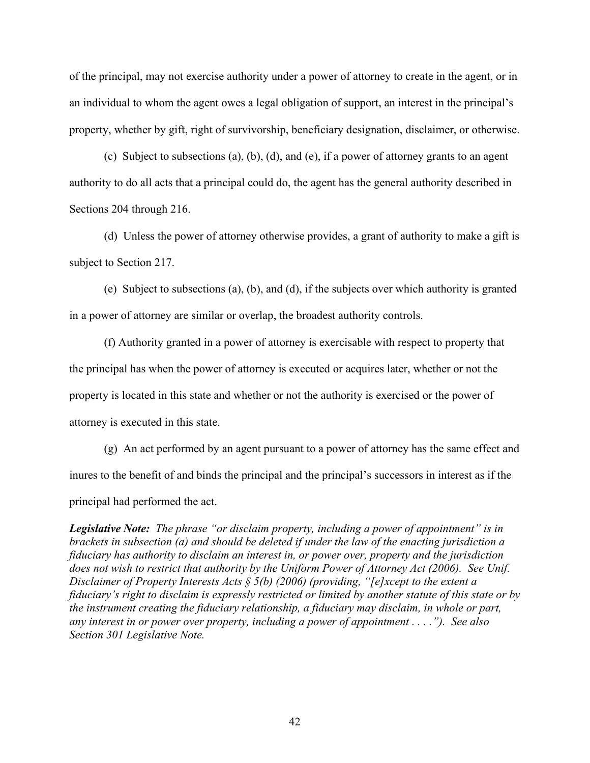of the principal, may not exercise authority under a power of attorney to create in the agent, or in an individual to whom the agent owes a legal obligation of support, an interest in the principal's property, whether by gift, right of survivorship, beneficiary designation, disclaimer, or otherwise.

(c) Subject to subsections (a), (b), (d), and (e), if a power of attorney grants to an agent authority to do all acts that a principal could do, the agent has the general authority described in Sections 204 through 216.

(d) Unless the power of attorney otherwise provides, a grant of authority to make a gift is subject to Section 217.

(e) Subject to subsections (a), (b), and (d), if the subjects over which authority is granted in a power of attorney are similar or overlap, the broadest authority controls.

(f) Authority granted in a power of attorney is exercisable with respect to property that the principal has when the power of attorney is executed or acquires later, whether or not the property is located in this state and whether or not the authority is exercised or the power of attorney is executed in this state.

(g) An act performed by an agent pursuant to a power of attorney has the same effect and inures to the benefit of and binds the principal and the principal's successors in interest as if the principal had performed the act.

***Legislative Note:*** *The phrase "or disclaim property, including a power of appointment" is in brackets in subsection (a) and should be deleted if under the law of the enacting jurisdiction a fiduciary has authority to disclaim an interest in, or power over, property and the jurisdiction does not wish to restrict that authority by the Uniform Power of Attorney Act (2006). See Unif. Disclaimer of Property Interests Acts § 5(b) (2006) (providing, "[e]xcept to the extent a fiduciary's right to disclaim is expressly restricted or limited by another statute of this state or by the instrument creating the fiduciary relationship, a fiduciary may disclaim, in whole or part, any interest in or power over property, including a power of appointment . . . ."). See also Section 301 Legislative Note.*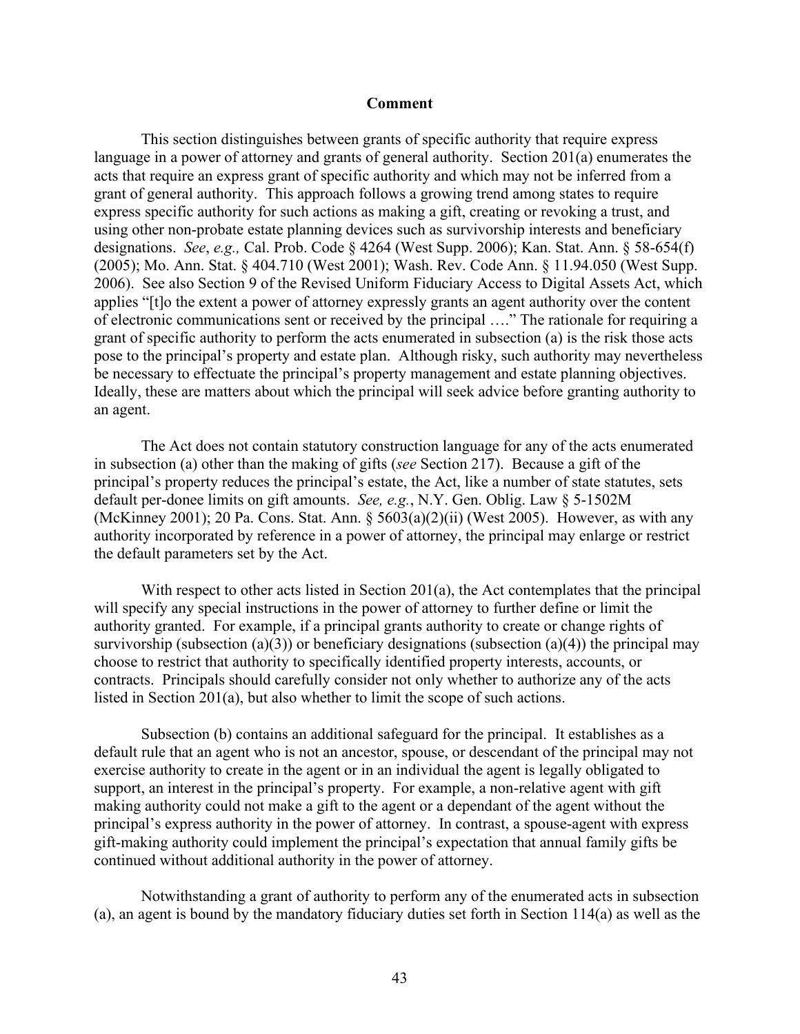**Comment**

This section distinguishes between grants of specific authority that require express language in a power of attorney and grants of general authority. Section 201(a) enumerates the acts that require an express grant of specific authority and which may not be inferred from a grant of general authority. This approach follows a growing trend among states to require express specific authority for such actions as making a gift, creating or revoking a trust, and using other non-probate estate planning devices such as survivorship interests and beneficiary designations. *See*, *e.g.,* Cal. Prob. Code § 4264 (West Supp. 2006); Kan. Stat. Ann. § 58-654(f) (2005); Mo. Ann. Stat. § 404.710 (West 2001); Wash. Rev. Code Ann. § 11.94.050 (West Supp. 2006). See also Section 9 of the Revised Uniform Fiduciary Access to Digital Assets Act, which applies "[t]o the extent a power of attorney expressly grants an agent authority over the content of electronic communications sent or received by the principal …." The rationale for requiring a grant of specific authority to perform the acts enumerated in subsection (a) is the risk those acts pose to the principal's property and estate plan. Although risky, such authority may nevertheless be necessary to effectuate the principal's property management and estate planning objectives. Ideally, these are matters about which the principal will seek advice before granting authority to an agent.

The Act does not contain statutory construction language for any of the acts enumerated in subsection (a) other than the making of gifts (*see* Section 217). Because a gift of the principal's property reduces the principal's estate, the Act, like a number of state statutes, sets default per-donee limits on gift amounts. *See, e.g.*, N.Y. Gen. Oblig. Law § 5-1502M (McKinney 2001); 20 Pa. Cons. Stat. Ann. § 5603(a)(2)(ii) (West 2005). However, as with any authority incorporated by reference in a power of attorney, the principal may enlarge or restrict the default parameters set by the Act.

With respect to other acts listed in Section 201(a), the Act contemplates that the principal will specify any special instructions in the power of attorney to further define or limit the authority granted. For example, if a principal grants authority to create or change rights of survivorship (subsection (a)(3)) or beneficiary designations (subsection (a)(4)) the principal may choose to restrict that authority to specifically identified property interests, accounts, or contracts. Principals should carefully consider not only whether to authorize any of the acts listed in Section 201(a), but also whether to limit the scope of such actions.

Subsection (b) contains an additional safeguard for the principal. It establishes as a default rule that an agent who is not an ancestor, spouse, or descendant of the principal may not exercise authority to create in the agent or in an individual the agent is legally obligated to support, an interest in the principal's property. For example, a non-relative agent with gift making authority could not make a gift to the agent or a dependant of the agent without the principal's express authority in the power of attorney. In contrast, a spouse-agent with express gift-making authority could implement the principal's expectation that annual family gifts be continued without additional authority in the power of attorney.

Notwithstanding a grant of authority to perform any of the enumerated acts in subsection (a), an agent is bound by the mandatory fiduciary duties set forth in Section 114(a) as well as the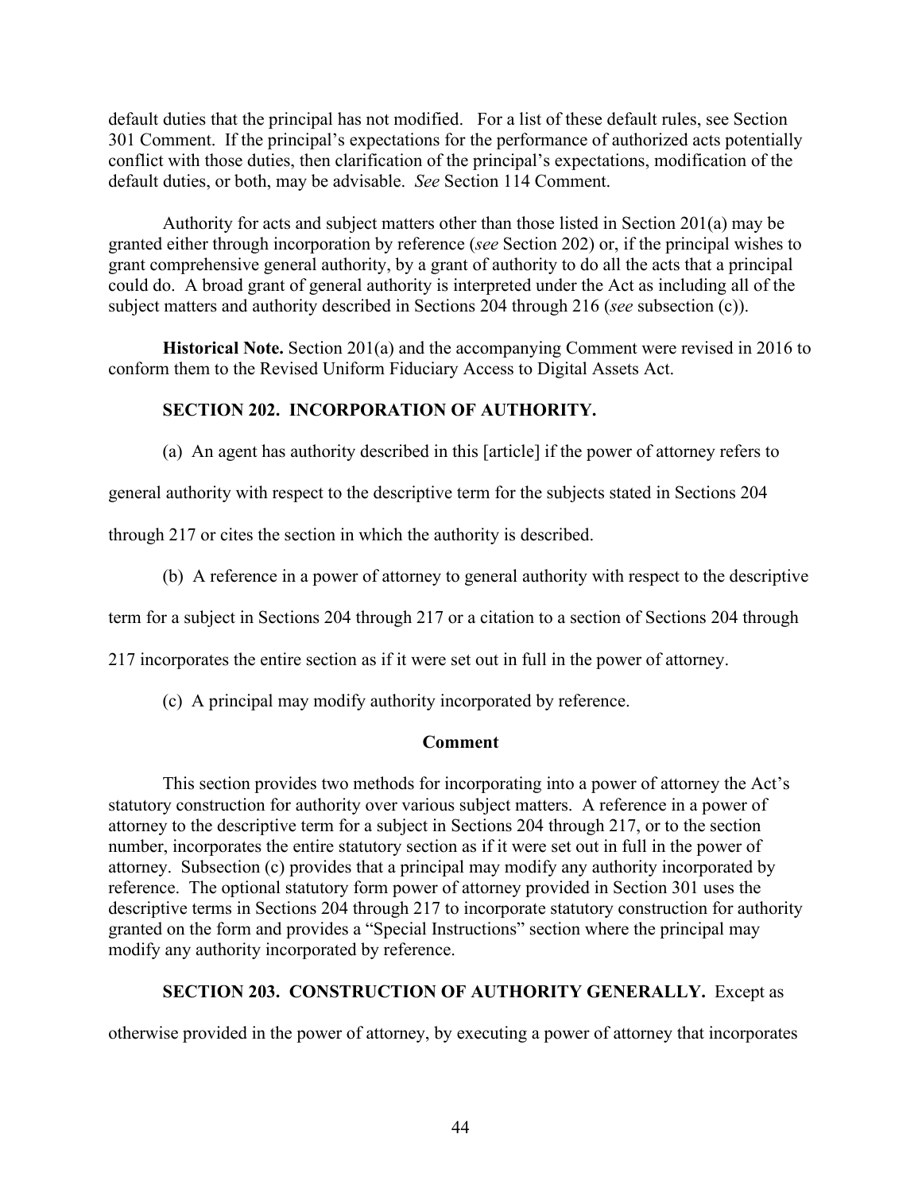default duties that the principal has not modified. For a list of these default rules, see Section 301 Comment. If the principal's expectations for the performance of authorized acts potentially conflict with those duties, then clarification of the principal's expectations, modification of the default duties, or both, may be advisable. *See* Section 114 Comment.

Authority for acts and subject matters other than those listed in Section 201(a) may be granted either through incorporation by reference (*see* Section 202) or, if the principal wishes to grant comprehensive general authority, by a grant of authority to do all the acts that a principal could do. A broad grant of general authority is interpreted under the Act as including all of the subject matters and authority described in Sections 204 through 216 (*see* subsection (c)).

**Historical Note.** Section 201(a) and the accompanying Comment were revised in 2016 to conform them to the Revised Uniform Fiduciary Access to Digital Assets Act.

**SECTION 202. INCORPORATION OF AUTHORITY.**

(a) An agent has authority described in this [article] if the power of attorney refers to general authority with respect to the descriptive term for the subjects stated in Sections 204 through 217 or cites the section in which the authority is described.

(b) A reference in a power of attorney to general authority with respect to the descriptive term for a subject in Sections 204 through 217 or a citation to a section of Sections 204 through 217 incorporates the entire section as if it were set out in full in the power of attorney.

(c) A principal may modify authority incorporated by reference.

**Comment**

This section provides two methods for incorporating into a power of attorney the Act's statutory construction for authority over various subject matters. A reference in a power of attorney to the descriptive term for a subject in Sections 204 through 217, or to the section number, incorporates the entire statutory section as if it were set out in full in the power of attorney. Subsection (c) provides that a principal may modify any authority incorporated by reference. The optional statutory form power of attorney provided in Section 301 uses the descriptive terms in Sections 204 through 217 to incorporate statutory construction for authority granted on the form and provides a "Special Instructions" section where the principal may modify any authority incorporated by reference.

**SECTION 203. CONSTRUCTION OF AUTHORITY GENERALLY.** Except as otherwise provided in the power of attorney, by executing a power of attorney that incorporates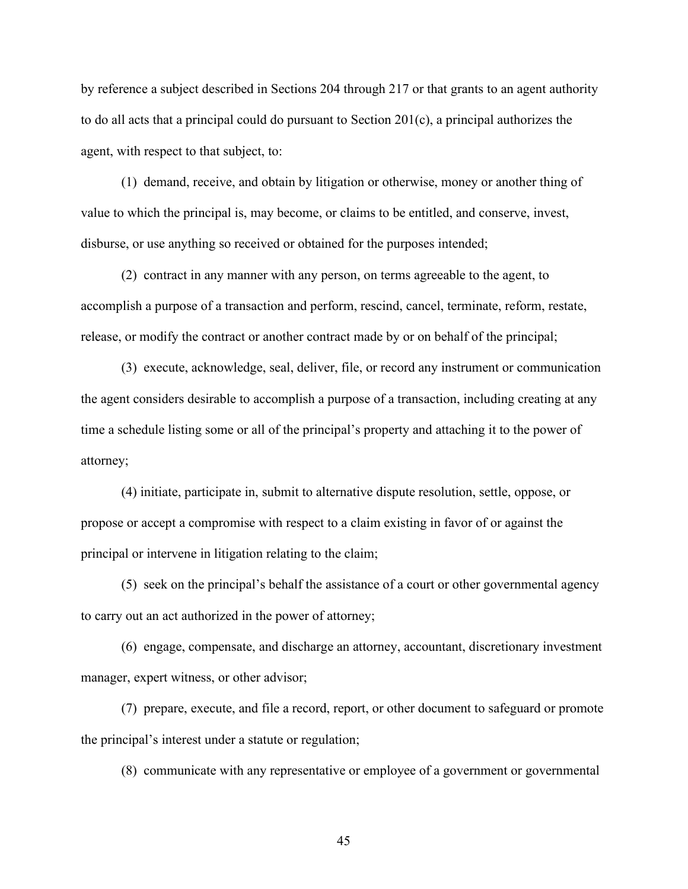by reference a subject described in Sections 204 through 217 or that grants to an agent authority to do all acts that a principal could do pursuant to Section 201(c), a principal authorizes the agent, with respect to that subject, to:

(1) demand, receive, and obtain by litigation or otherwise, money or another thing of value to which the principal is, may become, or claims to be entitled, and conserve, invest, disburse, or use anything so received or obtained for the purposes intended;

(2) contract in any manner with any person, on terms agreeable to the agent, to accomplish a purpose of a transaction and perform, rescind, cancel, terminate, reform, restate, release, or modify the contract or another contract made by or on behalf of the principal;

(3) execute, acknowledge, seal, deliver, file, or record any instrument or communication the agent considers desirable to accomplish a purpose of a transaction, including creating at any time a schedule listing some or all of the principal's property and attaching it to the power of attorney;

(4) initiate, participate in, submit to alternative dispute resolution, settle, oppose, or propose or accept a compromise with respect to a claim existing in favor of or against the principal or intervene in litigation relating to the claim;

(5) seek on the principal's behalf the assistance of a court or other governmental agency to carry out an act authorized in the power of attorney;

(6) engage, compensate, and discharge an attorney, accountant, discretionary investment manager, expert witness, or other advisor;

(7) prepare, execute, and file a record, report, or other document to safeguard or promote the principal's interest under a statute or regulation;

(8) communicate with any representative or employee of a government or governmental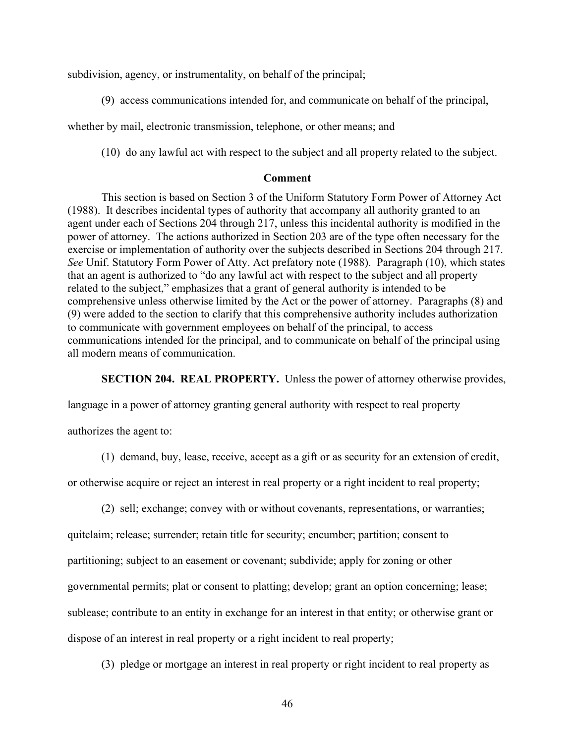subdivision, agency, or instrumentality, on behalf of the principal;

(9) access communications intended for, and communicate on behalf of the principal, whether by mail, electronic transmission, telephone, or other means; and

(10) do any lawful act with respect to the subject and all property related to the subject.

**Comment**

This section is based on Section 3 of the Uniform Statutory Form Power of Attorney Act (1988). It describes incidental types of authority that accompany all authority granted to an agent under each of Sections 204 through 217, unless this incidental authority is modified in the power of attorney. The actions authorized in Section 203 are of the type often necessary for the exercise or implementation of authority over the subjects described in Sections 204 through 217. *See* Unif. Statutory Form Power of Atty. Act prefatory note (1988). Paragraph (10), which states that an agent is authorized to "do any lawful act with respect to the subject and all property related to the subject," emphasizes that a grant of general authority is intended to be comprehensive unless otherwise limited by the Act or the power of attorney. Paragraphs (8) and (9) were added to the section to clarify that this comprehensive authority includes authorization to communicate with government employees on behalf of the principal, to access communications intended for the principal, and to communicate on behalf of the principal using all modern means of communication.

**SECTION 204. REAL PROPERTY.** Unless the power of attorney otherwise provides, language in a power of attorney granting general authority with respect to real property authorizes the agent to:

(1) demand, buy, lease, receive, accept as a gift or as security for an extension of credit, or otherwise acquire or reject an interest in real property or a right incident to real property;

(2) sell; exchange; convey with or without covenants, representations, or warranties; quitclaim; release; surrender; retain title for security; encumber; partition; consent to partitioning; subject to an easement or covenant; subdivide; apply for zoning or other governmental permits; plat or consent to platting; develop; grant an option concerning; lease; sublease; contribute to an entity in exchange for an interest in that entity; or otherwise grant or dispose of an interest in real property or a right incident to real property;

(3) pledge or mortgage an interest in real property or right incident to real property as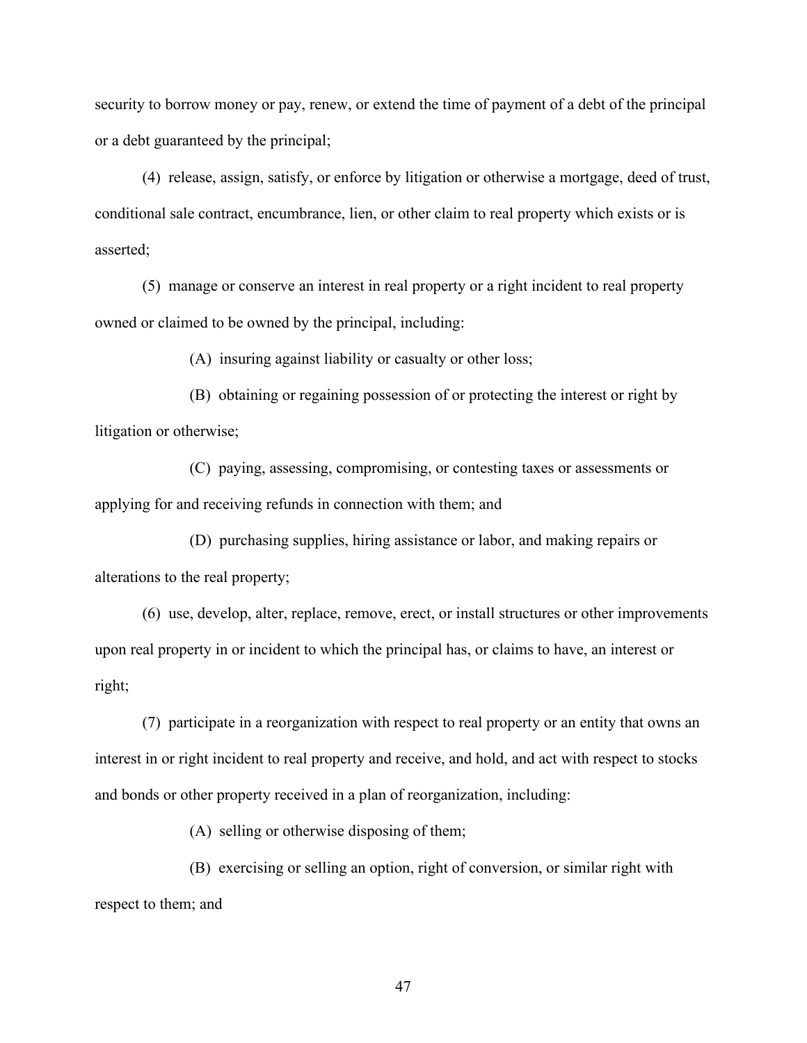security to borrow money or pay, renew, or extend the time of payment of a debt of the principal or a debt guaranteed by the principal;

(4) release, assign, satisfy, or enforce by litigation or otherwise a mortgage, deed of trust, conditional sale contract, encumbrance, lien, or other claim to real property which exists or is asserted;

(5) manage or conserve an interest in real property or a right incident to real property owned or claimed to be owned by the principal, including:

(A) insuring against liability or casualty or other loss;

(B) obtaining or regaining possession of or protecting the interest or right by litigation or otherwise;

(C) paying, assessing, compromising, or contesting taxes or assessments or applying for and receiving refunds in connection with them; and

(D) purchasing supplies, hiring assistance or labor, and making repairs or alterations to the real property;

(6) use, develop, alter, replace, remove, erect, or install structures or other improvements upon real property in or incident to which the principal has, or claims to have, an interest or right;

(7) participate in a reorganization with respect to real property or an entity that owns an interest in or right incident to real property and receive, and hold, and act with respect to stocks and bonds or other property received in a plan of reorganization, including:

(A) selling or otherwise disposing of them;

(B) exercising or selling an option, right of conversion, or similar right with respect to them; and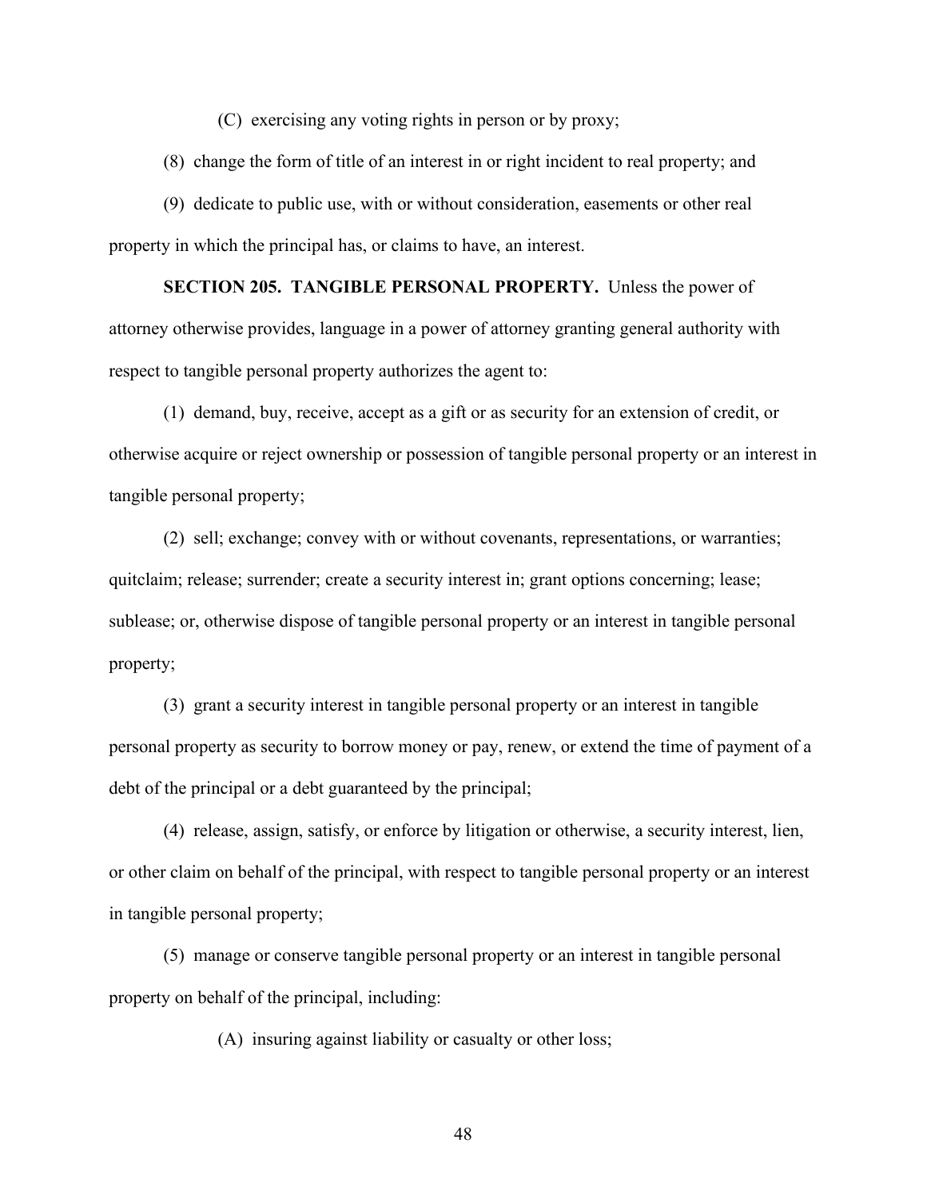(C) exercising any voting rights in person or by proxy;

(8) change the form of title of an interest in or right incident to real property; and

(9) dedicate to public use, with or without consideration, easements or other real property in which the principal has, or claims to have, an interest.

**SECTION 205. TANGIBLE PERSONAL PROPERTY.** Unless the power of attorney otherwise provides, language in a power of attorney granting general authority with respect to tangible personal property authorizes the agent to:

(1) demand, buy, receive, accept as a gift or as security for an extension of credit, or otherwise acquire or reject ownership or possession of tangible personal property or an interest in tangible personal property;

(2) sell; exchange; convey with or without covenants, representations, or warranties; quitclaim; release; surrender; create a security interest in; grant options concerning; lease; sublease; or, otherwise dispose of tangible personal property or an interest in tangible personal property;

(3) grant a security interest in tangible personal property or an interest in tangible personal property as security to borrow money or pay, renew, or extend the time of payment of a debt of the principal or a debt guaranteed by the principal;

(4) release, assign, satisfy, or enforce by litigation or otherwise, a security interest, lien, or other claim on behalf of the principal, with respect to tangible personal property or an interest in tangible personal property;

(5) manage or conserve tangible personal property or an interest in tangible personal property on behalf of the principal, including:

(A) insuring against liability or casualty or other loss;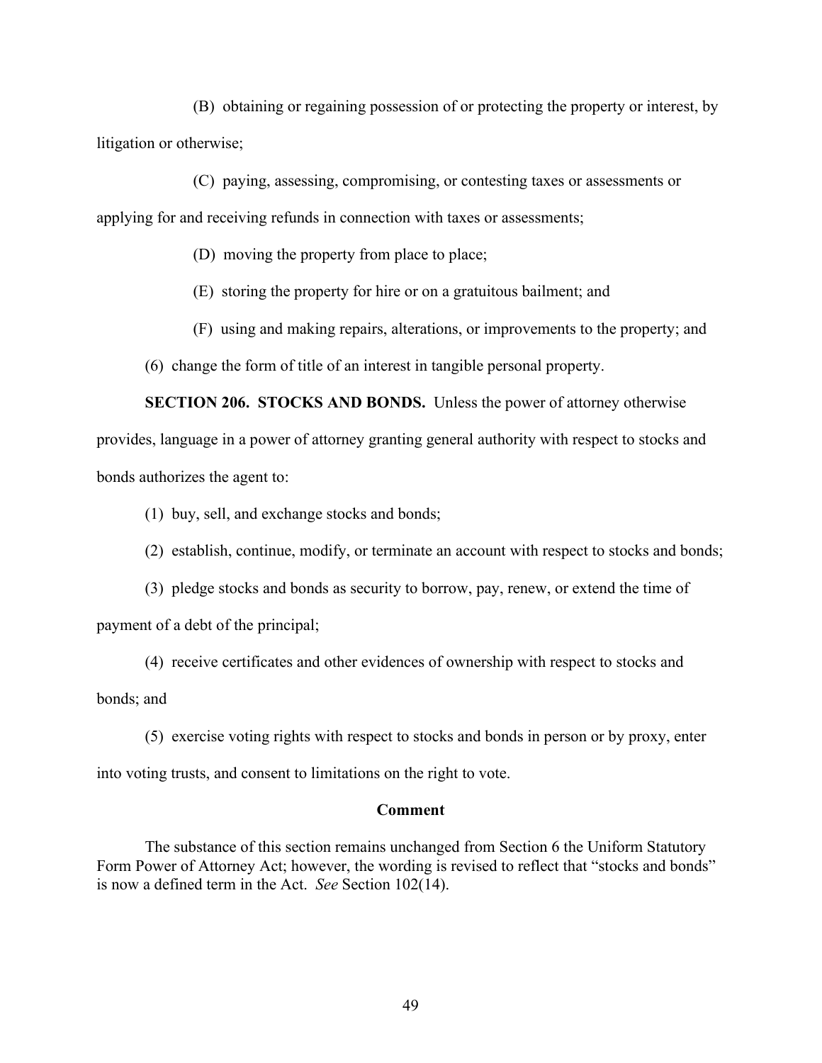(B) obtaining or regaining possession of or protecting the property or interest, by litigation or otherwise;

(C) paying, assessing, compromising, or contesting taxes or assessments or applying for and receiving refunds in connection with taxes or assessments;

(D) moving the property from place to place;

(E) storing the property for hire or on a gratuitous bailment; and

(F) using and making repairs, alterations, or improvements to the property; and

(6) change the form of title of an interest in tangible personal property.

**SECTION 206. STOCKS AND BONDS.** Unless the power of attorney otherwise provides, language in a power of attorney granting general authority with respect to stocks and bonds authorizes the agent to:

(1) buy, sell, and exchange stocks and bonds;

(2) establish, continue, modify, or terminate an account with respect to stocks and bonds;

(3) pledge stocks and bonds as security to borrow, pay, renew, or extend the time of payment of a debt of the principal;

(4) receive certificates and other evidences of ownership with respect to stocks and bonds; and

(5) exercise voting rights with respect to stocks and bonds in person or by proxy, enter into voting trusts, and consent to limitations on the right to vote.

**Comment**

The substance of this section remains unchanged from Section 6 the Uniform Statutory Form Power of Attorney Act; however, the wording is revised to reflect that "stocks and bonds" is now a defined term in the Act. *See* Section 102(14).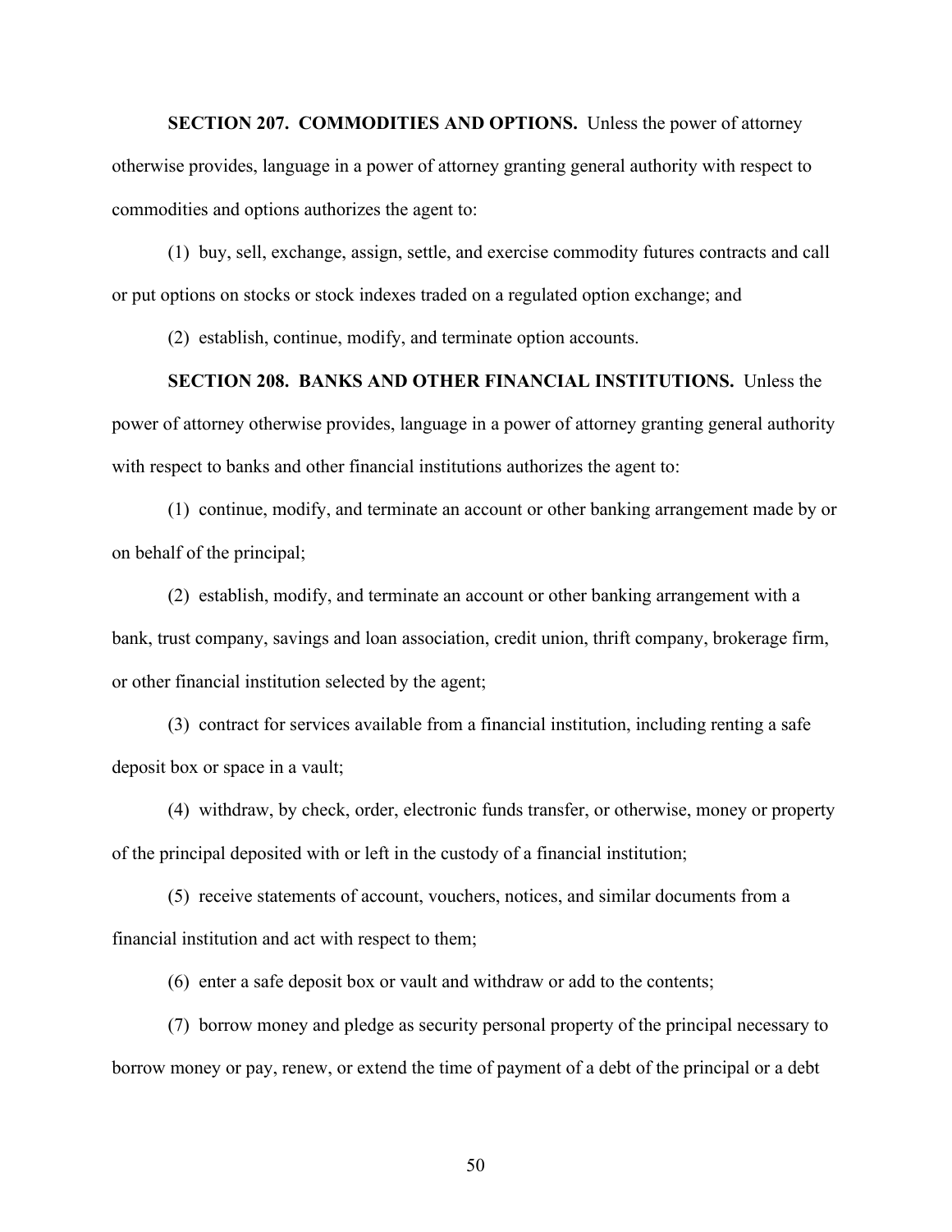**SECTION 207. COMMODITIES AND OPTIONS.** Unless the power of attorney otherwise provides, language in a power of attorney granting general authority with respect to commodities and options authorizes the agent to:

(1) buy, sell, exchange, assign, settle, and exercise commodity futures contracts and call or put options on stocks or stock indexes traded on a regulated option exchange; and

(2) establish, continue, modify, and terminate option accounts.

**SECTION 208. BANKS AND OTHER FINANCIAL INSTITUTIONS.** Unless the power of attorney otherwise provides, language in a power of attorney granting general authority with respect to banks and other financial institutions authorizes the agent to:

(1) continue, modify, and terminate an account or other banking arrangement made by or on behalf of the principal;

(2) establish, modify, and terminate an account or other banking arrangement with a bank, trust company, savings and loan association, credit union, thrift company, brokerage firm, or other financial institution selected by the agent;

(3) contract for services available from a financial institution, including renting a safe deposit box or space in a vault;

(4) withdraw, by check, order, electronic funds transfer, or otherwise, money or property of the principal deposited with or left in the custody of a financial institution;

(5) receive statements of account, vouchers, notices, and similar documents from a financial institution and act with respect to them;

(6) enter a safe deposit box or vault and withdraw or add to the contents;

(7) borrow money and pledge as security personal property of the principal necessary to borrow money or pay, renew, or extend the time of payment of a debt of the principal or a debt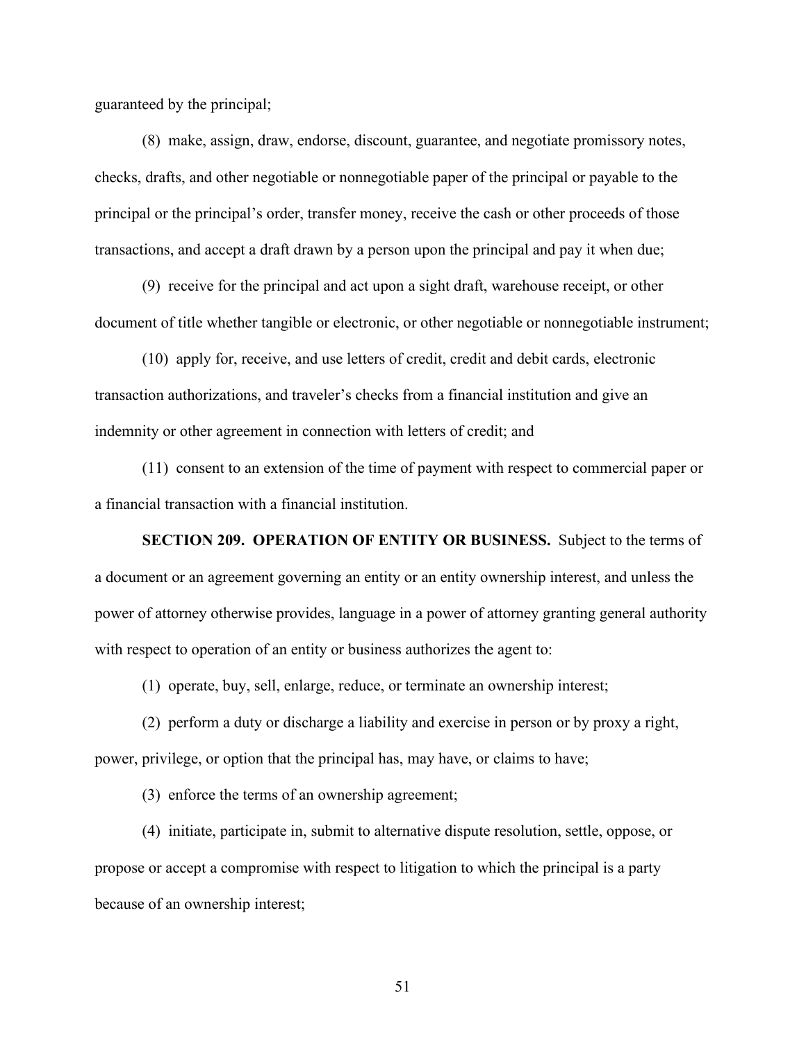guaranteed by the principal;

(8) make, assign, draw, endorse, discount, guarantee, and negotiate promissory notes, checks, drafts, and other negotiable or nonnegotiable paper of the principal or payable to the principal or the principal's order, transfer money, receive the cash or other proceeds of those transactions, and accept a draft drawn by a person upon the principal and pay it when due;

(9) receive for the principal and act upon a sight draft, warehouse receipt, or other document of title whether tangible or electronic, or other negotiable or nonnegotiable instrument;

(10) apply for, receive, and use letters of credit, credit and debit cards, electronic transaction authorizations, and traveler's checks from a financial institution and give an indemnity or other agreement in connection with letters of credit; and

(11) consent to an extension of the time of payment with respect to commercial paper or a financial transaction with a financial institution.

**SECTION 209. OPERATION OF ENTITY OR BUSINESS.** Subject to the terms of a document or an agreement governing an entity or an entity ownership interest, and unless the power of attorney otherwise provides, language in a power of attorney granting general authority with respect to operation of an entity or business authorizes the agent to:

(1) operate, buy, sell, enlarge, reduce, or terminate an ownership interest;

(2) perform a duty or discharge a liability and exercise in person or by proxy a right, power, privilege, or option that the principal has, may have, or claims to have;

(3) enforce the terms of an ownership agreement;

(4) initiate, participate in, submit to alternative dispute resolution, settle, oppose, or propose or accept a compromise with respect to litigation to which the principal is a party because of an ownership interest;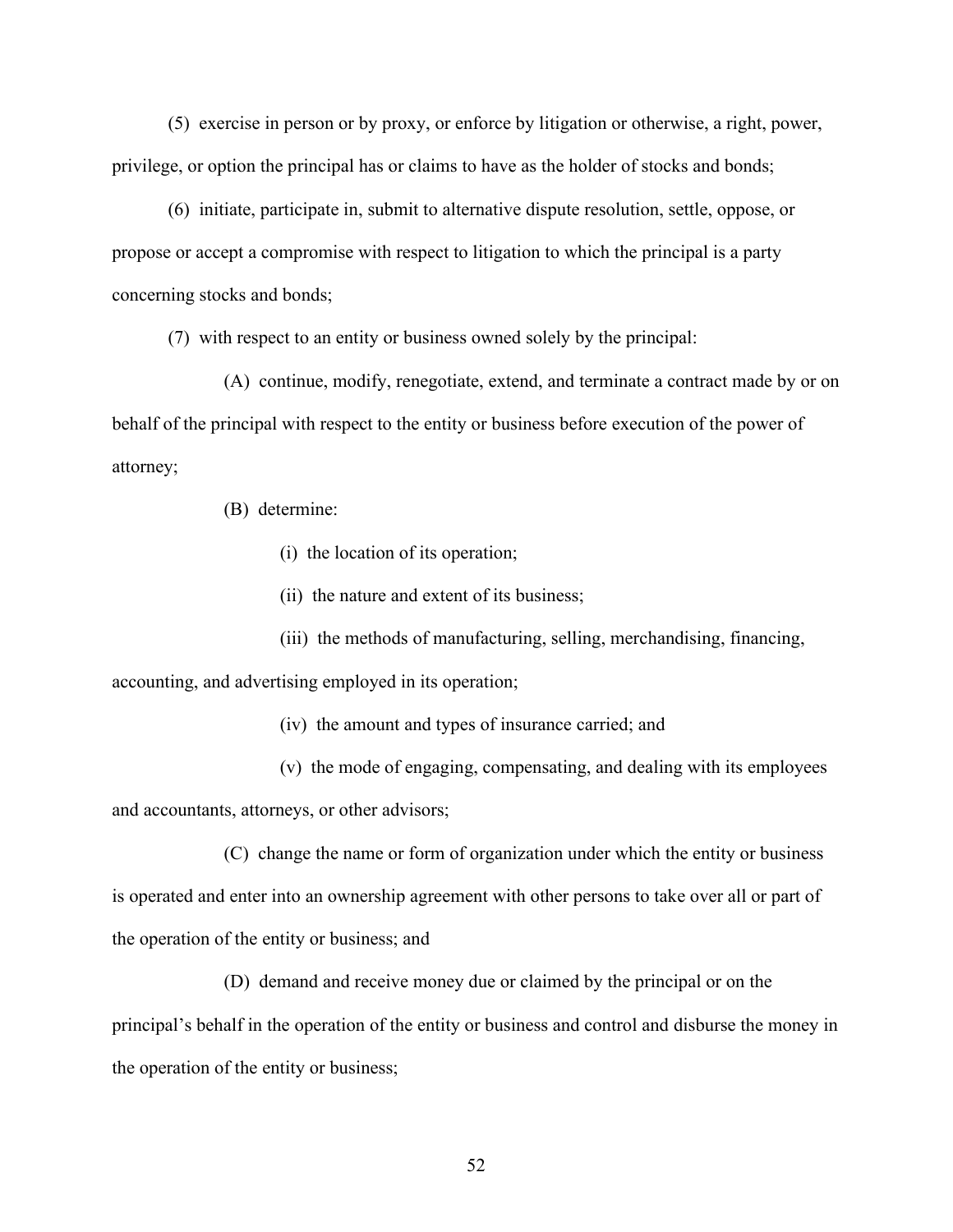(5) exercise in person or by proxy, or enforce by litigation or otherwise, a right, power, privilege, or option the principal has or claims to have as the holder of stocks and bonds;

(6) initiate, participate in, submit to alternative dispute resolution, settle, oppose, or propose or accept a compromise with respect to litigation to which the principal is a party concerning stocks and bonds;

(7) with respect to an entity or business owned solely by the principal:

(A) continue, modify, renegotiate, extend, and terminate a contract made by or on behalf of the principal with respect to the entity or business before execution of the power of attorney;

(B) determine:

(i) the location of its operation;

(ii) the nature and extent of its business;

(iii) the methods of manufacturing, selling, merchandising, financing, accounting, and advertising employed in its operation;

(iv) the amount and types of insurance carried; and

(v) the mode of engaging, compensating, and dealing with its employees and accountants, attorneys, or other advisors;

(C) change the name or form of organization under which the entity or business is operated and enter into an ownership agreement with other persons to take over all or part of the operation of the entity or business; and

(D) demand and receive money due or claimed by the principal or on the principal's behalf in the operation of the entity or business and control and disburse the money in the operation of the entity or business;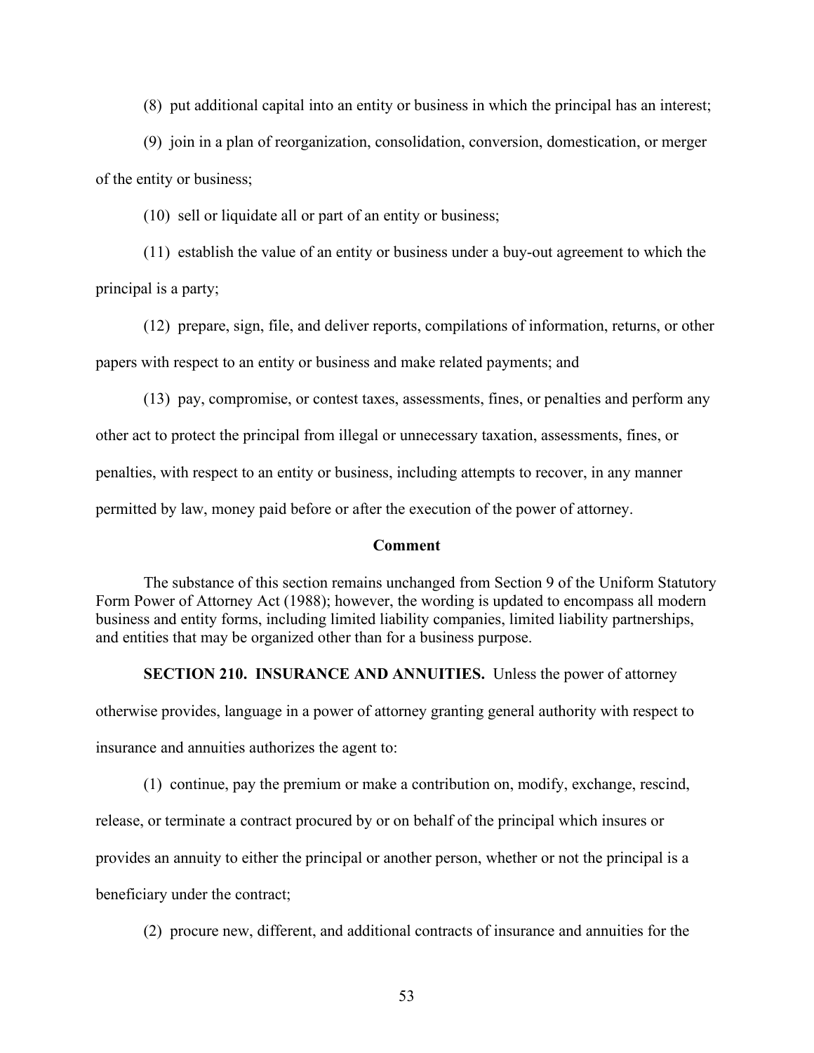(8) put additional capital into an entity or business in which the principal has an interest;

(9) join in a plan of reorganization, consolidation, conversion, domestication, or merger of the entity or business;

(10) sell or liquidate all or part of an entity or business;

(11) establish the value of an entity or business under a buy-out agreement to which the principal is a party;

(12) prepare, sign, file, and deliver reports, compilations of information, returns, or other papers with respect to an entity or business and make related payments; and

(13) pay, compromise, or contest taxes, assessments, fines, or penalties and perform any other act to protect the principal from illegal or unnecessary taxation, assessments, fines, or penalties, with respect to an entity or business, including attempts to recover, in any manner permitted by law, money paid before or after the execution of the power of attorney.

**Comment**

The substance of this section remains unchanged from Section 9 of the Uniform Statutory Form Power of Attorney Act (1988); however, the wording is updated to encompass all modern business and entity forms, including limited liability companies, limited liability partnerships, and entities that may be organized other than for a business purpose.

**SECTION 210. INSURANCE AND ANNUITIES.** Unless the power of attorney otherwise provides, language in a power of attorney granting general authority with respect to insurance and annuities authorizes the agent to:

(1) continue, pay the premium or make a contribution on, modify, exchange, rescind, release, or terminate a contract procured by or on behalf of the principal which insures or provides an annuity to either the principal or another person, whether or not the principal is a beneficiary under the contract;

(2) procure new, different, and additional contracts of insurance and annuities for the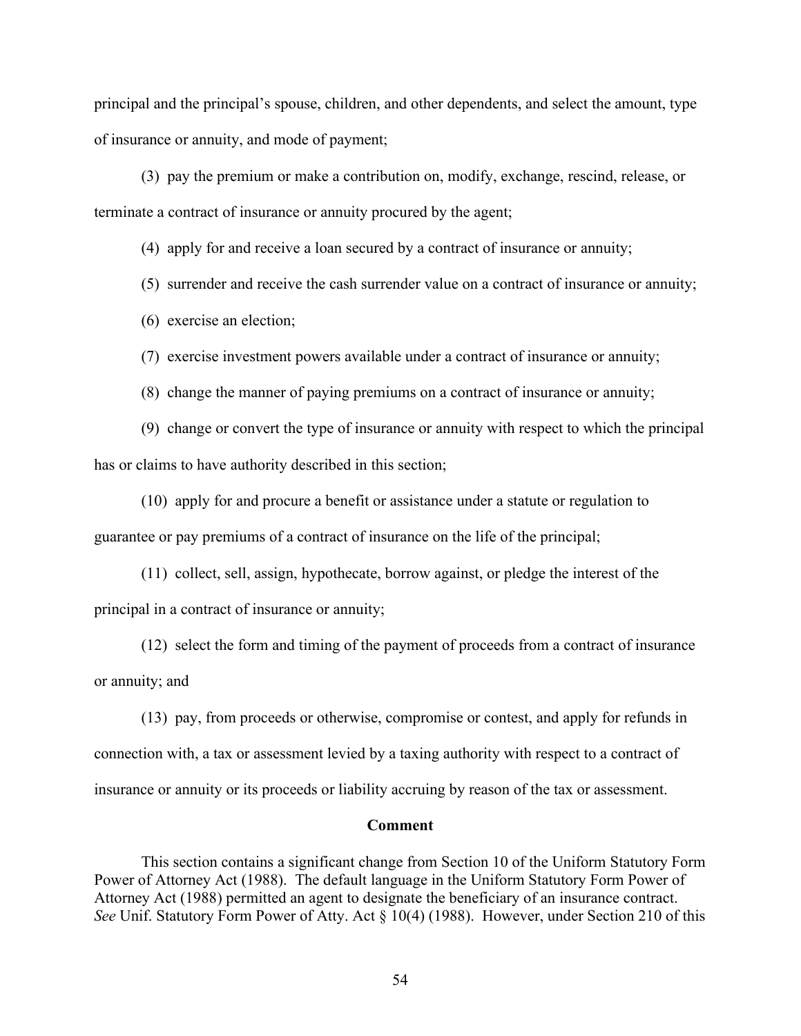principal and the principal's spouse, children, and other dependents, and select the amount, type of insurance or annuity, and mode of payment;

(3) pay the premium or make a contribution on, modify, exchange, rescind, release, or terminate a contract of insurance or annuity procured by the agent;

(4) apply for and receive a loan secured by a contract of insurance or annuity;

(5) surrender and receive the cash surrender value on a contract of insurance or annuity;

(6) exercise an election;

(7) exercise investment powers available under a contract of insurance or annuity;

(8) change the manner of paying premiums on a contract of insurance or annuity;

(9) change or convert the type of insurance or annuity with respect to which the principal has or claims to have authority described in this section;

(10) apply for and procure a benefit or assistance under a statute or regulation to guarantee or pay premiums of a contract of insurance on the life of the principal;

(11) collect, sell, assign, hypothecate, borrow against, or pledge the interest of the principal in a contract of insurance or annuity;

(12) select the form and timing of the payment of proceeds from a contract of insurance or annuity; and

(13) pay, from proceeds or otherwise, compromise or contest, and apply for refunds in connection with, a tax or assessment levied by a taxing authority with respect to a contract of insurance or annuity or its proceeds or liability accruing by reason of the tax or assessment.

**Comment**

This section contains a significant change from Section 10 of the Uniform Statutory Form Power of Attorney Act (1988). The default language in the Uniform Statutory Form Power of Attorney Act (1988) permitted an agent to designate the beneficiary of an insurance contract. *See* Unif. Statutory Form Power of Atty. Act § 10(4) (1988). However, under Section 210 of this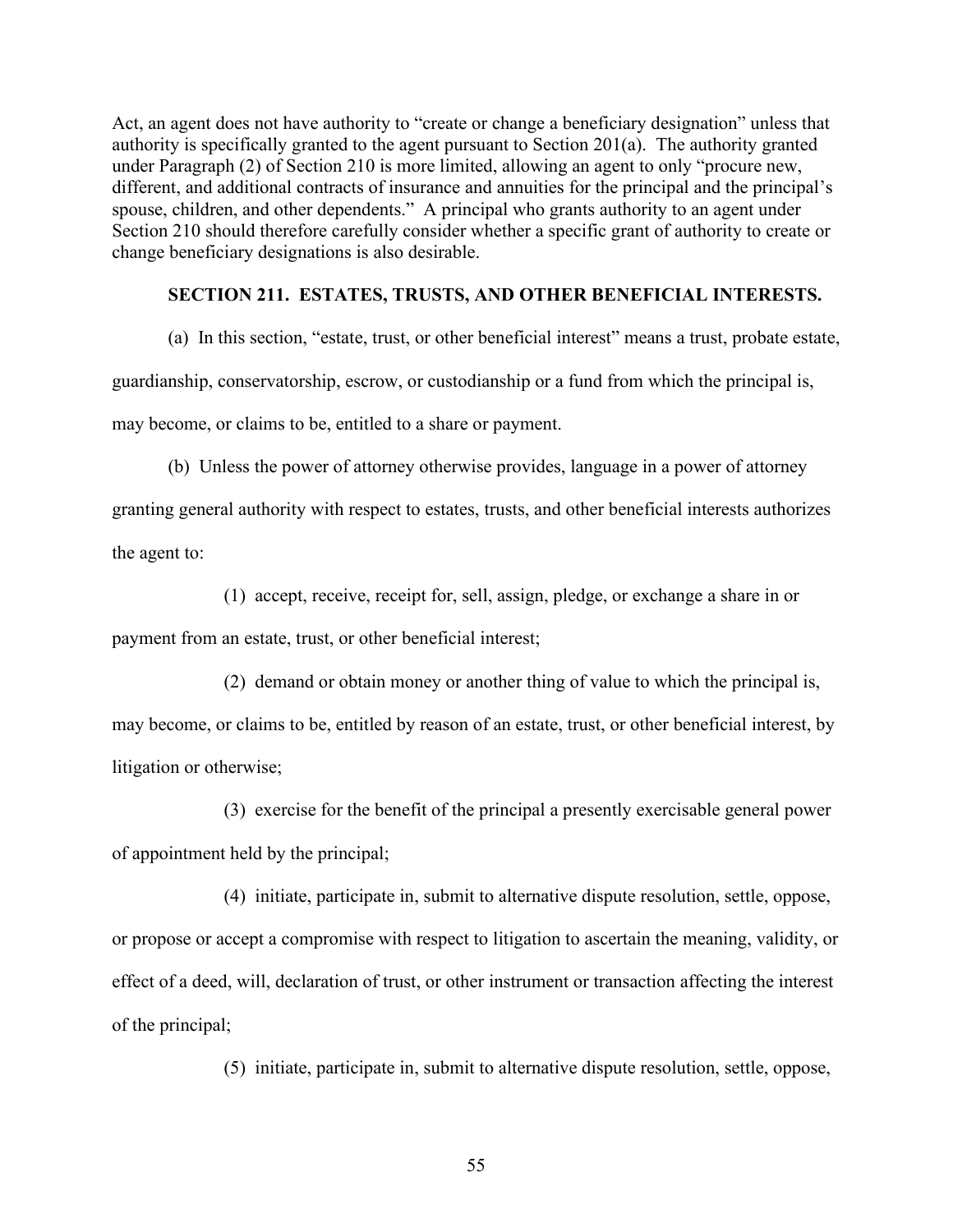Act, an agent does not have authority to "create or change a beneficiary designation" unless that authority is specifically granted to the agent pursuant to Section 201(a). The authority granted under Paragraph (2) of Section 210 is more limited, allowing an agent to only "procure new, different, and additional contracts of insurance and annuities for the principal and the principal's spouse, children, and other dependents." A principal who grants authority to an agent under Section 210 should therefore carefully consider whether a specific grant of authority to create or change beneficiary designations is also desirable.

### SECTION 211. ESTATES, TRUSTS, AND OTHER BENEFICIAL INTERESTS.

(a) In this section, "estate, trust, or other beneficial interest" means a trust, probate estate, guardianship, conservatorship, escrow, or custodianship or a fund from which the principal is, may become, or claims to be, entitled to a share or payment.

(b) Unless the power of attorney otherwise provides, language in a power of attorney granting general authority with respect to estates, trusts, and other beneficial interests authorizes the agent to:

(1) accept, receive, receipt for, sell, assign, pledge, or exchange a share in or payment from an estate, trust, or other beneficial interest;

(2) demand or obtain money or another thing of value to which the principal is, may become, or claims to be, entitled by reason of an estate, trust, or other beneficial interest, by litigation or otherwise;

(3) exercise for the benefit of the principal a presently exercisable general power of appointment held by the principal;

(4) initiate, participate in, submit to alternative dispute resolution, settle, oppose, or propose or accept a compromise with respect to litigation to ascertain the meaning, validity, or effect of a deed, will, declaration of trust, or other instrument or transaction affecting the interest of the principal;

(5) initiate, participate in, submit to alternative dispute resolution, settle, oppose,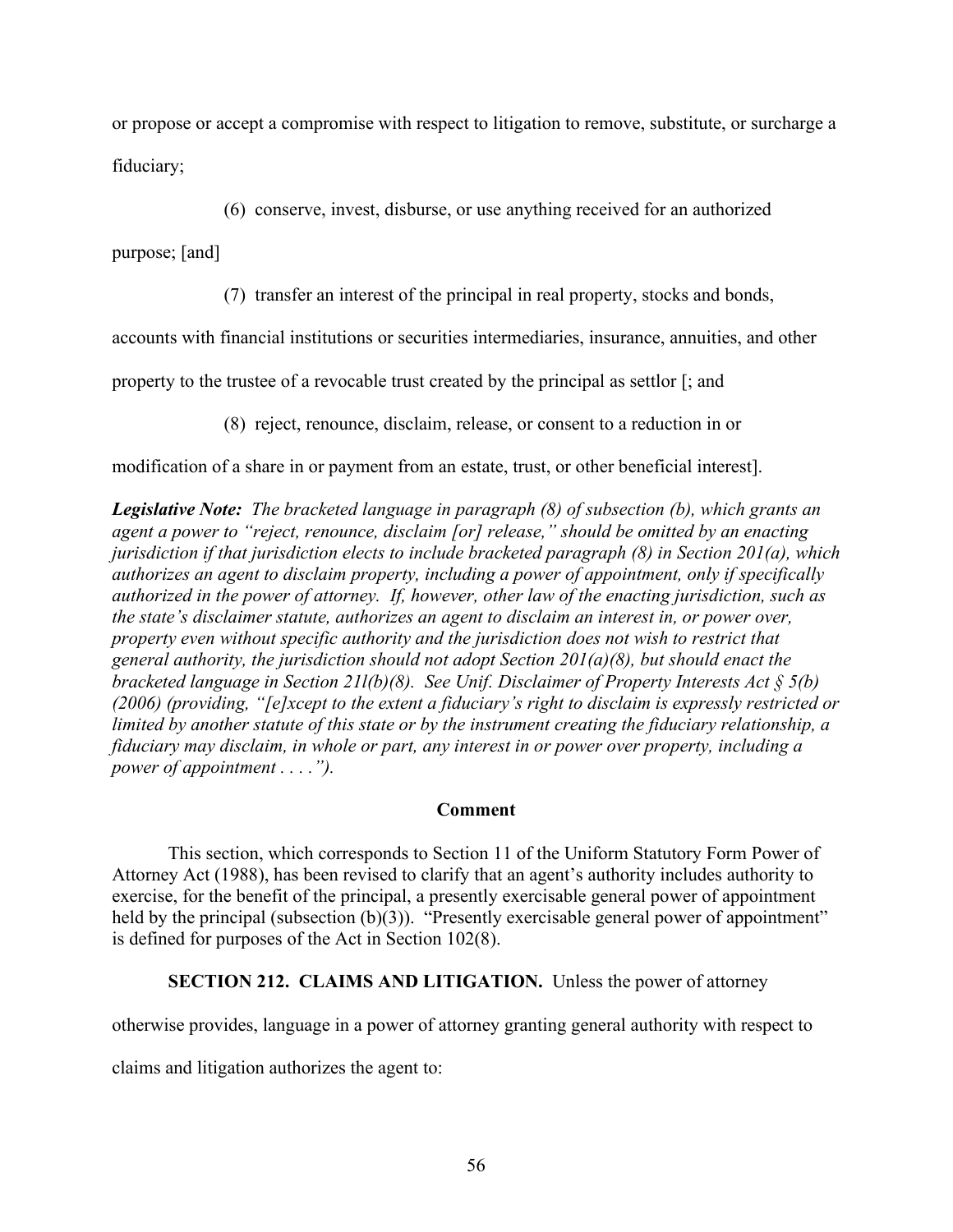or propose or accept a compromise with respect to litigation to remove, substitute, or surcharge a fiduciary;

(6) conserve, invest, disburse, or use anything received for an authorized purpose; [and]

(7) transfer an interest of the principal in real property, stocks and bonds, accounts with financial institutions or securities intermediaries, insurance, annuities, and other property to the trustee of a revocable trust created by the principal as settlor [; and

(8) reject, renounce, disclaim, release, or consent to a reduction in or modification of a share in or payment from an estate, trust, or other beneficial interest].

***Legislative Note:*** *The bracketed language in paragraph (8) of subsection (b), which grants an agent a power to "reject, renounce, disclaim [or] release," should be omitted by an enacting jurisdiction if that jurisdiction elects to include bracketed paragraph (8) in Section 201(a), which authorizes an agent to disclaim property, including a power of appointment, only if specifically authorized in the power of attorney. If, however, other law of the enacting jurisdiction, such as the state's disclaimer statute, authorizes an agent to disclaim an interest in, or power over, property even without specific authority and the jurisdiction does not wish to restrict that general authority, the jurisdiction should not adopt Section 201(a)(8), but should enact the bracketed language in Section 21l(b)(8). See Unif. Disclaimer of Property Interests Act § 5(b) (2006) (providing, "[e]xcept to the extent a fiduciary's right to disclaim is expressly restricted or limited by another statute of this state or by the instrument creating the fiduciary relationship, a fiduciary may disclaim, in whole or part, any interest in or power over property, including a power of appointment . . . .").*

**Comment**

This section, which corresponds to Section 11 of the Uniform Statutory Form Power of Attorney Act (1988), has been revised to clarify that an agent's authority includes authority to exercise, for the benefit of the principal, a presently exercisable general power of appointment held by the principal (subsection (b)(3)). "Presently exercisable general power of appointment" is defined for purposes of the Act in Section 102(8).

**SECTION 212. CLAIMS AND LITIGATION.** Unless the power of attorney otherwise provides, language in a power of attorney granting general authority with respect to claims and litigation authorizes the agent to: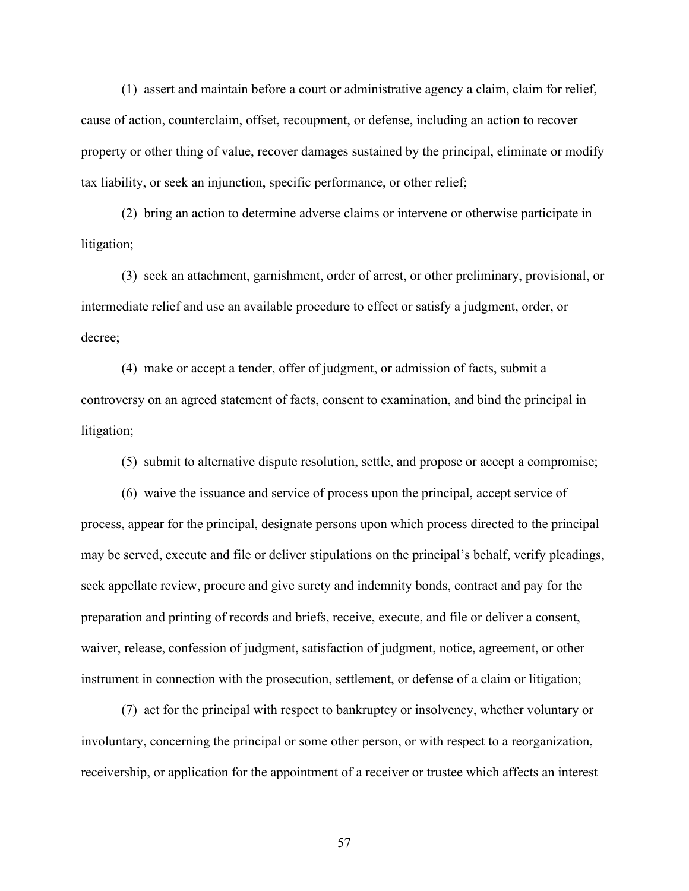(1) assert and maintain before a court or administrative agency a claim, claim for relief, cause of action, counterclaim, offset, recoupment, or defense, including an action to recover property or other thing of value, recover damages sustained by the principal, eliminate or modify tax liability, or seek an injunction, specific performance, or other relief;

(2) bring an action to determine adverse claims or intervene or otherwise participate in litigation;

(3) seek an attachment, garnishment, order of arrest, or other preliminary, provisional, or intermediate relief and use an available procedure to effect or satisfy a judgment, order, or decree;

(4) make or accept a tender, offer of judgment, or admission of facts, submit a controversy on an agreed statement of facts, consent to examination, and bind the principal in litigation;

(5) submit to alternative dispute resolution, settle, and propose or accept a compromise;

(6) waive the issuance and service of process upon the principal, accept service of process, appear for the principal, designate persons upon which process directed to the principal may be served, execute and file or deliver stipulations on the principal's behalf, verify pleadings, seek appellate review, procure and give surety and indemnity bonds, contract and pay for the preparation and printing of records and briefs, receive, execute, and file or deliver a consent, waiver, release, confession of judgment, satisfaction of judgment, notice, agreement, or other instrument in connection with the prosecution, settlement, or defense of a claim or litigation;

(7) act for the principal with respect to bankruptcy or insolvency, whether voluntary or involuntary, concerning the principal or some other person, or with respect to a reorganization, receivership, or application for the appointment of a receiver or trustee which affects an interest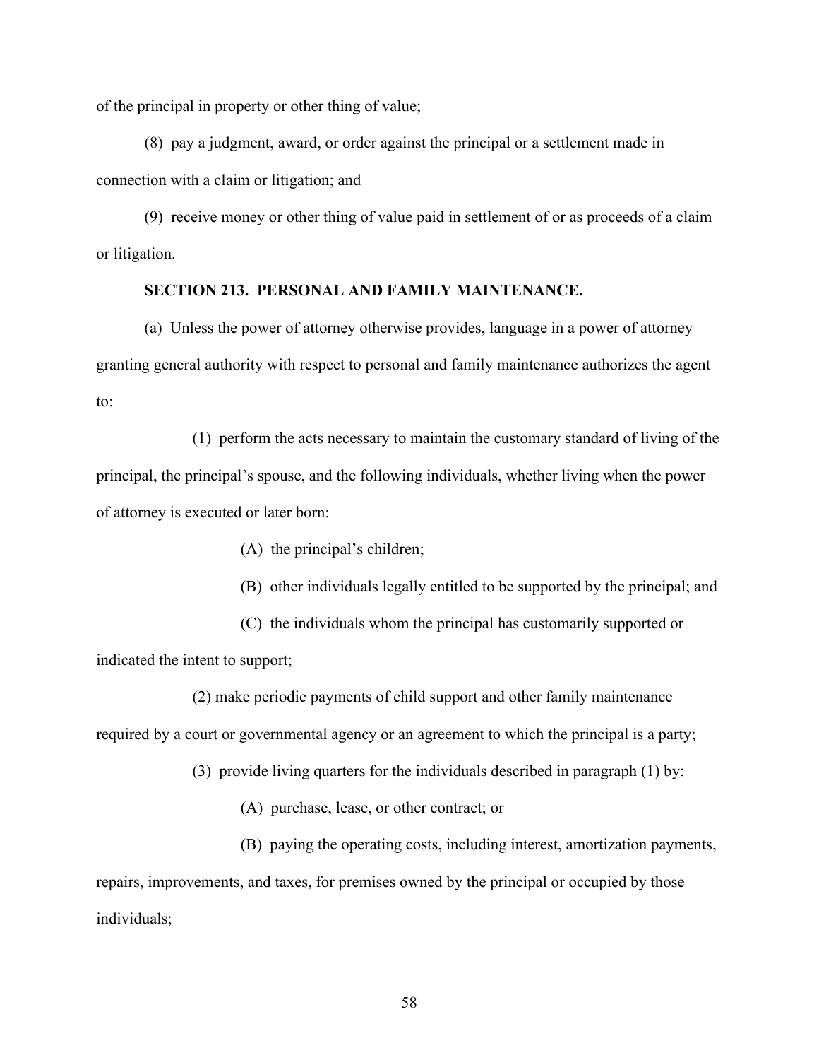of the principal in property or other thing of value;

(8) pay a judgment, award, or order against the principal or a settlement made in connection with a claim or litigation; and

(9) receive money or other thing of value paid in settlement of or as proceeds of a claim or litigation.

**SECTION 213. PERSONAL AND FAMILY MAINTENANCE.**

(a) Unless the power of attorney otherwise provides, language in a power of attorney granting general authority with respect to personal and family maintenance authorizes the agent to:

(1) perform the acts necessary to maintain the customary standard of living of the principal, the principal's spouse, and the following individuals, whether living when the power of attorney is executed or later born:

(A) the principal's children;

(B) other individuals legally entitled to be supported by the principal; and

(C) the individuals whom the principal has customarily supported or indicated the intent to support;

(2) make periodic payments of child support and other family maintenance required by a court or governmental agency or an agreement to which the principal is a party;

(3) provide living quarters for the individuals described in paragraph (1) by:

(A) purchase, lease, or other contract; or

(B) paying the operating costs, including interest, amortization payments, repairs, improvements, and taxes, for premises owned by the principal or occupied by those individuals;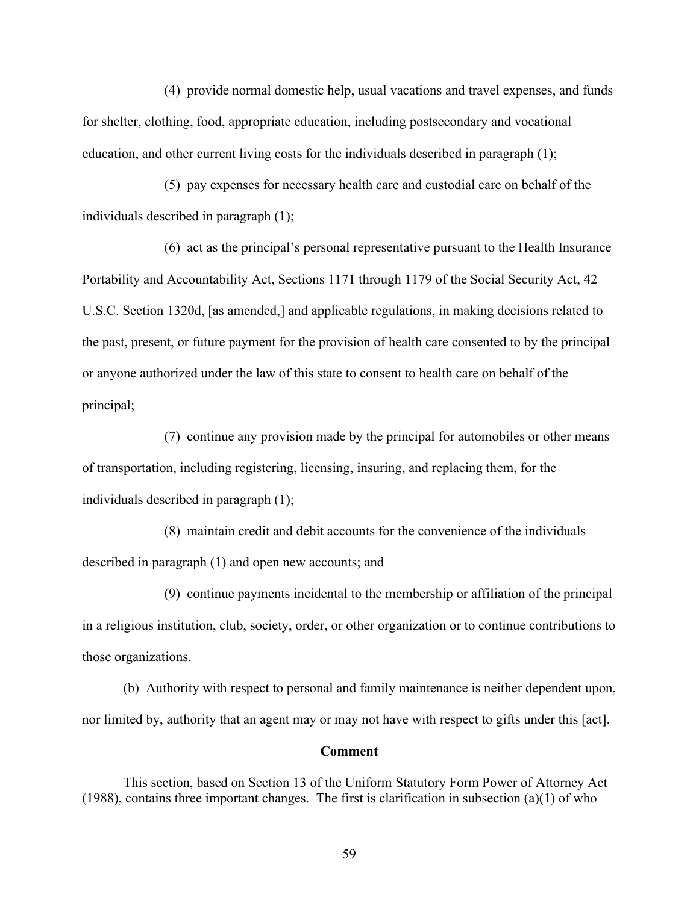(4) provide normal domestic help, usual vacations and travel expenses, and funds for shelter, clothing, food, appropriate education, including postsecondary and vocational education, and other current living costs for the individuals described in paragraph (1);

(5) pay expenses for necessary health care and custodial care on behalf of the individuals described in paragraph (1);

(6) act as the principal's personal representative pursuant to the Health Insurance Portability and Accountability Act, Sections 1171 through 1179 of the Social Security Act, 42 U.S.C. Section 1320d, [as amended,] and applicable regulations, in making decisions related to the past, present, or future payment for the provision of health care consented to by the principal or anyone authorized under the law of this state to consent to health care on behalf of the principal;

(7) continue any provision made by the principal for automobiles or other means of transportation, including registering, licensing, insuring, and replacing them, for the individuals described in paragraph (1);

(8) maintain credit and debit accounts for the convenience of the individuals described in paragraph (1) and open new accounts; and

(9) continue payments incidental to the membership or affiliation of the principal in a religious institution, club, society, order, or other organization or to continue contributions to those organizations.

(b) Authority with respect to personal and family maintenance is neither dependent upon, nor limited by, authority that an agent may or may not have with respect to gifts under this [act].

**Comment**

This section, based on Section 13 of the Uniform Statutory Form Power of Attorney Act (1988), contains three important changes. The first is clarification in subsection (a)(1) of who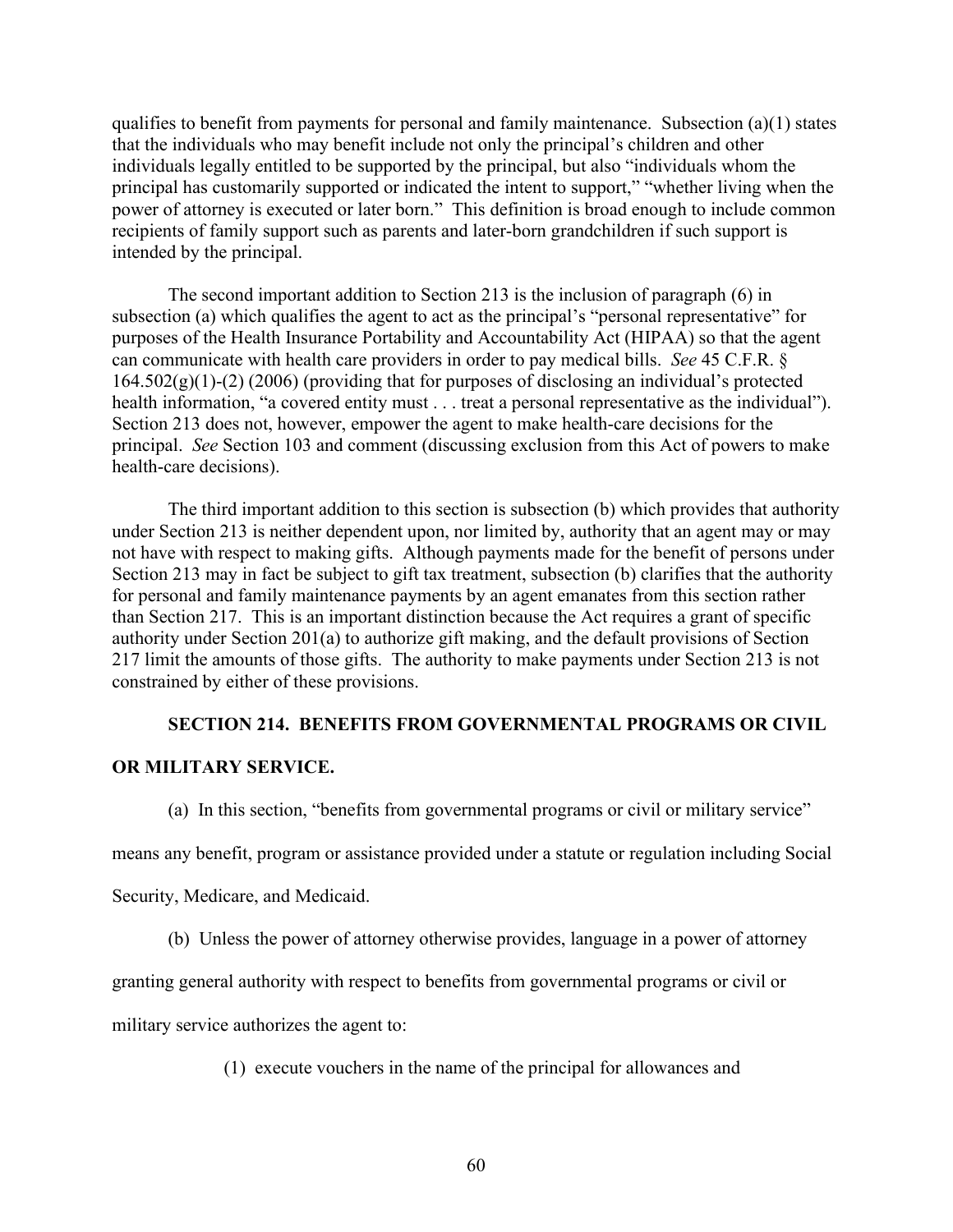qualifies to benefit from payments for personal and family maintenance. Subsection (a)(1) states that the individuals who may benefit include not only the principal's children and other individuals legally entitled to be supported by the principal, but also "individuals whom the principal has customarily supported or indicated the intent to support," "whether living when the power of attorney is executed or later born." This definition is broad enough to include common recipients of family support such as parents and later-born grandchildren if such support is intended by the principal.

The second important addition to Section 213 is the inclusion of paragraph (6) in subsection (a) which qualifies the agent to act as the principal's "personal representative" for purposes of the Health Insurance Portability and Accountability Act (HIPAA) so that the agent can communicate with health care providers in order to pay medical bills. *See* 45 C.F.R. § 164.502(g)(1)-(2) (2006) (providing that for purposes of disclosing an individual's protected health information, "a covered entity must . . . treat a personal representative as the individual"). Section 213 does not, however, empower the agent to make health-care decisions for the principal. *See* Section 103 and comment (discussing exclusion from this Act of powers to make health-care decisions).

The third important addition to this section is subsection (b) which provides that authority under Section 213 is neither dependent upon, nor limited by, authority that an agent may or may not have with respect to making gifts. Although payments made for the benefit of persons under Section 213 may in fact be subject to gift tax treatment, subsection (b) clarifies that the authority for personal and family maintenance payments by an agent emanates from this section rather than Section 217. This is an important distinction because the Act requires a grant of specific authority under Section 201(a) to authorize gift making, and the default provisions of Section 217 limit the amounts of those gifts. The authority to make payments under Section 213 is not constrained by either of these provisions.

## SECTION 214. BENEFITS FROM GOVERNMENTAL PROGRAMS OR CIVIL OR MILITARY SERVICE.

(a) In this section, "benefits from governmental programs or civil or military service" means any benefit, program or assistance provided under a statute or regulation including Social Security, Medicare, and Medicaid.

(b) Unless the power of attorney otherwise provides, language in a power of attorney granting general authority with respect to benefits from governmental programs or civil or military service authorizes the agent to:

(1) execute vouchers in the name of the principal for allowances and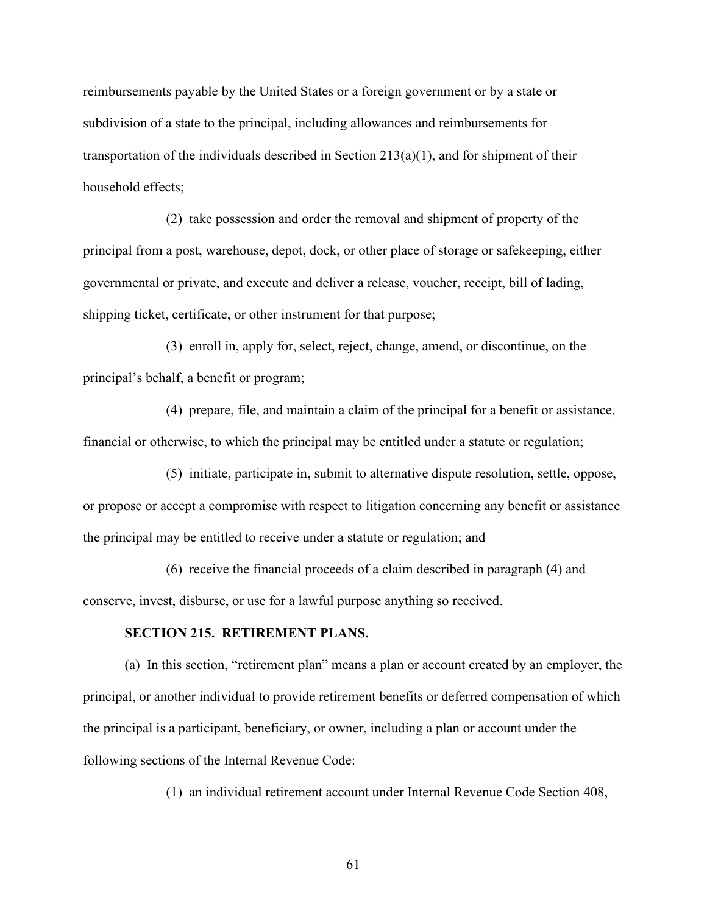reimbursements payable by the United States or a foreign government or by a state or subdivision of a state to the principal, including allowances and reimbursements for transportation of the individuals described in Section 213(a)(1), and for shipment of their household effects;

(2) take possession and order the removal and shipment of property of the principal from a post, warehouse, depot, dock, or other place of storage or safekeeping, either governmental or private, and execute and deliver a release, voucher, receipt, bill of lading, shipping ticket, certificate, or other instrument for that purpose;

(3) enroll in, apply for, select, reject, change, amend, or discontinue, on the principal's behalf, a benefit or program;

(4) prepare, file, and maintain a claim of the principal for a benefit or assistance, financial or otherwise, to which the principal may be entitled under a statute or regulation;

(5) initiate, participate in, submit to alternative dispute resolution, settle, oppose, or propose or accept a compromise with respect to litigation concerning any benefit or assistance the principal may be entitled to receive under a statute or regulation; and

(6) receive the financial proceeds of a claim described in paragraph (4) and conserve, invest, disburse, or use for a lawful purpose anything so received.

**SECTION 215. RETIREMENT PLANS.**

(a) In this section, "retirement plan" means a plan or account created by an employer, the principal, or another individual to provide retirement benefits or deferred compensation of which the principal is a participant, beneficiary, or owner, including a plan or account under the following sections of the Internal Revenue Code:

(1) an individual retirement account under Internal Revenue Code Section 408,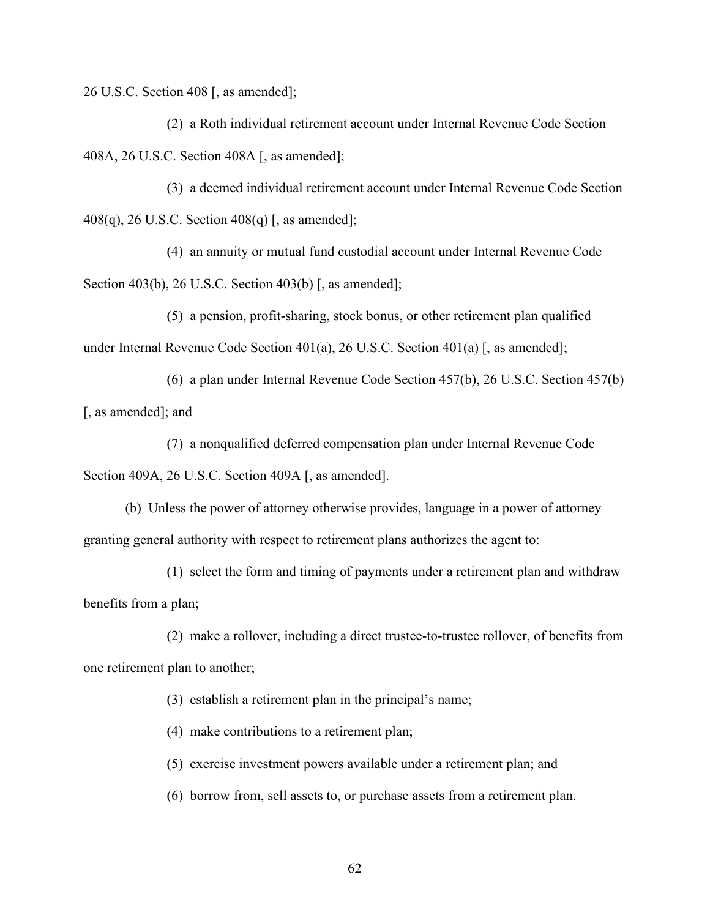26 U.S.C. Section 408 [, as amended];

(2) a Roth individual retirement account under Internal Revenue Code Section 408A, 26 U.S.C. Section 408A [, as amended];

(3) a deemed individual retirement account under Internal Revenue Code Section 408(q), 26 U.S.C. Section 408(q) [, as amended];

(4) an annuity or mutual fund custodial account under Internal Revenue Code Section 403(b), 26 U.S.C. Section 403(b) [, as amended];

(5) a pension, profit-sharing, stock bonus, or other retirement plan qualified under Internal Revenue Code Section 401(a), 26 U.S.C. Section 401(a) [, as amended];

(6) a plan under Internal Revenue Code Section 457(b), 26 U.S.C. Section 457(b) [, as amended]; and

(7) a nonqualified deferred compensation plan under Internal Revenue Code Section 409A, 26 U.S.C. Section 409A [, as amended].

(b) Unless the power of attorney otherwise provides, language in a power of attorney granting general authority with respect to retirement plans authorizes the agent to:

(1) select the form and timing of payments under a retirement plan and withdraw benefits from a plan;

(2) make a rollover, including a direct trustee-to-trustee rollover, of benefits from one retirement plan to another;

(3) establish a retirement plan in the principal's name;

(4) make contributions to a retirement plan;

(5) exercise investment powers available under a retirement plan; and

(6) borrow from, sell assets to, or purchase assets from a retirement plan.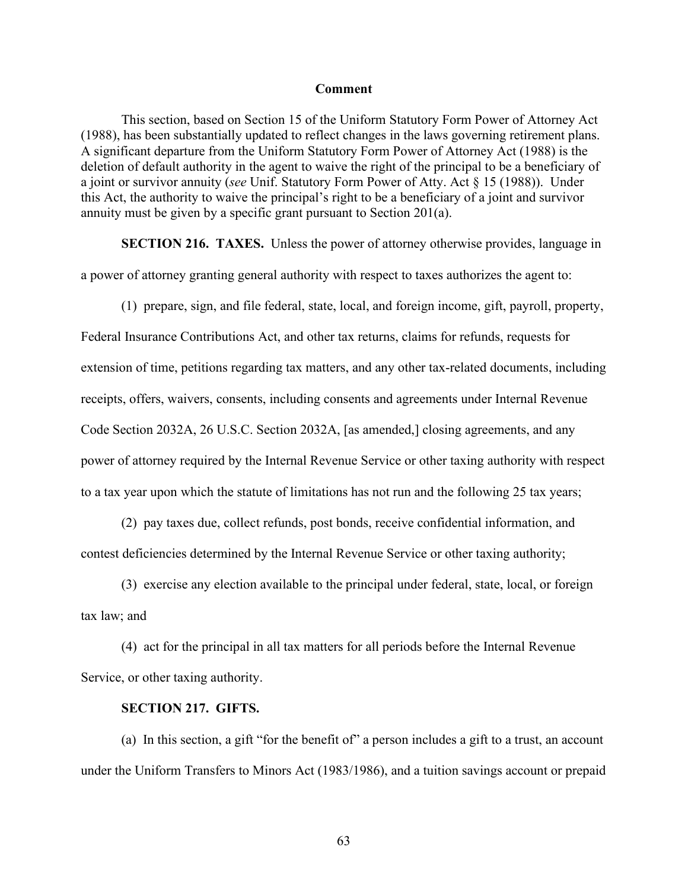## Comment

This section, based on Section 15 of the Uniform Statutory Form Power of Attorney Act (1988), has been substantially updated to reflect changes in the laws governing retirement plans. A significant departure from the Uniform Statutory Form Power of Attorney Act (1988) is the deletion of default authority in the agent to waive the right of the principal to be a beneficiary of a joint or survivor annuity (*see* Unif. Statutory Form Power of Atty. Act § 15 (1988)). Under this Act, the authority to waive the principal's right to be a beneficiary of a joint and survivor annuity must be given by a specific grant pursuant to Section 201(a).

**SECTION 216. TAXES.** Unless the power of attorney otherwise provides, language in a power of attorney granting general authority with respect to taxes authorizes the agent to:

(1) prepare, sign, and file federal, state, local, and foreign income, gift, payroll, property, Federal Insurance Contributions Act, and other tax returns, claims for refunds, requests for extension of time, petitions regarding tax matters, and any other tax-related documents, including receipts, offers, waivers, consents, including consents and agreements under Internal Revenue Code Section 2032A, 26 U.S.C. Section 2032A, [as amended,] closing agreements, and any power of attorney required by the Internal Revenue Service or other taxing authority with respect to a tax year upon which the statute of limitations has not run and the following 25 tax years;

(2) pay taxes due, collect refunds, post bonds, receive confidential information, and contest deficiencies determined by the Internal Revenue Service or other taxing authority;

(3) exercise any election available to the principal under federal, state, local, or foreign tax law; and

(4) act for the principal in all tax matters for all periods before the Internal Revenue Service, or other taxing authority.

**SECTION 217. GIFTS.**

(a) In this section, a gift "for the benefit of" a person includes a gift to a trust, an account under the Uniform Transfers to Minors Act (1983/1986), and a tuition savings account or prepaid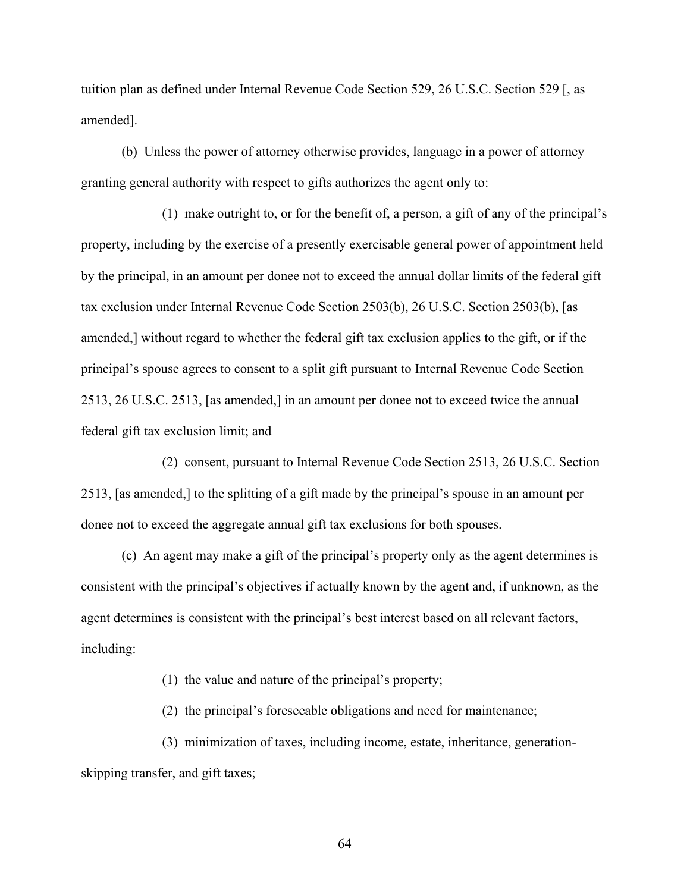tuition plan as defined under Internal Revenue Code Section 529, 26 U.S.C. Section 529 [, as amended].

(b) Unless the power of attorney otherwise provides, language in a power of attorney granting general authority with respect to gifts authorizes the agent only to:

(1) make outright to, or for the benefit of, a person, a gift of any of the principal's property, including by the exercise of a presently exercisable general power of appointment held by the principal, in an amount per donee not to exceed the annual dollar limits of the federal gift tax exclusion under Internal Revenue Code Section 2503(b), 26 U.S.C. Section 2503(b), [as amended,] without regard to whether the federal gift tax exclusion applies to the gift, or if the principal's spouse agrees to consent to a split gift pursuant to Internal Revenue Code Section 2513, 26 U.S.C. 2513, [as amended,] in an amount per donee not to exceed twice the annual federal gift tax exclusion limit; and

(2) consent, pursuant to Internal Revenue Code Section 2513, 26 U.S.C. Section 2513, [as amended,] to the splitting of a gift made by the principal's spouse in an amount per donee not to exceed the aggregate annual gift tax exclusions for both spouses.

(c) An agent may make a gift of the principal's property only as the agent determines is consistent with the principal's objectives if actually known by the agent and, if unknown, as the agent determines is consistent with the principal's best interest based on all relevant factors, including:

(1) the value and nature of the principal's property;

(2) the principal's foreseeable obligations and need for maintenance;

(3) minimization of taxes, including income, estate, inheritance, generation-skipping transfer, and gift taxes;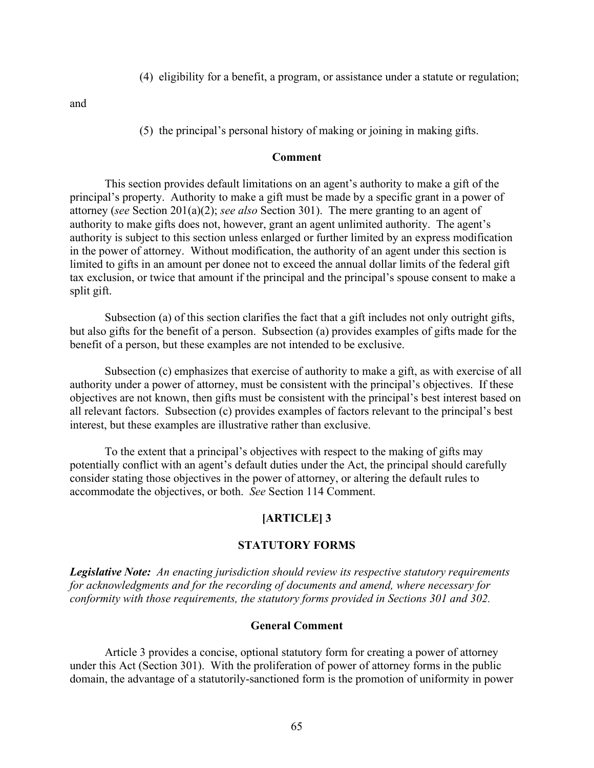(4) eligibility for a benefit, a program, or assistance under a statute or regulation;

and

(5) the principal's personal history of making or joining in making gifts.

**Comment**

This section provides default limitations on an agent's authority to make a gift of the principal's property. Authority to make a gift must be made by a specific grant in a power of attorney (*see* Section 201(a)(2); *see also* Section 301). The mere granting to an agent of authority to make gifts does not, however, grant an agent unlimited authority. The agent's authority is subject to this section unless enlarged or further limited by an express modification in the power of attorney. Without modification, the authority of an agent under this section is limited to gifts in an amount per donee not to exceed the annual dollar limits of the federal gift tax exclusion, or twice that amount if the principal and the principal's spouse consent to make a split gift.

Subsection (a) of this section clarifies the fact that a gift includes not only outright gifts, but also gifts for the benefit of a person. Subsection (a) provides examples of gifts made for the benefit of a person, but these examples are not intended to be exclusive.

Subsection (c) emphasizes that exercise of authority to make a gift, as with exercise of all authority under a power of attorney, must be consistent with the principal's objectives. If these objectives are not known, then gifts must be consistent with the principal's best interest based on all relevant factors. Subsection (c) provides examples of factors relevant to the principal's best interest, but these examples are illustrative rather than exclusive.

To the extent that a principal's objectives with respect to the making of gifts may potentially conflict with an agent's default duties under the Act, the principal should carefully consider stating those objectives in the power of attorney, or altering the default rules to accommodate the objectives, or both. *See* Section 114 Comment.

## [ARTICLE] 3

## STATUTORY FORMS

***Legislative Note:*** *An enacting jurisdiction should review its respective statutory requirements for acknowledgments and for the recording of documents and amend, where necessary for conformity with those requirements, the statutory forms provided in Sections 301 and 302.*

**General Comment**

Article 3 provides a concise, optional statutory form for creating a power of attorney under this Act (Section 301). With the proliferation of power of attorney forms in the public domain, the advantage of a statutorily-sanctioned form is the promotion of uniformity in power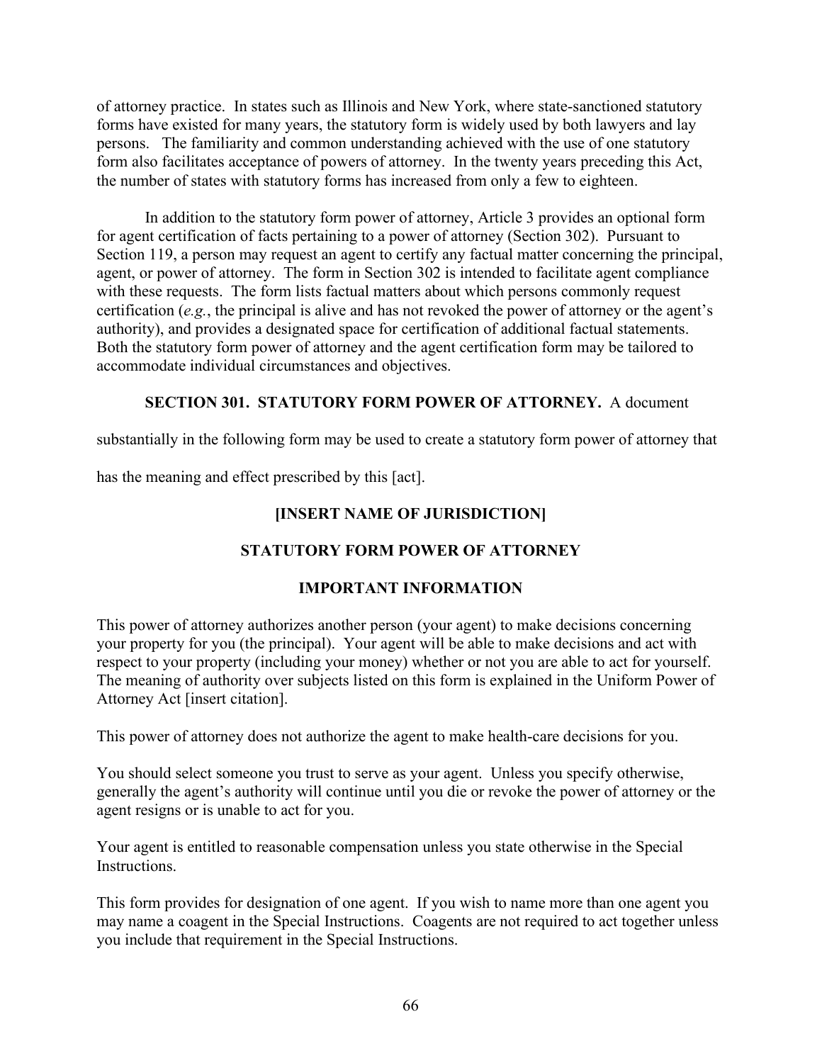of attorney practice. In states such as Illinois and New York, where state-sanctioned statutory forms have existed for many years, the statutory form is widely used by both lawyers and lay persons. The familiarity and common understanding achieved with the use of one statutory form also facilitates acceptance of powers of attorney. In the twenty years preceding this Act, the number of states with statutory forms has increased from only a few to eighteen.

In addition to the statutory form power of attorney, Article 3 provides an optional form for agent certification of facts pertaining to a power of attorney (Section 302). Pursuant to Section 119, a person may request an agent to certify any factual matter concerning the principal, agent, or power of attorney. The form in Section 302 is intended to facilitate agent compliance with these requests. The form lists factual matters about which persons commonly request certification (*e.g.*, the principal is alive and has not revoked the power of attorney or the agent's authority), and provides a designated space for certification of additional factual statements. Both the statutory form power of attorney and the agent certification form may be tailored to accommodate individual circumstances and objectives.

**SECTION 301. STATUTORY FORM POWER OF ATTORNEY.** A document substantially in the following form may be used to create a statutory form power of attorney that has the meaning and effect prescribed by this [act].

**[INSERT NAME OF JURISDICTION]**

**STATUTORY FORM POWER OF ATTORNEY**

**IMPORTANT INFORMATION**

This power of attorney authorizes another person (your agent) to make decisions concerning your property for you (the principal). Your agent will be able to make decisions and act with respect to your property (including your money) whether or not you are able to act for yourself. The meaning of authority over subjects listed on this form is explained in the Uniform Power of Attorney Act [insert citation].

This power of attorney does not authorize the agent to make health-care decisions for you.

You should select someone you trust to serve as your agent. Unless you specify otherwise, generally the agent's authority will continue until you die or revoke the power of attorney or the agent resigns or is unable to act for you.

Your agent is entitled to reasonable compensation unless you state otherwise in the Special Instructions.

This form provides for designation of one agent. If you wish to name more than one agent you may name a coagent in the Special Instructions. Coagents are not required to act together unless you include that requirement in the Special Instructions.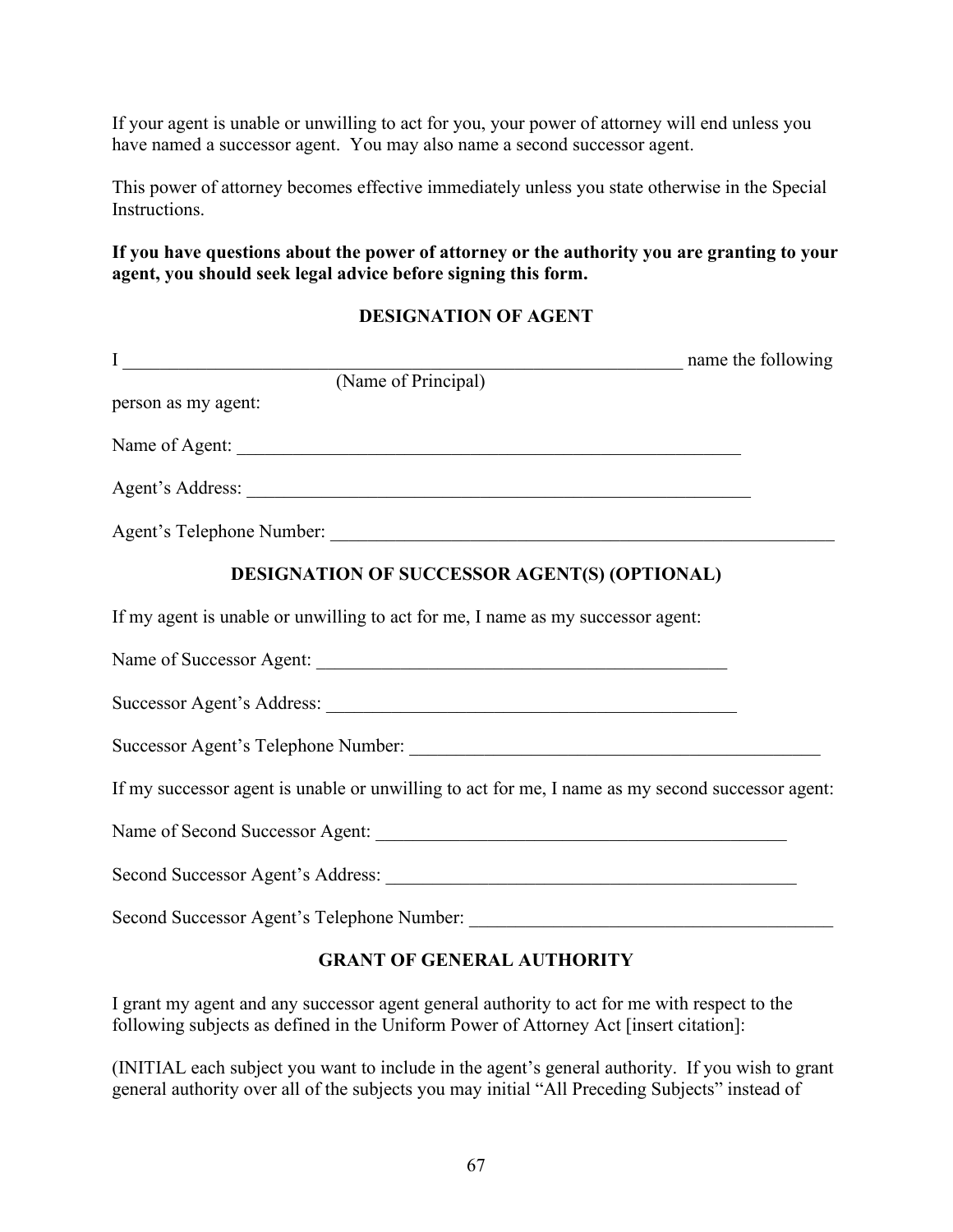If your agent is unable or unwilling to act for you, your power of attorney will end unless you have named a successor agent. You may also name a second successor agent.

This power of attorney becomes effective immediately unless you state otherwise in the Special Instructions.

**If you have questions about the power of attorney or the authority you are granting to your agent, you should seek legal advice before signing this form.**

## DESIGNATION OF AGENT

I _______________________________________________________________ name the following
(Name of Principal)

person as my agent:

Name of Agent: _________________________________________________________

Agent's Address: _________________________________________________________

Agent's Telephone Number: _______________________________________________________

## DESIGNATION OF SUCCESSOR AGENT(S) (OPTIONAL)

If my agent is unable or unwilling to act for me, I name as my successor agent:

Name of Successor Agent: _____________________________________________

Successor Agent's Address: _____________________________________________

Successor Agent's Telephone Number: _____________________________________________

If my successor agent is unable or unwilling to act for me, I name as my second successor agent:

Name of Second Successor Agent: _____________________________________________

Second Successor Agent's Address: _____________________________________________

Second Successor Agent's Telephone Number: ________________________________________

## GRANT OF GENERAL AUTHORITY

I grant my agent and any successor agent general authority to act for me with respect to the following subjects as defined in the Uniform Power of Attorney Act [insert citation]:

(INITIAL each subject you want to include in the agent's general authority. If you wish to grant general authority over all of the subjects you may initial "All Preceding Subjects" instead of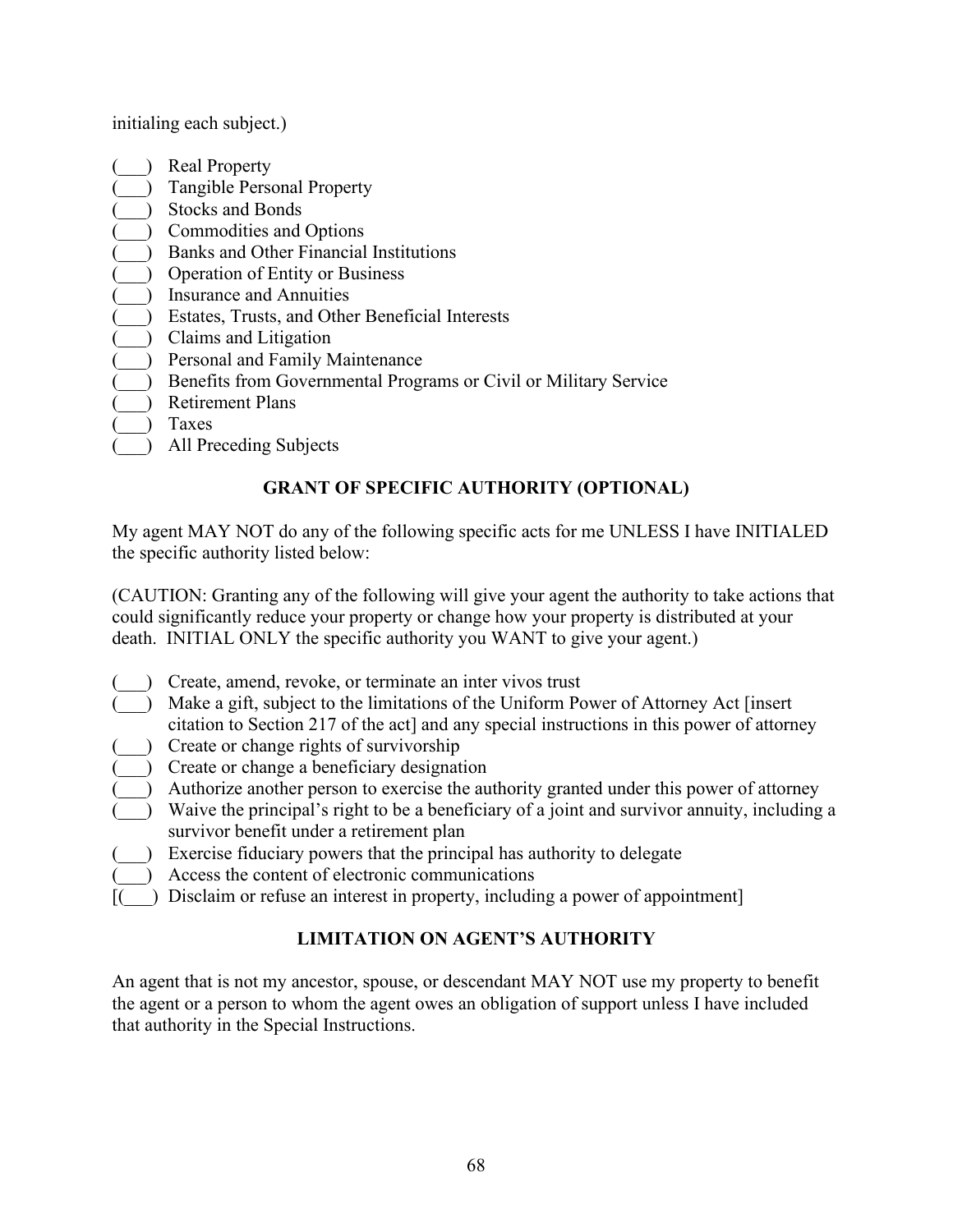initialing each subject.)

(___) Real Property
(___) Tangible Personal Property
(___) Stocks and Bonds
(___) Commodities and Options
(___) Banks and Other Financial Institutions
(___) Operation of Entity or Business
(___) Insurance and Annuities
(___) Estates, Trusts, and Other Beneficial Interests
(___) Claims and Litigation
(___) Personal and Family Maintenance
(___) Benefits from Governmental Programs or Civil or Military Service
(___) Retirement Plans
(___) Taxes
(___) All Preceding Subjects

## GRANT OF SPECIFIC AUTHORITY (OPTIONAL)

My agent MAY NOT do any of the following specific acts for me UNLESS I have INITIALED the specific authority listed below:

(CAUTION: Granting any of the following will give your agent the authority to take actions that could significantly reduce your property or change how your property is distributed at your death. INITIAL ONLY the specific authority you WANT to give your agent.)

(___) Create, amend, revoke, or terminate an inter vivos trust
(___) Make a gift, subject to the limitations of the Uniform Power of Attorney Act [insert citation to Section 217 of the act] and any special instructions in this power of attorney
(___) Create or change rights of survivorship
(___) Create or change a beneficiary designation
(___) Authorize another person to exercise the authority granted under this power of attorney
(___) Waive the principal's right to be a beneficiary of a joint and survivor annuity, including a survivor benefit under a retirement plan
(___) Exercise fiduciary powers that the principal has authority to delegate
(___) Access the content of electronic communications
[(___) Disclaim or refuse an interest in property, including a power of appointment]

## LIMITATION ON AGENT'S AUTHORITY

An agent that is not my ancestor, spouse, or descendant MAY NOT use my property to benefit the agent or a person to whom the agent owes an obligation of support unless I have included that authority in the Special Instructions.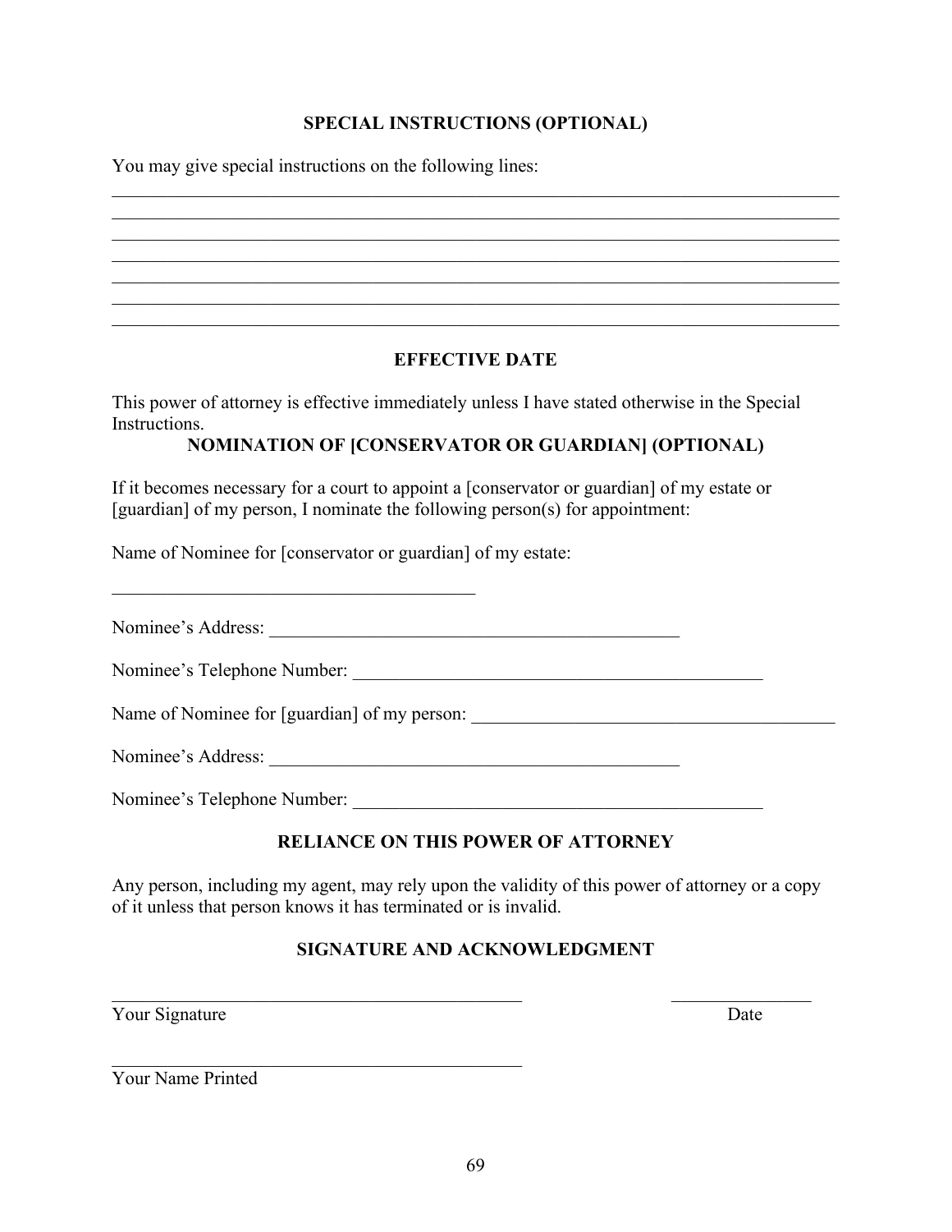## SPECIAL INSTRUCTIONS (OPTIONAL)

You may give special instructions on the following lines:

______________________________________________________________________________
______________________________________________________________________________
______________________________________________________________________________
______________________________________________________________________________
______________________________________________________________________________
______________________________________________________________________________
______________________________________________________________________________

## EFFECTIVE DATE

This power of attorney is effective immediately unless I have stated otherwise in the Special Instructions.

## NOMINATION OF [CONSERVATOR OR GUARDIAN] (OPTIONAL)

If it becomes necessary for a court to appoint a [conservator or guardian] of my estate or [guardian] of my person, I nominate the following person(s) for appointment:

Name of Nominee for [conservator or guardian] of my estate:

_______________________________________

Nominee's Address: _____________________________________________

Nominee's Telephone Number: _____________________________________________

Name of Nominee for [guardian] of my person: _______________________________________

Nominee's Address: _____________________________________________

Nominee's Telephone Number: _____________________________________________

## RELIANCE ON THIS POWER OF ATTORNEY

Any person, including my agent, may rely upon the validity of this power of attorney or a copy of it unless that person knows it has terminated or is invalid.

## SIGNATURE AND ACKNOWLEDGMENT

_____________________________________________ _______________
Your Signature Date

_____________________________________________
Your Name Printed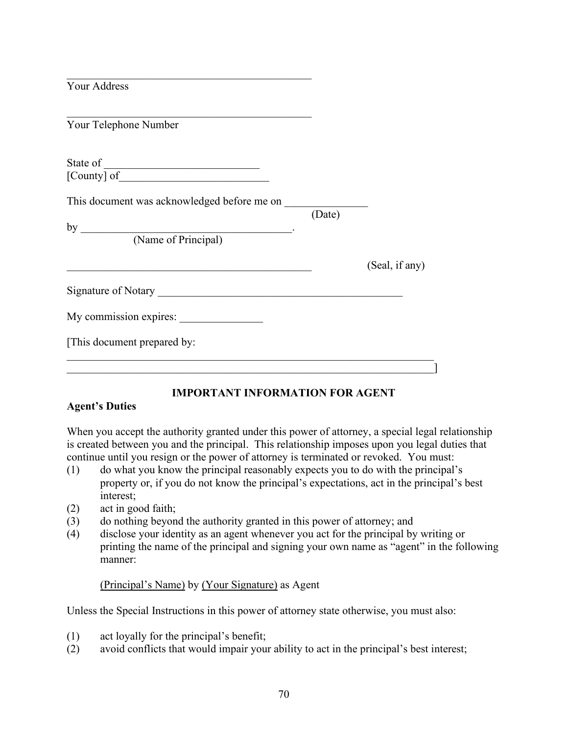\_\_\_\_\_\_\_\_\_\_\_\_\_\_\_\_\_\_\_\_\_\_\_\_\_\_\_\_\_\_\_\_\_\_\_\_\_\_\_\_\_\_\_\_\_
Your Address

\_\_\_\_\_\_\_\_\_\_\_\_\_\_\_\_\_\_\_\_\_\_\_\_\_\_\_\_\_\_\_\_\_\_\_\_\_\_\_\_\_\_\_\_\_
Your Telephone Number

State of \_\_\_\_\_\_\_\_\_\_\_\_\_\_\_\_\_\_\_\_\_\_\_\_\_\_\_\_
[County] of\_\_\_\_\_\_\_\_\_\_\_\_\_\_\_\_\_\_\_\_\_\_\_\_\_\_\_

This document was acknowledged before me on \_\_\_\_\_\_\_\_\_\_\_\_\_\_\_
(Date)

by \_\_\_\_\_\_\_\_\_\_\_\_\_\_\_\_\_\_\_\_\_\_\_\_\_\_\_\_\_\_\_\_\_\_\_\_\_\_.
(Name of Principal)

\_\_\_\_\_\_\_\_\_\_\_\_\_\_\_\_\_\_\_\_\_\_\_\_\_\_\_\_\_\_\_\_\_\_\_\_\_\_\_\_\_\_\_\_\_ (Seal, if any)

Signature of Notary \_\_\_\_\_\_\_\_\_\_\_\_\_\_\_\_\_\_\_\_\_\_\_\_\_\_\_\_\_\_\_\_\_\_\_\_\_\_\_\_\_\_\_\_\_

My commission expires: \_\_\_\_\_\_\_\_\_\_\_\_\_\_\_

[This document prepared by:
\_\_\_\_\_\_\_\_\_\_\_\_\_\_\_\_\_\_\_\_\_\_\_\_\_\_\_\_\_\_\_\_\_\_\_\_\_\_\_\_\_\_\_\_\_\_\_\_\_\_\_\_\_\_\_\_\_\_\_\_\_\_\_\_\_\_
\_\_\_\_\_\_\_\_\_\_\_\_\_\_\_\_\_\_\_\_\_\_\_\_\_\_\_\_\_\_\_\_\_\_\_\_\_\_\_\_\_\_\_\_\_\_\_\_\_\_\_\_\_\_\_\_\_\_\_\_\_\_\_\_\_\_]

## IMPORTANT INFORMATION FOR AGENT

**Agent's Duties**

When you accept the authority granted under this power of attorney, a special legal relationship is created between you and the principal. This relationship imposes upon you legal duties that continue until you resign or the power of attorney is terminated or revoked. You must:

(1) do what you know the principal reasonably expects you to do with the principal's property or, if you do not know the principal's expectations, act in the principal's best interest;
(2) act in good faith;
(3) do nothing beyond the authority granted in this power of attorney; and
(4) disclose your identity as an agent whenever you act for the principal by writing or printing the name of the principal and signing your own name as "agent" in the following manner:

<u>(Principal's Name)</u> by <u>(Your Signature)</u> as Agent

Unless the Special Instructions in this power of attorney state otherwise, you must also:

(1) act loyally for the principal's benefit;
(2) avoid conflicts that would impair your ability to act in the principal's best interest;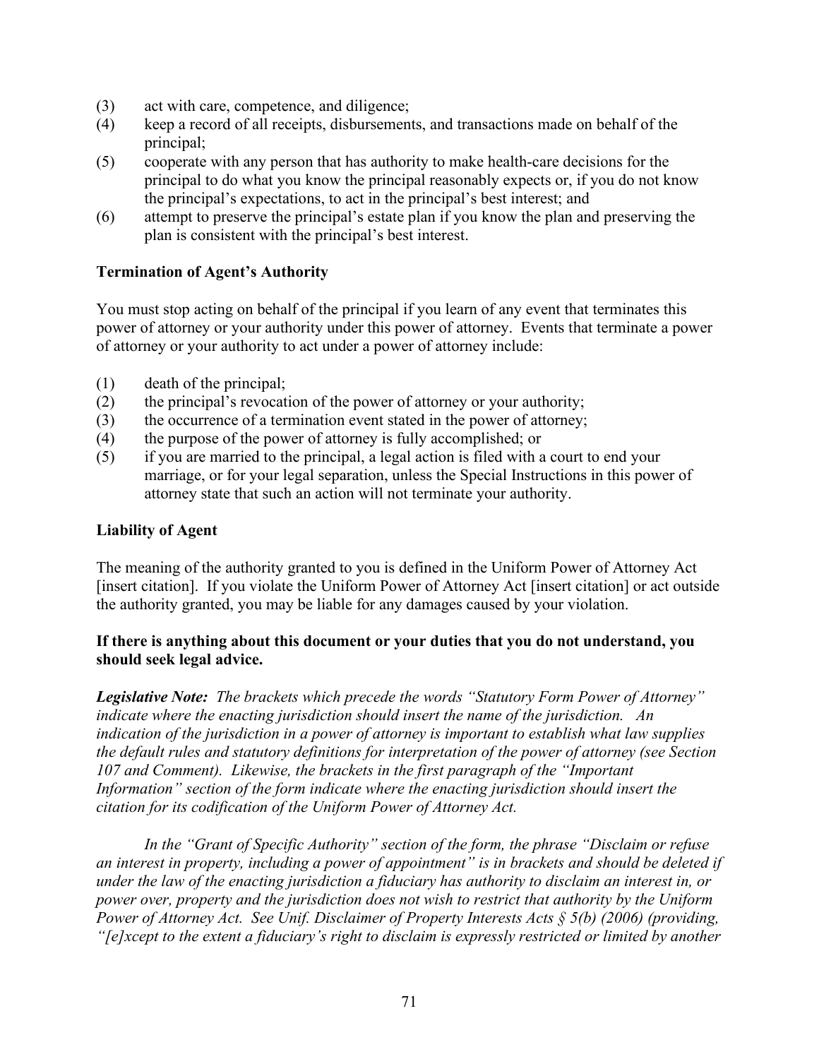(3) act with care, competence, and diligence;
(4) keep a record of all receipts, disbursements, and transactions made on behalf of the principal;
(5) cooperate with any person that has authority to make health-care decisions for the principal to do what you know the principal reasonably expects or, if you do not know the principal's expectations, to act in the principal's best interest; and
(6) attempt to preserve the principal's estate plan if you know the plan and preserving the plan is consistent with the principal's best interest.

**Termination of Agent's Authority**

You must stop acting on behalf of the principal if you learn of any event that terminates this power of attorney or your authority under this power of attorney. Events that terminate a power of attorney or your authority to act under a power of attorney include:

(1) death of the principal;
(2) the principal's revocation of the power of attorney or your authority;
(3) the occurrence of a termination event stated in the power of attorney;
(4) the purpose of the power of attorney is fully accomplished; or
(5) if you are married to the principal, a legal action is filed with a court to end your marriage, or for your legal separation, unless the Special Instructions in this power of attorney state that such an action will not terminate your authority.

**Liability of Agent**

The meaning of the authority granted to you is defined in the Uniform Power of Attorney Act [insert citation]. If you violate the Uniform Power of Attorney Act [insert citation] or act outside the authority granted, you may be liable for any damages caused by your violation.

**If there is anything about this document or your duties that you do not understand, you should seek legal advice.**

***Legislative Note:*** *The brackets which precede the words "Statutory Form Power of Attorney" indicate where the enacting jurisdiction should insert the name of the jurisdiction. An indication of the jurisdiction in a power of attorney is important to establish what law supplies the default rules and statutory definitions for interpretation of the power of attorney (see Section 107 and Comment). Likewise, the brackets in the first paragraph of the "Important Information" section of the form indicate where the enacting jurisdiction should insert the citation for its codification of the Uniform Power of Attorney Act.*

*In the "Grant of Specific Authority" section of the form, the phrase "Disclaim or refuse an interest in property, including a power of appointment" is in brackets and should be deleted if under the law of the enacting jurisdiction a fiduciary has authority to disclaim an interest in, or power over, property and the jurisdiction does not wish to restrict that authority by the Uniform Power of Attorney Act. See Unif. Disclaimer of Property Interests Acts § 5(b) (2006) (providing, "[e]xcept to the extent a fiduciary's right to disclaim is expressly restricted or limited by another*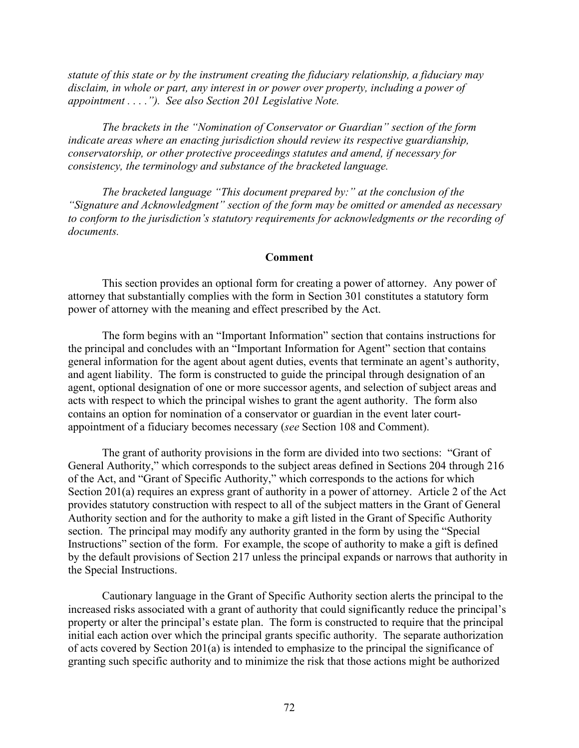*statute of this state or by the instrument creating the fiduciary relationship, a fiduciary may disclaim, in whole or part, any interest in or power over property, including a power of appointment . . . ."). See also Section 201 Legislative Note.*

*The brackets in the "Nomination of Conservator or Guardian" section of the form indicate areas where an enacting jurisdiction should review its respective guardianship, conservatorship, or other protective proceedings statutes and amend, if necessary for consistency, the terminology and substance of the bracketed language.*

*The bracketed language "This document prepared by:" at the conclusion of the "Signature and Acknowledgment" section of the form may be omitted or amended as necessary to conform to the jurisdiction's statutory requirements for acknowledgments or the recording of documents.*

**Comment**

This section provides an optional form for creating a power of attorney. Any power of attorney that substantially complies with the form in Section 301 constitutes a statutory form power of attorney with the meaning and effect prescribed by the Act.

The form begins with an "Important Information" section that contains instructions for the principal and concludes with an "Important Information for Agent" section that contains general information for the agent about agent duties, events that terminate an agent's authority, and agent liability. The form is constructed to guide the principal through designation of an agent, optional designation of one or more successor agents, and selection of subject areas and acts with respect to which the principal wishes to grant the agent authority. The form also contains an option for nomination of a conservator or guardian in the event later court-appointment of a fiduciary becomes necessary (*see* Section 108 and Comment).

The grant of authority provisions in the form are divided into two sections: "Grant of General Authority," which corresponds to the subject areas defined in Sections 204 through 216 of the Act, and "Grant of Specific Authority," which corresponds to the actions for which Section 201(a) requires an express grant of authority in a power of attorney. Article 2 of the Act provides statutory construction with respect to all of the subject matters in the Grant of General Authority section and for the authority to make a gift listed in the Grant of Specific Authority section. The principal may modify any authority granted in the form by using the "Special Instructions" section of the form. For example, the scope of authority to make a gift is defined by the default provisions of Section 217 unless the principal expands or narrows that authority in the Special Instructions.

Cautionary language in the Grant of Specific Authority section alerts the principal to the increased risks associated with a grant of authority that could significantly reduce the principal's property or alter the principal's estate plan. The form is constructed to require that the principal initial each action over which the principal grants specific authority. The separate authorization of acts covered by Section 201(a) is intended to emphasize to the principal the significance of granting such specific authority and to minimize the risk that those actions might be authorized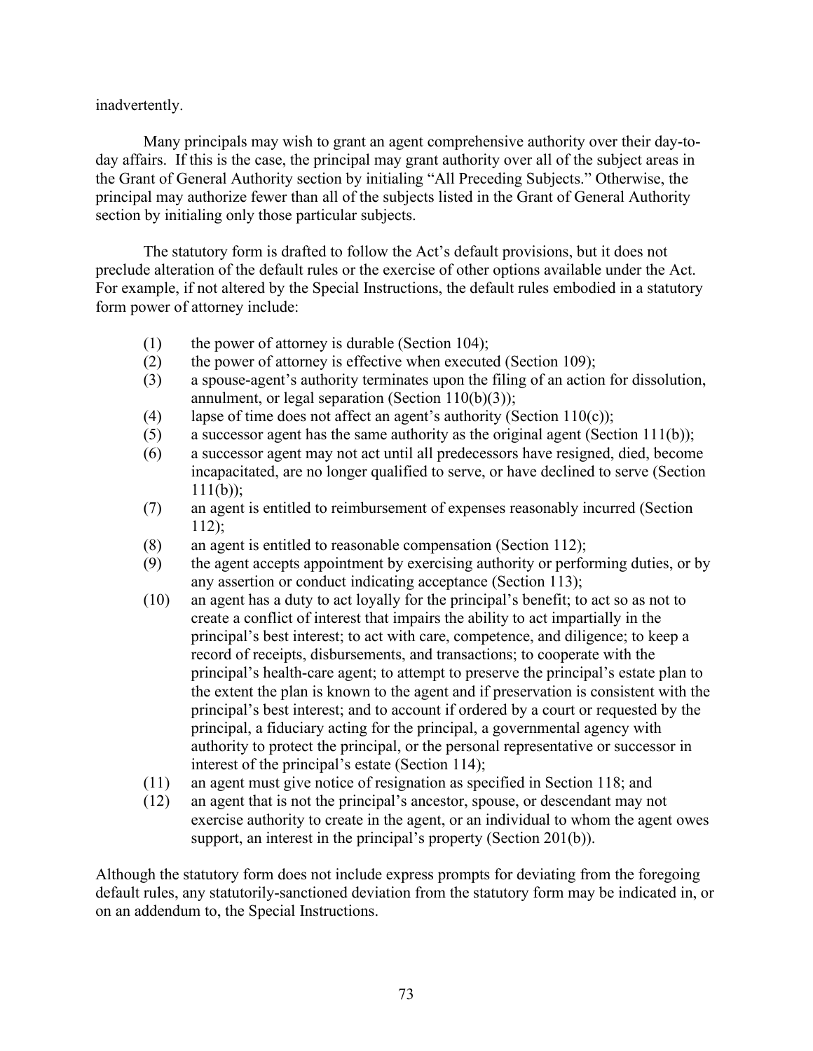inadvertently.

Many principals may wish to grant an agent comprehensive authority over their day-to-day affairs. If this is the case, the principal may grant authority over all of the subject areas in the Grant of General Authority section by initialing "All Preceding Subjects." Otherwise, the principal may authorize fewer than all of the subjects listed in the Grant of General Authority section by initialing only those particular subjects.

The statutory form is drafted to follow the Act's default provisions, but it does not preclude alteration of the default rules or the exercise of other options available under the Act. For example, if not altered by the Special Instructions, the default rules embodied in a statutory form power of attorney include:

(1) the power of attorney is durable (Section 104);
(2) the power of attorney is effective when executed (Section 109);
(3) a spouse-agent's authority terminates upon the filing of an action for dissolution, annulment, or legal separation (Section 110(b)(3));
(4) lapse of time does not affect an agent's authority (Section 110(c));
(5) a successor agent has the same authority as the original agent (Section 111(b));
(6) a successor agent may not act until all predecessors have resigned, died, become incapacitated, are no longer qualified to serve, or have declined to serve (Section 111(b));
(7) an agent is entitled to reimbursement of expenses reasonably incurred (Section 112);
(8) an agent is entitled to reasonable compensation (Section 112);
(9) the agent accepts appointment by exercising authority or performing duties, or by any assertion or conduct indicating acceptance (Section 113);
(10) an agent has a duty to act loyally for the principal's benefit; to act so as not to create a conflict of interest that impairs the ability to act impartially in the principal's best interest; to act with care, competence, and diligence; to keep a record of receipts, disbursements, and transactions; to cooperate with the principal's health-care agent; to attempt to preserve the principal's estate plan to the extent the plan is known to the agent and if preservation is consistent with the principal's best interest; and to account if ordered by a court or requested by the principal, a fiduciary acting for the principal, a governmental agency with authority to protect the principal, or the personal representative or successor in interest of the principal's estate (Section 114);
(11) an agent must give notice of resignation as specified in Section 118; and
(12) an agent that is not the principal's ancestor, spouse, or descendant may not exercise authority to create in the agent, or an individual to whom the agent owes support, an interest in the principal's property (Section 201(b)).

Although the statutory form does not include express prompts for deviating from the foregoing default rules, any statutorily-sanctioned deviation from the statutory form may be indicated in, or on an addendum to, the Special Instructions.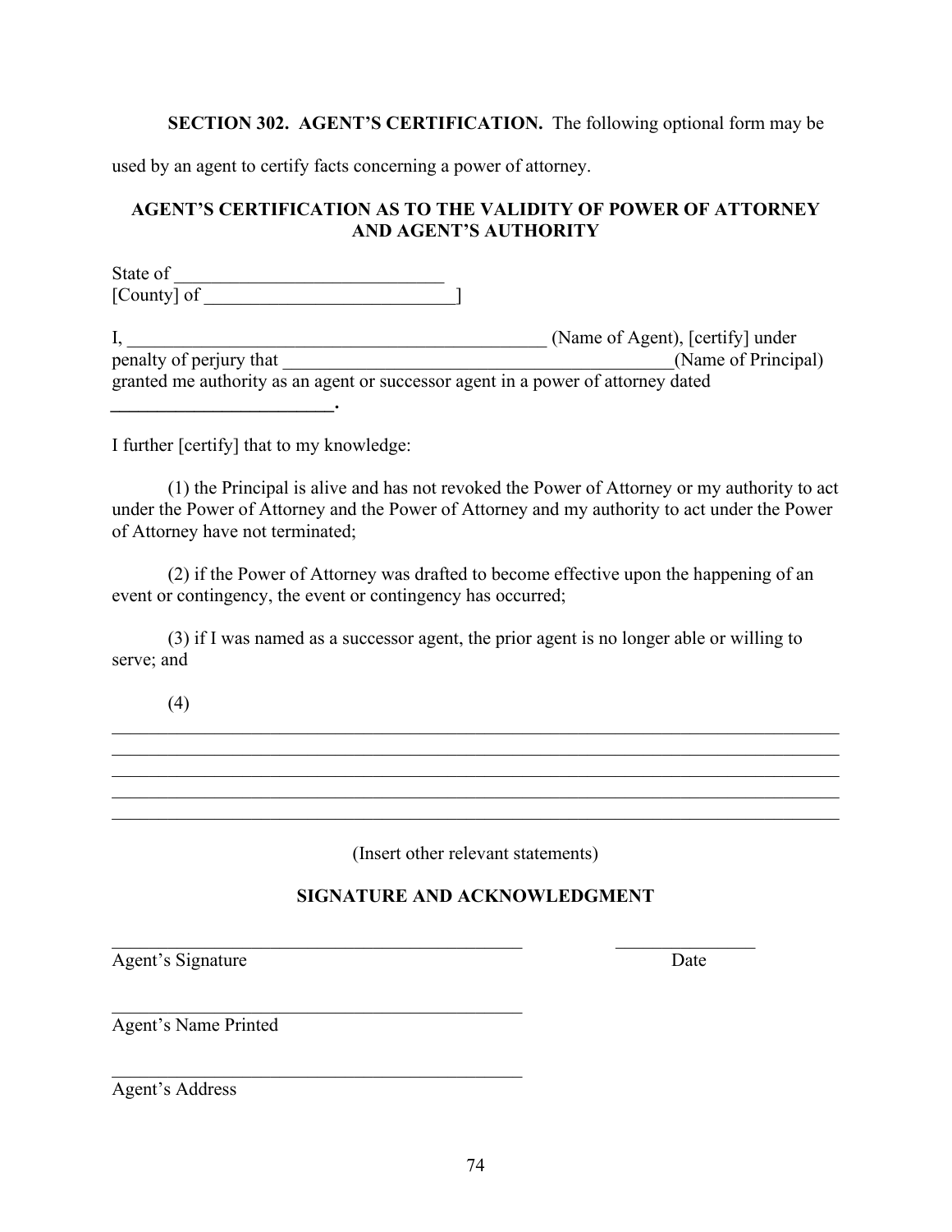**SECTION 302. AGENT'S CERTIFICATION.** The following optional form may be used by an agent to certify facts concerning a power of attorney.

**AGENT'S CERTIFICATION AS TO THE VALIDITY OF POWER OF ATTORNEY AND AGENT'S AUTHORITY**

State of _____________________________
[County] of ___________________________]

I, _______________________________________________ (Name of Agent), [certify] under penalty of perjury that __________________________________________(Name of Principal) granted me authority as an agent or successor agent in a power of attorney dated ________________________.

I further [certify] that to my knowledge:

(1) the Principal is alive and has not revoked the Power of Attorney or my authority to act under the Power of Attorney and the Power of Attorney and my authority to act under the Power of Attorney have not terminated;

(2) if the Power of Attorney was drafted to become effective upon the happening of an event or contingency, the event or contingency has occurred;

(3) if I was named as a successor agent, the prior agent is no longer able or willing to serve; and

(4)
_____________________________________________________________________________
_____________________________________________________________________________
_____________________________________________________________________________
_____________________________________________________________________________
_____________________________________________________________________________

(Insert other relevant statements)

**SIGNATURE AND ACKNOWLEDGMENT**

_____________________________________________ ________________
Agent's Signature Date

_____________________________________________
Agent's Name Printed

_____________________________________________
Agent's Address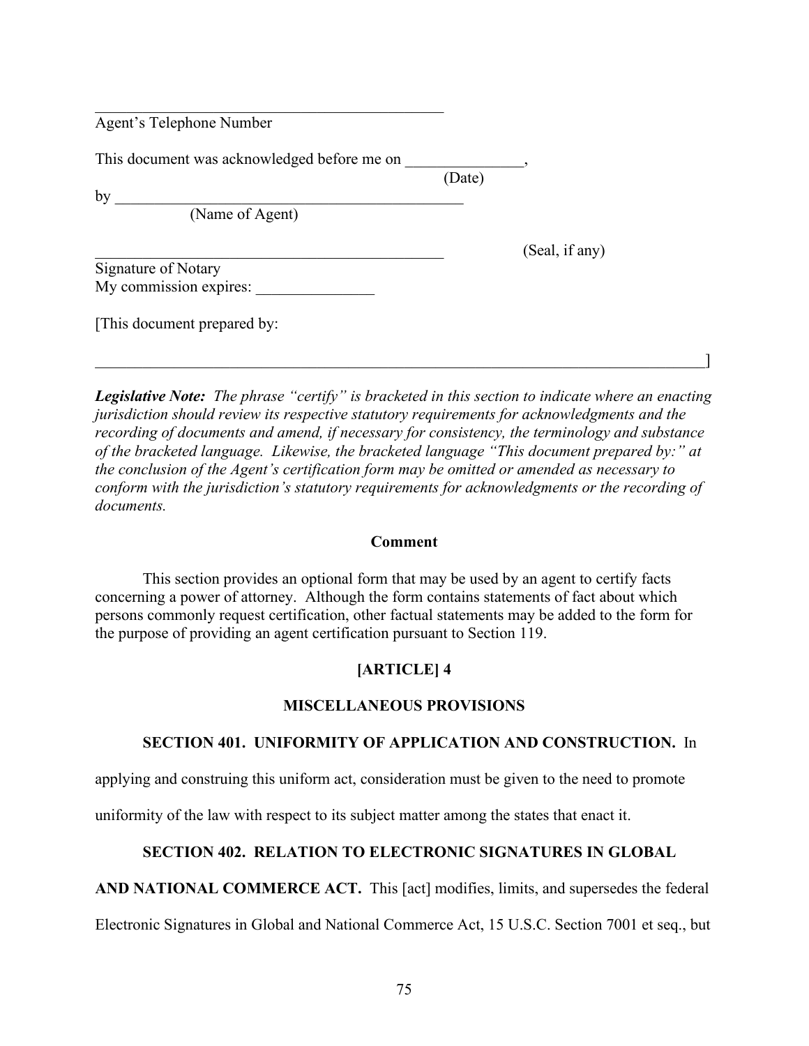\_\_\_\_\_\_\_\_\_\_\_\_\_\_\_\_\_\_\_\_\_\_\_\_\_\_\_\_\_\_\_\_\_\_\_\_\_\_\_\_\_\_\_\_\_
Agent's Telephone Number

This document was acknowledged before me on \_\_\_\_\_\_\_\_\_\_\_\_\_\_\_,
(Date)

by \_\_\_\_\_\_\_\_\_\_\_\_\_\_\_\_\_\_\_\_\_\_\_\_\_\_\_\_\_\_\_\_\_\_\_\_\_\_\_\_\_\_
(Name of Agent)

\_\_\_\_\_\_\_\_\_\_\_\_\_\_\_\_\_\_\_\_\_\_\_\_\_\_\_\_\_\_\_\_\_\_\_\_\_\_\_\_\_\_\_\_\_ (Seal, if any)
Signature of Notary
My commission expires: \_\_\_\_\_\_\_\_\_\_\_\_\_\_\_

[This document prepared by:

\_\_\_\_\_\_\_\_\_\_\_\_\_\_\_\_\_\_\_\_\_\_\_\_\_\_\_\_\_\_\_\_\_\_\_\_\_\_\_\_\_\_\_\_\_\_\_\_\_\_\_\_\_\_\_\_\_\_\_\_\_\_\_\_\_\_\_\_\_\_\_\_\_\_\_\_]

***Legislative Note:*** *The phrase "certify" is bracketed in this section to indicate where an enacting jurisdiction should review its respective statutory requirements for acknowledgments and the recording of documents and amend, if necessary for consistency, the terminology and substance of the bracketed language. Likewise, the bracketed language "This document prepared by:" at the conclusion of the Agent's certification form may be omitted or amended as necessary to conform with the jurisdiction's statutory requirements for acknowledgments or the recording of documents.*

**Comment**

This section provides an optional form that may be used by an agent to certify facts concerning a power of attorney. Although the form contains statements of fact about which persons commonly request certification, other factual statements may be added to the form for the purpose of providing an agent certification pursuant to Section 119.

## [ARTICLE] 4

## MISCELLANEOUS PROVISIONS

**SECTION 401. UNIFORMITY OF APPLICATION AND CONSTRUCTION.** In applying and construing this uniform act, consideration must be given to the need to promote uniformity of the law with respect to its subject matter among the states that enact it.

**SECTION 402. RELATION TO ELECTRONIC SIGNATURES IN GLOBAL AND NATIONAL COMMERCE ACT.** This [act] modifies, limits, and supersedes the federal Electronic Signatures in Global and National Commerce Act, 15 U.S.C. Section 7001 et seq., but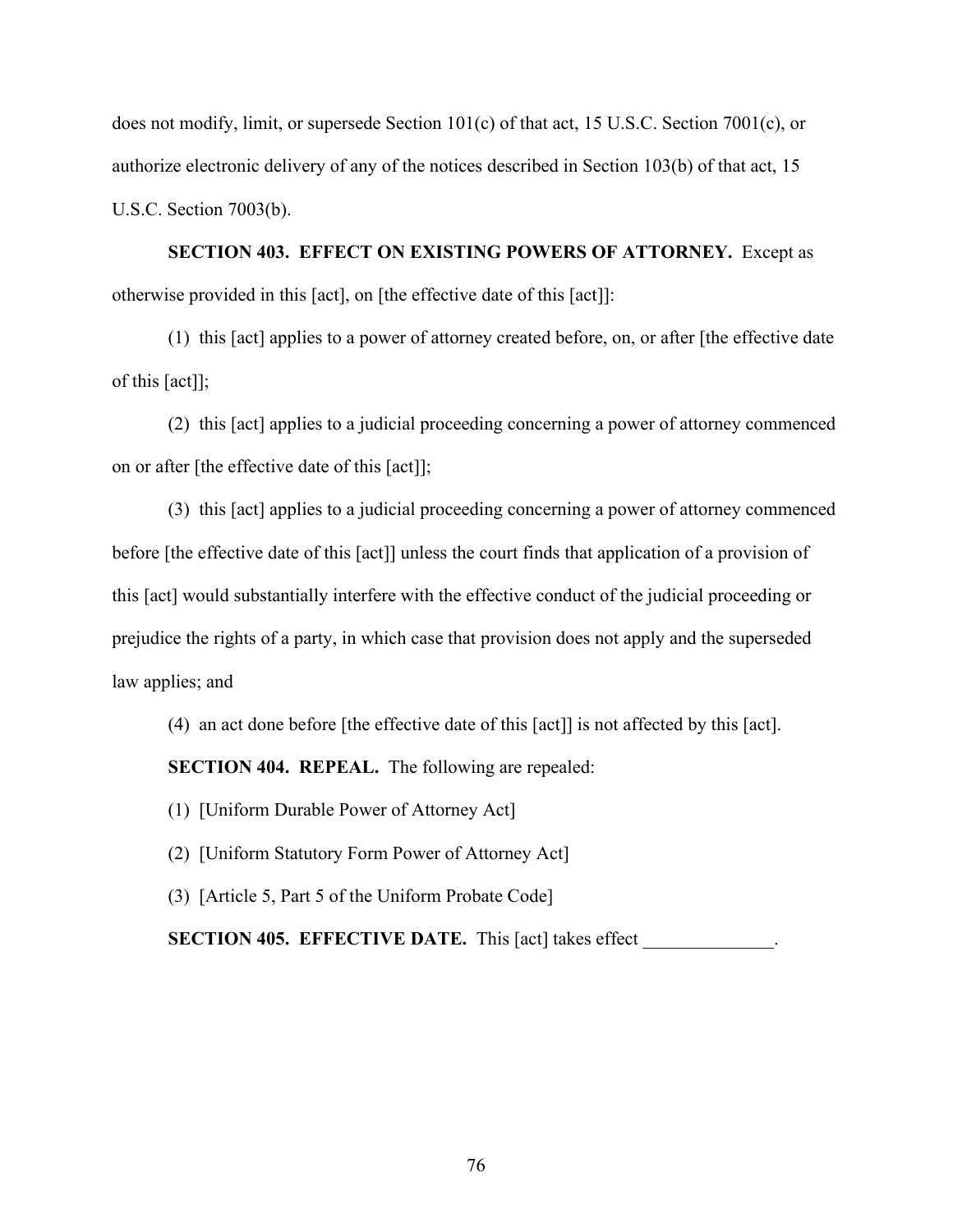does not modify, limit, or supersede Section 101(c) of that act, 15 U.S.C. Section 7001(c), or authorize electronic delivery of any of the notices described in Section 103(b) of that act, 15 U.S.C. Section 7003(b).

**SECTION 403. EFFECT ON EXISTING POWERS OF ATTORNEY.** Except as otherwise provided in this [act], on [the effective date of this [act]]:

(1) this [act] applies to a power of attorney created before, on, or after [the effective date of this [act]];

(2) this [act] applies to a judicial proceeding concerning a power of attorney commenced on or after [the effective date of this [act]];

(3) this [act] applies to a judicial proceeding concerning a power of attorney commenced before [the effective date of this [act]] unless the court finds that application of a provision of this [act] would substantially interfere with the effective conduct of the judicial proceeding or prejudice the rights of a party, in which case that provision does not apply and the superseded law applies; and

(4) an act done before [the effective date of this [act]] is not affected by this [act].

**SECTION 404. REPEAL.** The following are repealed:

(1) [Uniform Durable Power of Attorney Act]

(2) [Uniform Statutory Form Power of Attorney Act]

(3) [Article 5, Part 5 of the Uniform Probate Code]

**SECTION 405. EFFECTIVE DATE.** This [act] takes effect ______________.